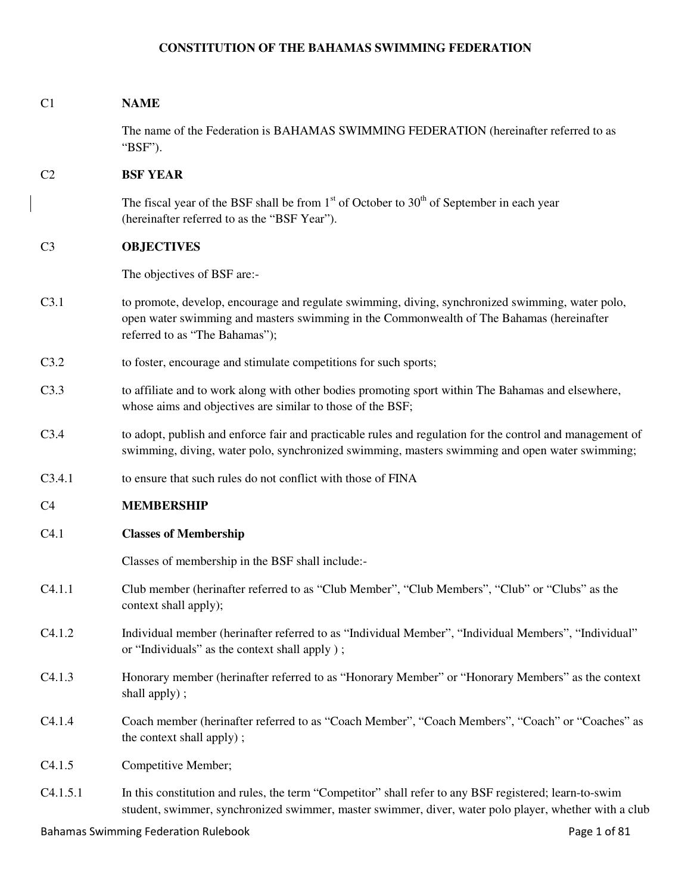# CONSTITUTION OF THE BAHAMAS SWIMMING FEDERATION

## C1 NAME

The name of the Federation is BAHAMAS SWIMMING FEDERATION (hereinafter referred to as "BSF").

## C2 BSF YEAR

The fiscal year of the BSF shall be from 1st of October to 30th of September in each year (hereinafter referred to as the "BSF Year").

## C3 OBJECTIVES

The objectives of BSF are:-

C3.1 to promote, develop, encourage and regulate swimming, diving, synchronized swimming, water polo, open water swimming and masters swimming in the Commonwealth of The Bahamas (hereinafter referred to as "The Bahamas");

C3.2 to foster, encourage and stimulate competitions for such sports;

C3.3 to affiliate and to work along with other bodies promoting sport within The Bahamas and elsewhere, whose aims and objectives are similar to those of the BSF;

C3.4 to adopt, publish and enforce fair and practicable rules and regulation for the control and management of swimming, diving, water polo, synchronized swimming, masters swimming and open water swimming;

C3.4.1 to ensure that such rules do not conflict with those of FINA

## C4 MEMBERSHIP

### C4.1 Classes of Membership

Classes of membership in the BSF shall include:-

C4.1.1 Club member (herinafter referred to as "Club Member", "Club Members", "Club" or "Clubs" as the context shall apply);

C4.1.2 Individual member (herinafter referred to as "Individual Member", "Individual Members", "Individual" or "Individuals" as the context shall apply ) ;

C4.1.3 Honorary member (herinafter referred to as "Honorary Member" or "Honorary Members" as the context shall apply) ;

C4.1.4 Coach member (herinafter referred to as "Coach Member", "Coach Members", "Coach" or "Coaches" as the context shall apply) ;

C4.1.5 Competitive Member;

C4.1.5.1 In this constitution and rules, the term "Competitor" shall refer to any BSF registered; learn-to-swim student, swimmer, synchronized swimmer, master swimmer, diver, water polo player, whether with a club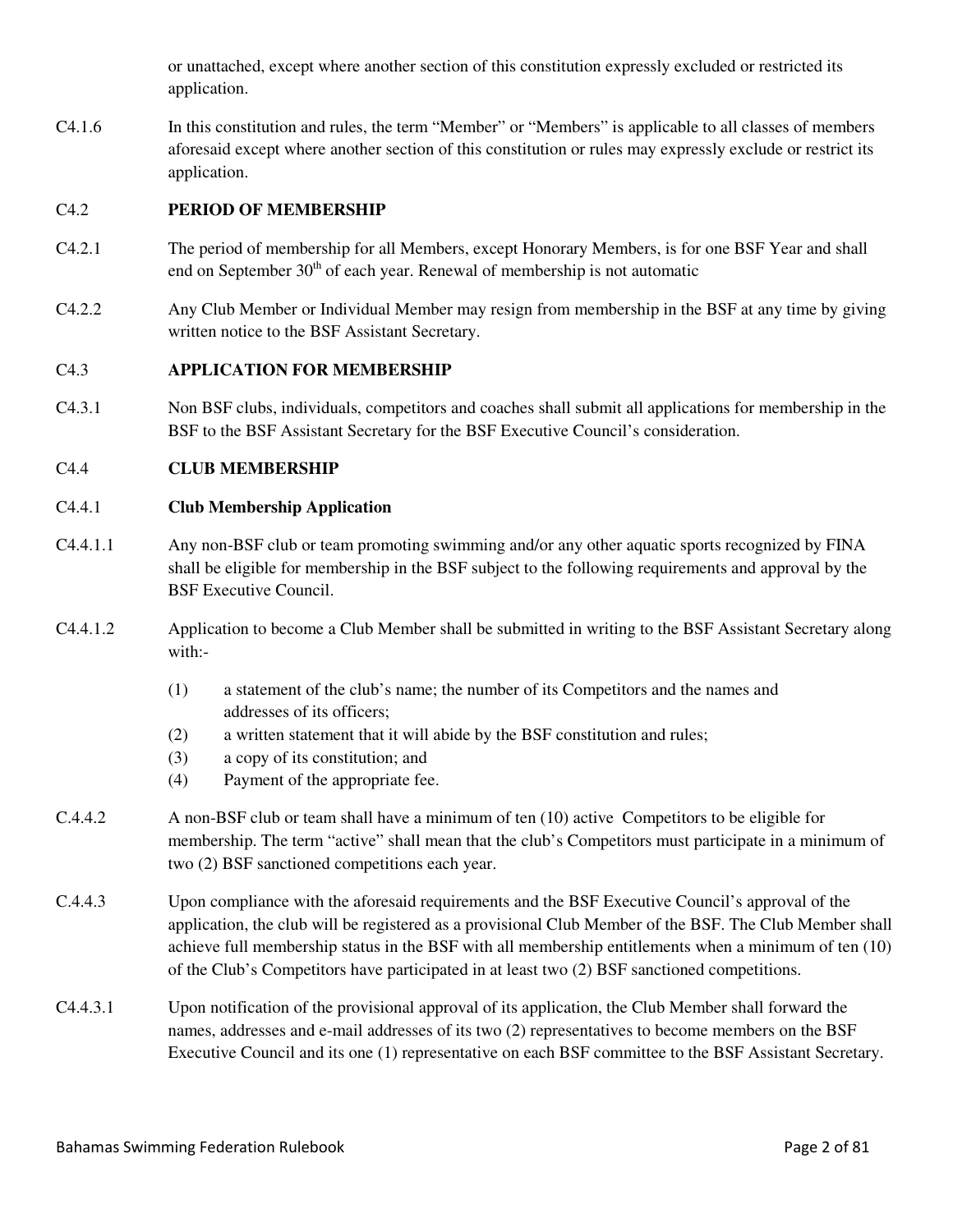or unattached, except where another section of this constitution expressly excluded or restricted its application.

C4.1.6 In this constitution and rules, the term "Member" or "Members" is applicable to all classes of members aforesaid except where another section of this constitution or rules may expressly exclude or restrict its application.

## C4.2 PERIOD OF MEMBERSHIP

C4.2.1 The period of membership for all Members, except Honorary Members, is for one BSF Year and shall end on September $30^{th}$ of each year. Renewal of membership is not automatic

C4.2.2 Any Club Member or Individual Member may resign from membership in the BSF at any time by giving written notice to the BSF Assistant Secretary.

## C4.3 APPLICATION FOR MEMBERSHIP

C4.3.1 Non BSF clubs, individuals, competitors and coaches shall submit all applications for membership in the BSF to the BSF Assistant Secretary for the BSF Executive Council's consideration.

## C4.4 CLUB MEMBERSHIP

### C4.4.1 Club Membership Application

C4.4.1.1 Any non-BSF club or team promoting swimming and/or any other aquatic sports recognized by FINA shall be eligible for membership in the BSF subject to the following requirements and approval by the BSF Executive Council.

C4.4.1.2 Application to become a Club Member shall be submitted in writing to the BSF Assistant Secretary along with:-

(1) a statement of the club's name; the number of its Competitors and the names and addresses of its officers;
(2) a written statement that it will abide by the BSF constitution and rules;
(3) a copy of its constitution; and
(4) Payment of the appropriate fee.

C.4.4.2 A non-BSF club or team shall have a minimum of ten (10) active Competitors to be eligible for membership. The term "active" shall mean that the club's Competitors must participate in a minimum of two (2) BSF sanctioned competitions each year.

C.4.4.3 Upon compliance with the aforesaid requirements and the BSF Executive Council's approval of the application, the club will be registered as a provisional Club Member of the BSF. The Club Member shall achieve full membership status in the BSF with all membership entitlements when a minimum of ten (10) of the Club's Competitors have participated in at least two (2) BSF sanctioned competitions.

C4.4.3.1 Upon notification of the provisional approval of its application, the Club Member shall forward the names, addresses and e-mail addresses of its two (2) representatives to become members on the BSF Executive Council and its one (1) representative on each BSF committee to the BSF Assistant Secretary.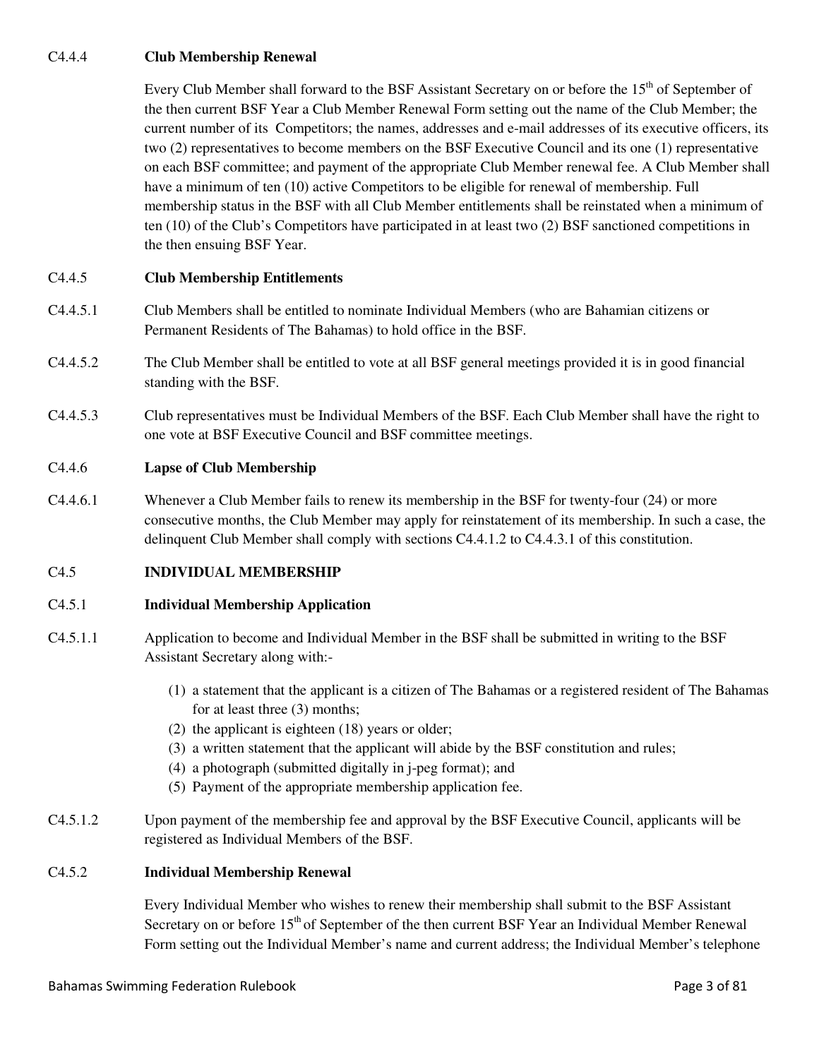#### C4.4.4 Club Membership Renewal

Every Club Member shall forward to the BSF Assistant Secretary on or before the 15th of September of the then current BSF Year a Club Member Renewal Form setting out the name of the Club Member; the current number of its Competitors; the names, addresses and e-mail addresses of its executive officers, its two (2) representatives to become members on the BSF Executive Council and its one (1) representative on each BSF committee; and payment of the appropriate Club Member renewal fee. A Club Member shall have a minimum of ten (10) active Competitors to be eligible for renewal of membership. Full membership status in the BSF with all Club Member entitlements shall be reinstated when a minimum of ten (10) of the Club's Competitors have participated in at least two (2) BSF sanctioned competitions in the then ensuing BSF Year.

#### C4.4.5 Club Membership Entitlements

C4.4.5.1 Club Members shall be entitled to nominate Individual Members (who are Bahamian citizens or Permanent Residents of The Bahamas) to hold office in the BSF.

C4.4.5.2 The Club Member shall be entitled to vote at all BSF general meetings provided it is in good financial standing with the BSF.

C4.4.5.3 Club representatives must be Individual Members of the BSF. Each Club Member shall have the right to one vote at BSF Executive Council and BSF committee meetings.

#### C4.4.6 Lapse of Club Membership

C4.4.6.1 Whenever a Club Member fails to renew its membership in the BSF for twenty-four (24) or more consecutive months, the Club Member may apply for reinstatement of its membership. In such a case, the delinquent Club Member shall comply with sections C4.4.1.2 to C4.4.3.1 of this constitution.

### C4.5 INDIVIDUAL MEMBERSHIP

#### C4.5.1 Individual Membership Application

C4.5.1.1 Application to become and Individual Member in the BSF shall be submitted in writing to the BSF Assistant Secretary along with:-

(1) a statement that the applicant is a citizen of The Bahamas or a registered resident of The Bahamas for at least three (3) months;
(2) the applicant is eighteen (18) years or older;
(3) a written statement that the applicant will abide by the BSF constitution and rules;
(4) a photograph (submitted digitally in j-peg format); and
(5) Payment of the appropriate membership application fee.

C4.5.1.2 Upon payment of the membership fee and approval by the BSF Executive Council, applicants will be registered as Individual Members of the BSF.

#### C4.5.2 Individual Membership Renewal

Every Individual Member who wishes to renew their membership shall submit to the BSF Assistant Secretary on or before 15th of September of the then current BSF Year an Individual Member Renewal Form setting out the Individual Member's name and current address; the Individual Member's telephone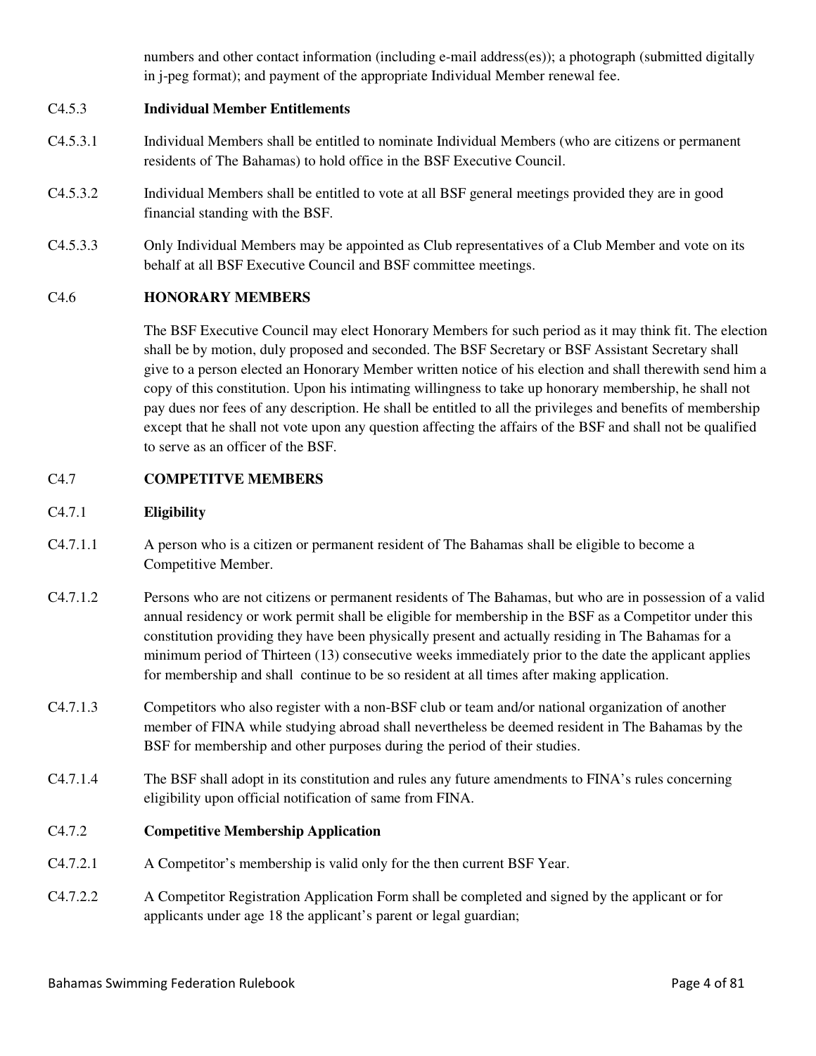numbers and other contact information (including e-mail address(es)); a photograph (submitted digitally in j-peg format); and payment of the appropriate Individual Member renewal fee.

C4.5.3 **Individual Member Entitlements**

C4.5.3.1 Individual Members shall be entitled to nominate Individual Members (who are citizens or permanent residents of The Bahamas) to hold office in the BSF Executive Council.

C4.5.3.2 Individual Members shall be entitled to vote at all BSF general meetings provided they are in good financial standing with the BSF.

C4.5.3.3 Only Individual Members may be appointed as Club representatives of a Club Member and vote on its behalf at all BSF Executive Council and BSF committee meetings.

C4.6 **HONORARY MEMBERS**

The BSF Executive Council may elect Honorary Members for such period as it may think fit. The election shall be by motion, duly proposed and seconded. The BSF Secretary or BSF Assistant Secretary shall give to a person elected an Honorary Member written notice of his election and shall therewith send him a copy of this constitution. Upon his intimating willingness to take up honorary membership, he shall not pay dues nor fees of any description. He shall be entitled to all the privileges and benefits of membership except that he shall not vote upon any question affecting the affairs of the BSF and shall not be qualified to serve as an officer of the BSF.

C4.7 **COMPETITVE MEMBERS**

C4.7.1 **Eligibility**

C4.7.1.1 A person who is a citizen or permanent resident of The Bahamas shall be eligible to become a Competitive Member.

C4.7.1.2 Persons who are not citizens or permanent residents of The Bahamas, but who are in possession of a valid annual residency or work permit shall be eligible for membership in the BSF as a Competitor under this constitution providing they have been physically present and actually residing in The Bahamas for a minimum period of Thirteen (13) consecutive weeks immediately prior to the date the applicant applies for membership and shall continue to be so resident at all times after making application.

C4.7.1.3 Competitors who also register with a non-BSF club or team and/or national organization of another member of FINA while studying abroad shall nevertheless be deemed resident in The Bahamas by the BSF for membership and other purposes during the period of their studies.

C4.7.1.4 The BSF shall adopt in its constitution and rules any future amendments to FINA's rules concerning eligibility upon official notification of same from FINA.

C4.7.2 **Competitive Membership Application**

C4.7.2.1 A Competitor's membership is valid only for the then current BSF Year.

C4.7.2.2 A Competitor Registration Application Form shall be completed and signed by the applicant or for applicants under age 18 the applicant's parent or legal guardian;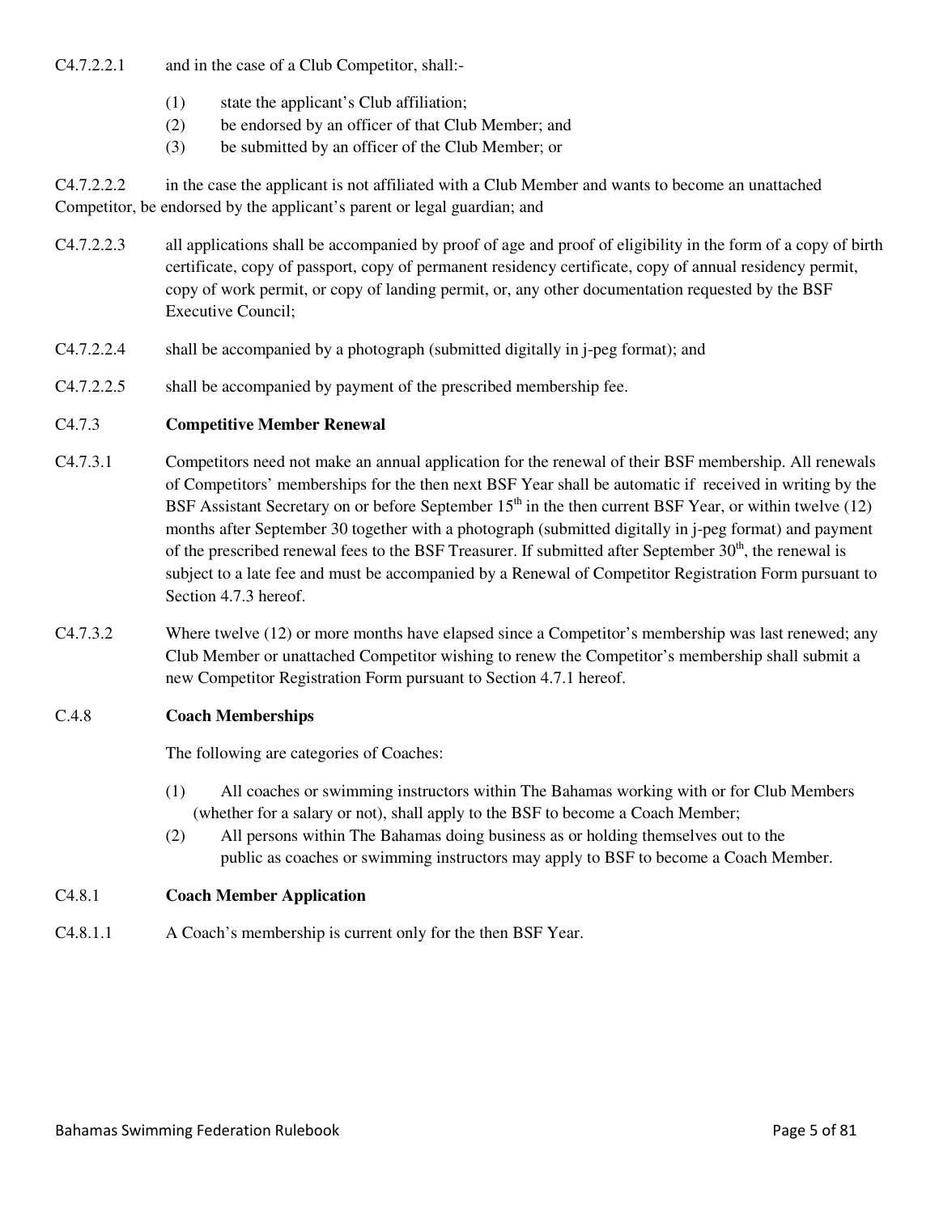C4.7.2.2.1 and in the case of a Club Competitor, shall:-

(1) state the applicant's Club affiliation;
(2) be endorsed by an officer of that Club Member; and
(3) be submitted by an officer of the Club Member; or

C4.7.2.2.2 in the case the applicant is not affiliated with a Club Member and wants to become an unattached Competitor, be endorsed by the applicant's parent or legal guardian; and

C4.7.2.2.3 all applications shall be accompanied by proof of age and proof of eligibility in the form of a copy of birth certificate, copy of passport, copy of permanent residency certificate, copy of annual residency permit, copy of work permit, or copy of landing permit, or, any other documentation requested by the BSF Executive Council;

C4.7.2.2.4 shall be accompanied by a photograph (submitted digitally in j-peg format); and

C4.7.2.2.5 shall be accompanied by payment of the prescribed membership fee.

### C4.7.3 **Competitive Member Renewal**

C4.7.3.1 Competitors need not make an annual application for the renewal of their BSF membership. All renewals of Competitors' memberships for the then next BSF Year shall be automatic if received in writing by the BSF Assistant Secretary on or before September 15th in the then current BSF Year, or within twelve (12) months after September 30 together with a photograph (submitted digitally in j-peg format) and payment of the prescribed renewal fees to the BSF Treasurer. If submitted after September 30th, the renewal is subject to a late fee and must be accompanied by a Renewal of Competitor Registration Form pursuant to Section 4.7.3 hereof.

C4.7.3.2 Where twelve (12) or more months have elapsed since a Competitor's membership was last renewed; any Club Member or unattached Competitor wishing to renew the Competitor's membership shall submit a new Competitor Registration Form pursuant to Section 4.7.1 hereof.

### C.4.8 **Coach Memberships**

The following are categories of Coaches:

(1) All coaches or swimming instructors within The Bahamas working with or for Club Members (whether for a salary or not), shall apply to the BSF to become a Coach Member;
(2) All persons within The Bahamas doing business as or holding themselves out to the public as coaches or swimming instructors may apply to BSF to become a Coach Member.

### C4.8.1 **Coach Member Application**

C4.8.1.1 A Coach's membership is current only for the then BSF Year.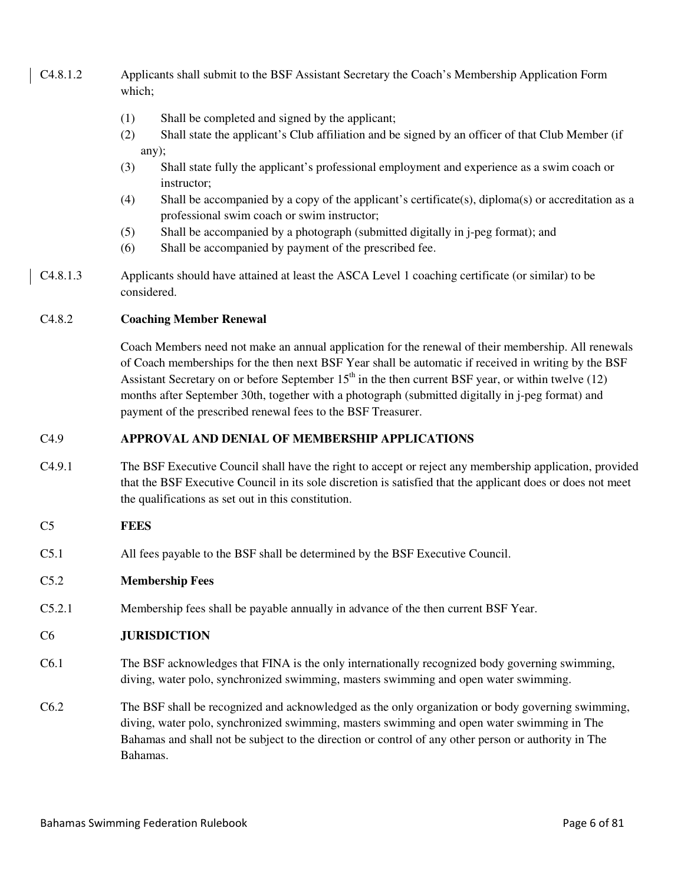C4.8.1.2 Applicants shall submit to the BSF Assistant Secretary the Coach's Membership Application Form which;

(1) Shall be completed and signed by the applicant;
(2) Shall state the applicant's Club affiliation and be signed by an officer of that Club Member (if any);
(3) Shall state fully the applicant's professional employment and experience as a swim coach or instructor;
(4) Shall be accompanied by a copy of the applicant's certificate(s), diploma(s) or accreditation as a professional swim coach or swim instructor;
(5) Shall be accompanied by a photograph (submitted digitally in j-peg format); and
(6) Shall be accompanied by payment of the prescribed fee.

C4.8.1.3 Applicants should have attained at least the ASCA Level 1 coaching certificate (or similar) to be considered.

C4.8.2 **Coaching Member Renewal**

Coach Members need not make an annual application for the renewal of their membership. All renewals of Coach memberships for the then next BSF Year shall be automatic if received in writing by the BSF Assistant Secretary on or before September 15th in the then current BSF year, or within twelve (12) months after September 30th, together with a photograph (submitted digitally in j-peg format) and payment of the prescribed renewal fees to the BSF Treasurer.

C4.9 **APPROVAL AND DENIAL OF MEMBERSHIP APPLICATIONS**

C4.9.1 The BSF Executive Council shall have the right to accept or reject any membership application, provided that the BSF Executive Council in its sole discretion is satisfied that the applicant does or does not meet the qualifications as set out in this constitution.

C5 **FEES**

C5.1 All fees payable to the BSF shall be determined by the BSF Executive Council.

C5.2 **Membership Fees**

C5.2.1 Membership fees shall be payable annually in advance of the then current BSF Year.

C6 **JURISDICTION**

C6.1 The BSF acknowledges that FINA is the only internationally recognized body governing swimming, diving, water polo, synchronized swimming, masters swimming and open water swimming.

C6.2 The BSF shall be recognized and acknowledged as the only organization or body governing swimming, diving, water polo, synchronized swimming, masters swimming and open water swimming in The Bahamas and shall not be subject to the direction or control of any other person or authority in The Bahamas.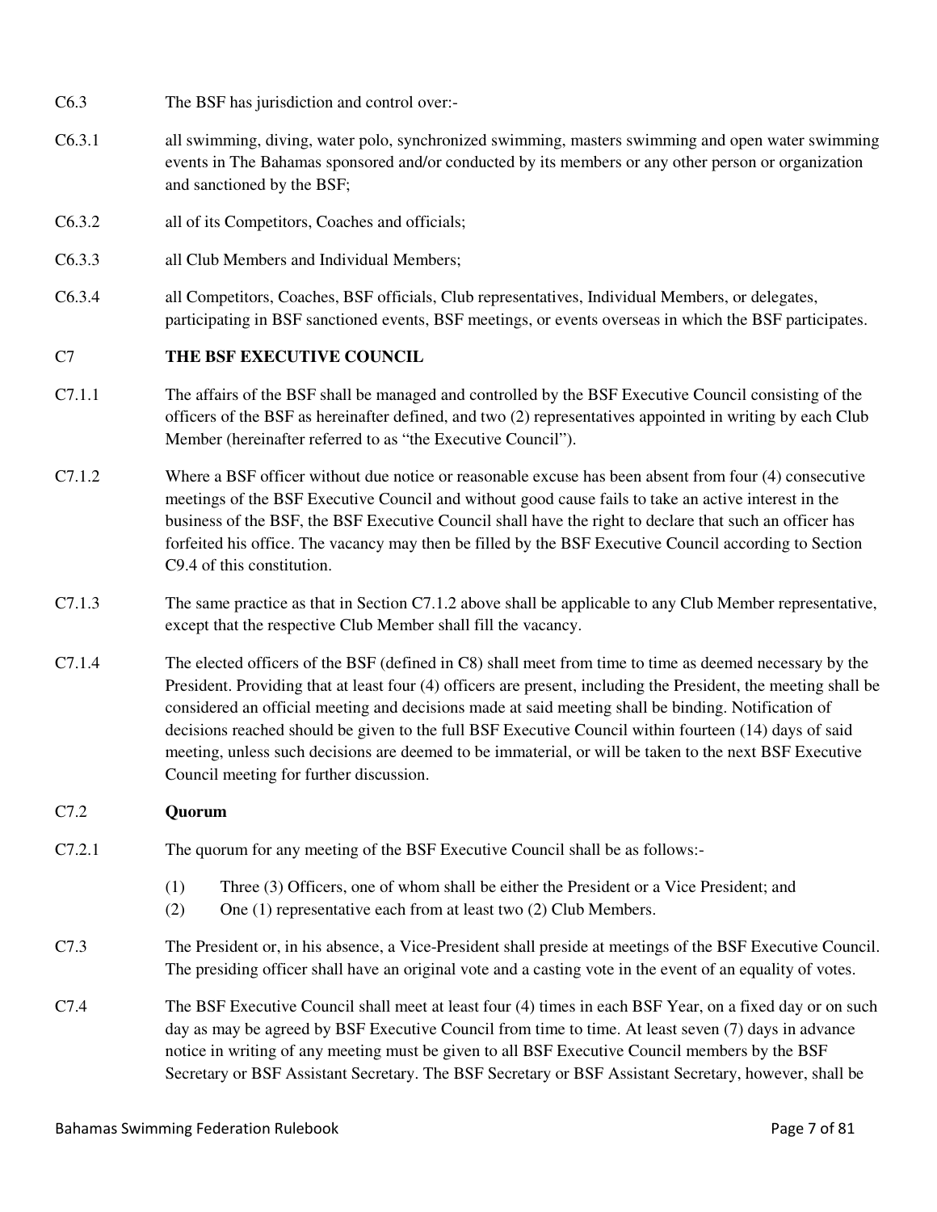C6.3 The BSF has jurisdiction and control over:-

C6.3.1 all swimming, diving, water polo, synchronized swimming, masters swimming and open water swimming events in The Bahamas sponsored and/or conducted by its members or any other person or organization and sanctioned by the BSF;

C6.3.2 all of its Competitors, Coaches and officials;

C6.3.3 all Club Members and Individual Members;

C6.3.4 all Competitors, Coaches, BSF officials, Club representatives, Individual Members, or delegates, participating in BSF sanctioned events, BSF meetings, or events overseas in which the BSF participates.

## C7 THE BSF EXECUTIVE COUNCIL

C7.1.1 The affairs of the BSF shall be managed and controlled by the BSF Executive Council consisting of the officers of the BSF as hereinafter defined, and two (2) representatives appointed in writing by each Club Member (hereinafter referred to as "the Executive Council").

C7.1.2 Where a BSF officer without due notice or reasonable excuse has been absent from four (4) consecutive meetings of the BSF Executive Council and without good cause fails to take an active interest in the business of the BSF, the BSF Executive Council shall have the right to declare that such an officer has forfeited his office. The vacancy may then be filled by the BSF Executive Council according to Section C9.4 of this constitution.

C7.1.3 The same practice as that in Section C7.1.2 above shall be applicable to any Club Member representative, except that the respective Club Member shall fill the vacancy.

C7.1.4 The elected officers of the BSF (defined in C8) shall meet from time to time as deemed necessary by the President. Providing that at least four (4) officers are present, including the President, the meeting shall be considered an official meeting and decisions made at said meeting shall be binding. Notification of decisions reached should be given to the full BSF Executive Council within fourteen (14) days of said meeting, unless such decisions are deemed to be immaterial, or will be taken to the next BSF Executive Council meeting for further discussion.

### C7.2 Quorum

C7.2.1 The quorum for any meeting of the BSF Executive Council shall be as follows:-

(1) Three (3) Officers, one of whom shall be either the President or a Vice President; and
(2) One (1) representative each from at least two (2) Club Members.

C7.3 The President or, in his absence, a Vice-President shall preside at meetings of the BSF Executive Council. The presiding officer shall have an original vote and a casting vote in the event of an equality of votes.

C7.4 The BSF Executive Council shall meet at least four (4) times in each BSF Year, on a fixed day or on such day as may be agreed by BSF Executive Council from time to time. At least seven (7) days in advance notice in writing of any meeting must be given to all BSF Executive Council members by the BSF Secretary or BSF Assistant Secretary. The BSF Secretary or BSF Assistant Secretary, however, shall be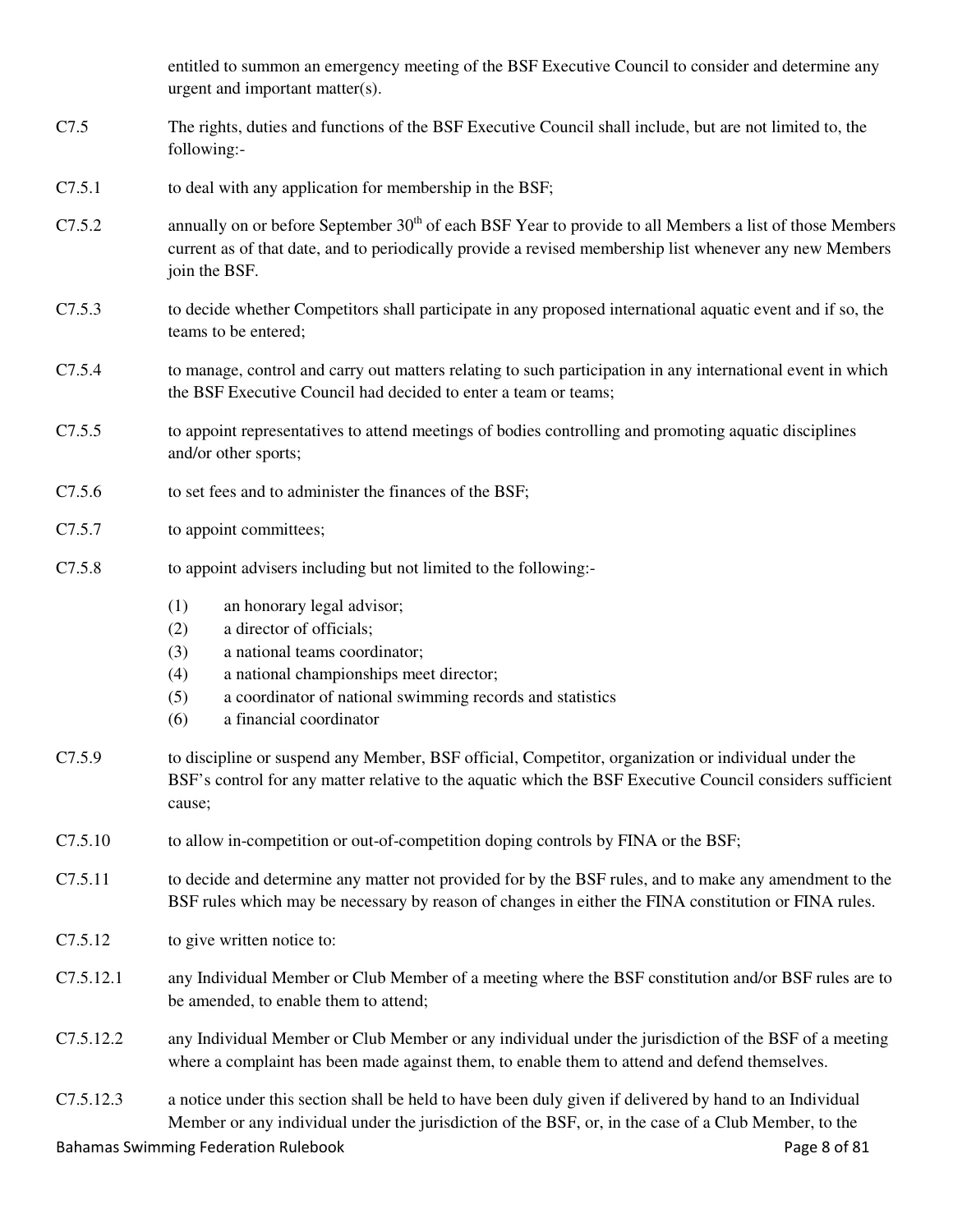entitled to summon an emergency meeting of the BSF Executive Council to consider and determine any urgent and important matter(s).

C7.5 The rights, duties and functions of the BSF Executive Council shall include, but are not limited to, the following:-

C7.5.1 to deal with any application for membership in the BSF;

C7.5.2 annually on or before September 30th of each BSF Year to provide to all Members a list of those Members current as of that date, and to periodically provide a revised membership list whenever any new Members join the BSF.

C7.5.3 to decide whether Competitors shall participate in any proposed international aquatic event and if so, the teams to be entered;

C7.5.4 to manage, control and carry out matters relating to such participation in any international event in which the BSF Executive Council had decided to enter a team or teams;

C7.5.5 to appoint representatives to attend meetings of bodies controlling and promoting aquatic disciplines and/or other sports;

C7.5.6 to set fees and to administer the finances of the BSF;

C7.5.7 to appoint committees;

C7.5.8 to appoint advisers including but not limited to the following:-

(1) an honorary legal advisor;
(2) a director of officials;
(3) a national teams coordinator;
(4) a national championships meet director;
(5) a coordinator of national swimming records and statistics
(6) a financial coordinator

C7.5.9 to discipline or suspend any Member, BSF official, Competitor, organization or individual under the BSF's control for any matter relative to the aquatic which the BSF Executive Council considers sufficient cause;

C7.5.10 to allow in-competition or out-of-competition doping controls by FINA or the BSF;

C7.5.11 to decide and determine any matter not provided for by the BSF rules, and to make any amendment to the BSF rules which may be necessary by reason of changes in either the FINA constitution or FINA rules.

C7.5.12 to give written notice to:

C7.5.12.1 any Individual Member or Club Member of a meeting where the BSF constitution and/or BSF rules are to be amended, to enable them to attend;

C7.5.12.2 any Individual Member or Club Member or any individual under the jurisdiction of the BSF of a meeting where a complaint has been made against them, to enable them to attend and defend themselves.

C7.5.12.3 a notice under this section shall be held to have been duly given if delivered by hand to an Individual Member or any individual under the jurisdiction of the BSF, or, in the case of a Club Member, to the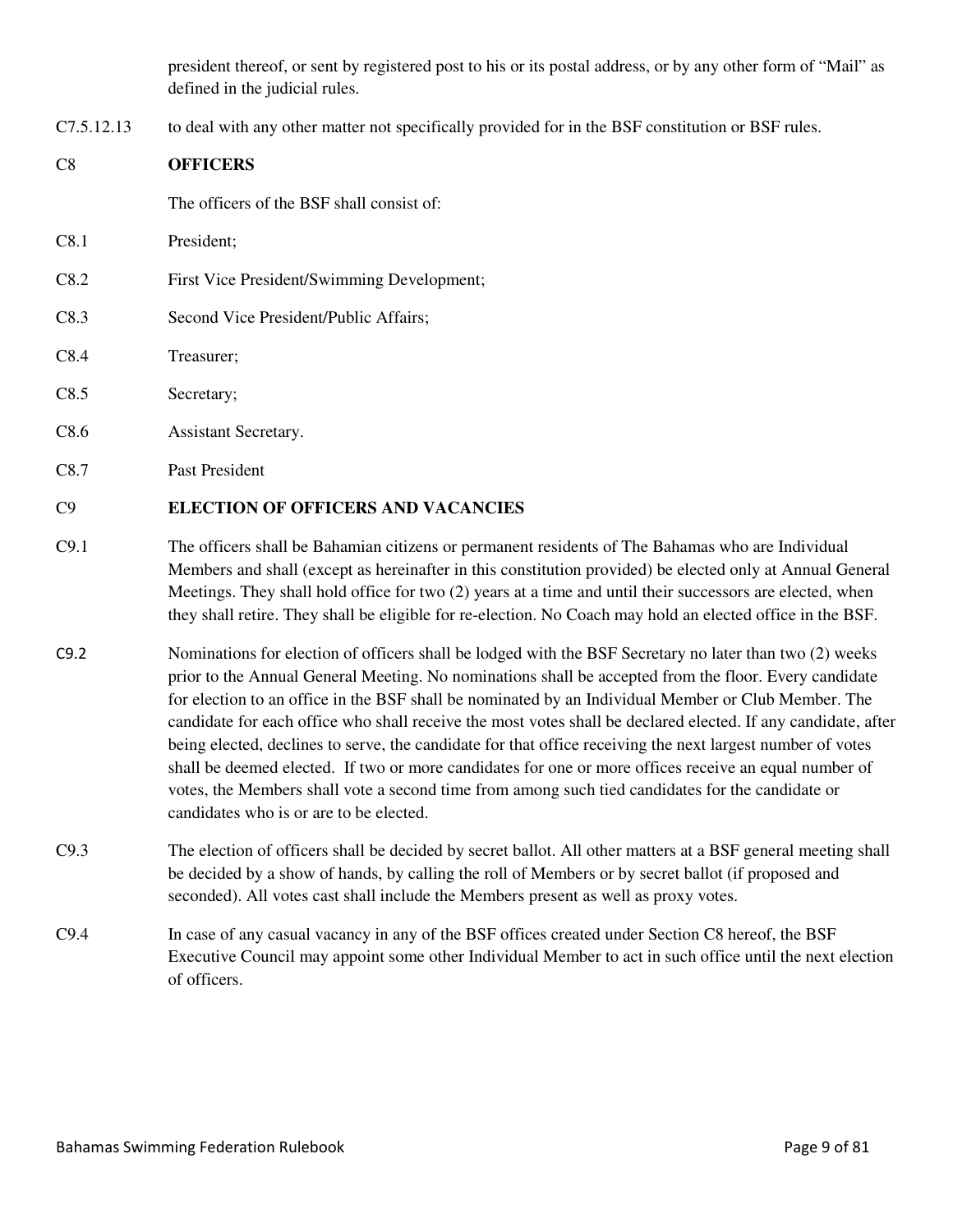president thereof, or sent by registered post to his or its postal address, or by any other form of "Mail" as defined in the judicial rules.

C7.5.12.13 to deal with any other matter not specifically provided for in the BSF constitution or BSF rules.

## C8 OFFICERS

The officers of the BSF shall consist of:

C8.1 President;

C8.2 First Vice President/Swimming Development;

C8.3 Second Vice President/Public Affairs;

C8.4 Treasurer;

C8.5 Secretary;

C8.6 Assistant Secretary.

C8.7 Past President

## C9 ELECTION OF OFFICERS AND VACANCIES

C9.1 The officers shall be Bahamian citizens or permanent residents of The Bahamas who are Individual Members and shall (except as hereinafter in this constitution provided) be elected only at Annual General Meetings. They shall hold office for two (2) years at a time and until their successors are elected, when they shall retire. They shall be eligible for re-election. No Coach may hold an elected office in the BSF.

C9.2 Nominations for election of officers shall be lodged with the BSF Secretary no later than two (2) weeks prior to the Annual General Meeting. No nominations shall be accepted from the floor. Every candidate for election to an office in the BSF shall be nominated by an Individual Member or Club Member. The candidate for each office who shall receive the most votes shall be declared elected. If any candidate, after being elected, declines to serve, the candidate for that office receiving the next largest number of votes shall be deemed elected. If two or more candidates for one or more offices receive an equal number of votes, the Members shall vote a second time from among such tied candidates for the candidate or candidates who is or are to be elected.

C9.3 The election of officers shall be decided by secret ballot. All other matters at a BSF general meeting shall be decided by a show of hands, by calling the roll of Members or by secret ballot (if proposed and seconded). All votes cast shall include the Members present as well as proxy votes.

C9.4 In case of any casual vacancy in any of the BSF offices created under Section C8 hereof, the BSF Executive Council may appoint some other Individual Member to act in such office until the next election of officers.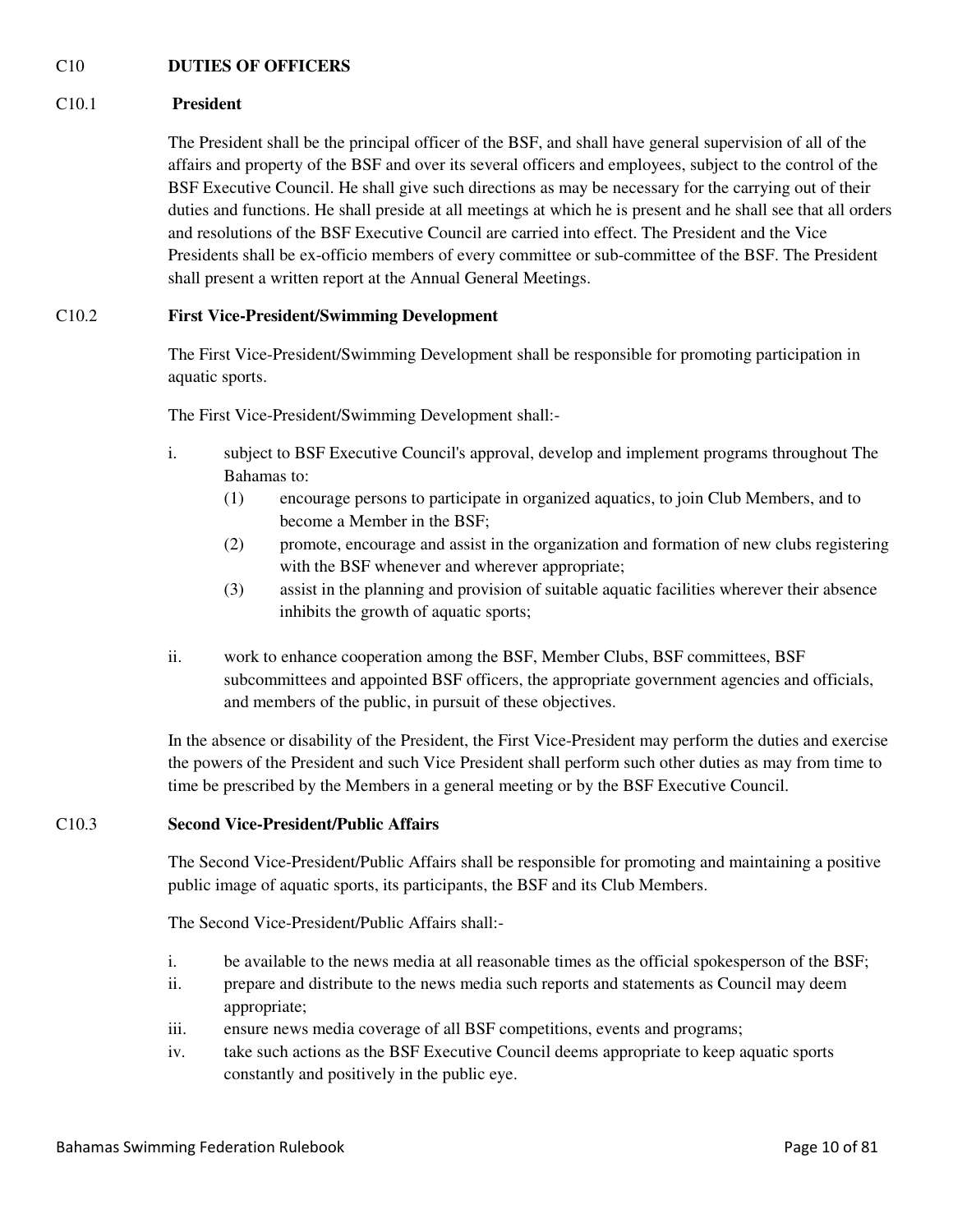## C10 DUTIES OF OFFICERS

### C10.1 President

The President shall be the principal officer of the BSF, and shall have general supervision of all of the affairs and property of the BSF and over its several officers and employees, subject to the control of the BSF Executive Council. He shall give such directions as may be necessary for the carrying out of their duties and functions. He shall preside at all meetings at which he is present and he shall see that all orders and resolutions of the BSF Executive Council are carried into effect. The President and the Vice Presidents shall be ex-officio members of every committee or sub-committee of the BSF. The President shall present a written report at the Annual General Meetings.

### C10.2 First Vice-President/Swimming Development

The First Vice-President/Swimming Development shall be responsible for promoting participation in aquatic sports.

The First Vice-President/Swimming Development shall:-

i. subject to BSF Executive Council's approval, develop and implement programs throughout The Bahamas to:
   - (1) encourage persons to participate in organized aquatics, to join Club Members, and to become a Member in the BSF;
   - (2) promote, encourage and assist in the organization and formation of new clubs registering with the BSF whenever and wherever appropriate;
   - (3) assist in the planning and provision of suitable aquatic facilities wherever their absence inhibits the growth of aquatic sports;

ii. work to enhance cooperation among the BSF, Member Clubs, BSF committees, BSF subcommittees and appointed BSF officers, the appropriate government agencies and officials, and members of the public, in pursuit of these objectives.

In the absence or disability of the President, the First Vice-President may perform the duties and exercise the powers of the President and such Vice President shall perform such other duties as may from time to time be prescribed by the Members in a general meeting or by the BSF Executive Council.

### C10.3 Second Vice-President/Public Affairs

The Second Vice-President/Public Affairs shall be responsible for promoting and maintaining a positive public image of aquatic sports, its participants, the BSF and its Club Members.

The Second Vice-President/Public Affairs shall:-

i. be available to the news media at all reasonable times as the official spokesperson of the BSF;
ii. prepare and distribute to the news media such reports and statements as Council may deem appropriate;
iii. ensure news media coverage of all BSF competitions, events and programs;
iv. take such actions as the BSF Executive Council deems appropriate to keep aquatic sports constantly and positively in the public eye.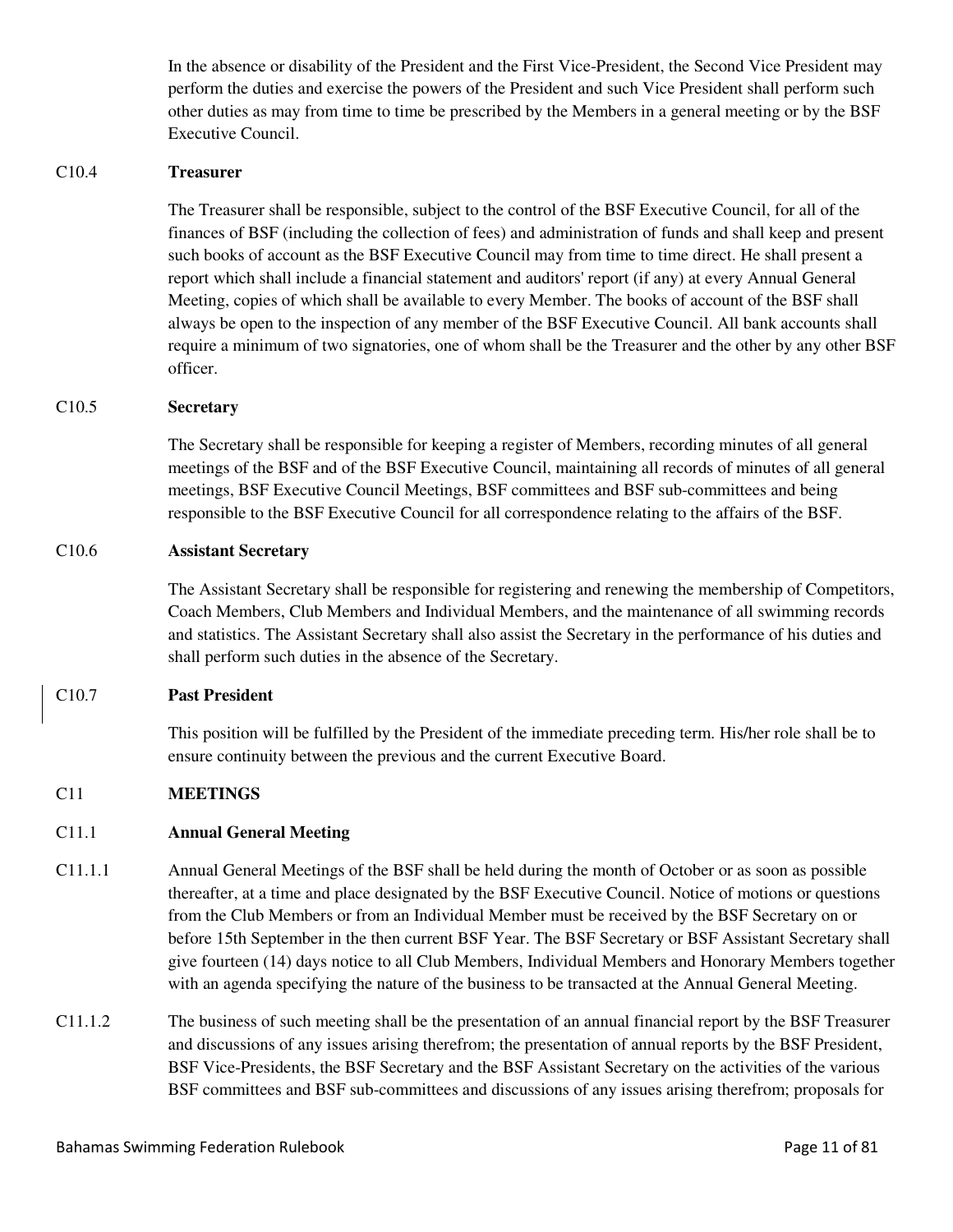In the absence or disability of the President and the First Vice-President, the Second Vice President may perform the duties and exercise the powers of the President and such Vice President shall perform such other duties as may from time to time be prescribed by the Members in a general meeting or by the BSF Executive Council.

### C10.4 Treasurer

The Treasurer shall be responsible, subject to the control of the BSF Executive Council, for all of the finances of BSF (including the collection of fees) and administration of funds and shall keep and present such books of account as the BSF Executive Council may from time to time direct. He shall present a report which shall include a financial statement and auditors' report (if any) at every Annual General Meeting, copies of which shall be available to every Member. The books of account of the BSF shall always be open to the inspection of any member of the BSF Executive Council. All bank accounts shall require a minimum of two signatories, one of whom shall be the Treasurer and the other by any other BSF officer.

### C10.5 Secretary

The Secretary shall be responsible for keeping a register of Members, recording minutes of all general meetings of the BSF and of the BSF Executive Council, maintaining all records of minutes of all general meetings, BSF Executive Council Meetings, BSF committees and BSF sub-committees and being responsible to the BSF Executive Council for all correspondence relating to the affairs of the BSF.

### C10.6 Assistant Secretary

The Assistant Secretary shall be responsible for registering and renewing the membership of Competitors, Coach Members, Club Members and Individual Members, and the maintenance of all swimming records and statistics. The Assistant Secretary shall also assist the Secretary in the performance of his duties and shall perform such duties in the absence of the Secretary.

### C10.7 Past President

This position will be fulfilled by the President of the immediate preceding term. His/her role shall be to ensure continuity between the previous and the current Executive Board.

## C11 MEETINGS

### C11.1 Annual General Meeting

C11.1.1 Annual General Meetings of the BSF shall be held during the month of October or as soon as possible thereafter, at a time and place designated by the BSF Executive Council. Notice of motions or questions from the Club Members or from an Individual Member must be received by the BSF Secretary on or before 15th September in the then current BSF Year. The BSF Secretary or BSF Assistant Secretary shall give fourteen (14) days notice to all Club Members, Individual Members and Honorary Members together with an agenda specifying the nature of the business to be transacted at the Annual General Meeting.

C11.1.2 The business of such meeting shall be the presentation of an annual financial report by the BSF Treasurer and discussions of any issues arising therefrom; the presentation of annual reports by the BSF President, BSF Vice-Presidents, the BSF Secretary and the BSF Assistant Secretary on the activities of the various BSF committees and BSF sub-committees and discussions of any issues arising therefrom; proposals for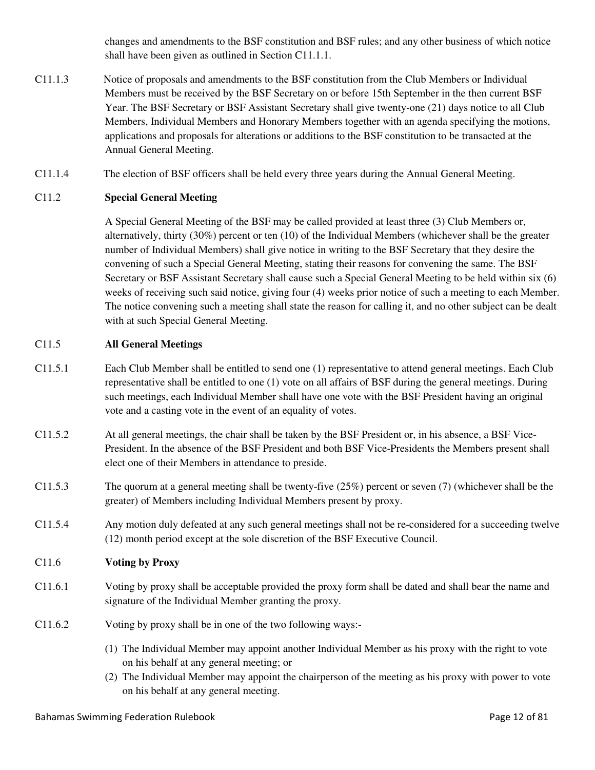changes and amendments to the BSF constitution and BSF rules; and any other business of which notice shall have been given as outlined in Section C11.1.1.

C11.1.3 Notice of proposals and amendments to the BSF constitution from the Club Members or Individual Members must be received by the BSF Secretary on or before 15th September in the then current BSF Year. The BSF Secretary or BSF Assistant Secretary shall give twenty-one (21) days notice to all Club Members, Individual Members and Honorary Members together with an agenda specifying the motions, applications and proposals for alterations or additions to the BSF constitution to be transacted at the Annual General Meeting.

C11.1.4 The election of BSF officers shall be held every three years during the Annual General Meeting.

**C11.2 Special General Meeting**

A Special General Meeting of the BSF may be called provided at least three (3) Club Members or, alternatively, thirty (30%) percent or ten (10) of the Individual Members (whichever shall be the greater number of Individual Members) shall give notice in writing to the BSF Secretary that they desire the convening of such a Special General Meeting, stating their reasons for convening the same. The BSF Secretary or BSF Assistant Secretary shall cause such a Special General Meeting to be held within six (6) weeks of receiving such said notice, giving four (4) weeks prior notice of such a meeting to each Member. The notice convening such a meeting shall state the reason for calling it, and no other subject can be dealt with at such Special General Meeting.

**C11.5 All General Meetings**

C11.5.1 Each Club Member shall be entitled to send one (1) representative to attend general meetings. Each Club representative shall be entitled to one (1) vote on all affairs of BSF during the general meetings. During such meetings, each Individual Member shall have one vote with the BSF President having an original vote and a casting vote in the event of an equality of votes.

C11.5.2 At all general meetings, the chair shall be taken by the BSF President or, in his absence, a BSF Vice-President. In the absence of the BSF President and both BSF Vice-Presidents the Members present shall elect one of their Members in attendance to preside.

C11.5.3 The quorum at a general meeting shall be twenty-five (25%) percent or seven (7) (whichever shall be the greater) of Members including Individual Members present by proxy.

C11.5.4 Any motion duly defeated at any such general meetings shall not be re-considered for a succeeding twelve (12) month period except at the sole discretion of the BSF Executive Council.

**C11.6 Voting by Proxy**

C11.6.1 Voting by proxy shall be acceptable provided the proxy form shall be dated and shall bear the name and signature of the Individual Member granting the proxy.

C11.6.2 Voting by proxy shall be in one of the two following ways:-

(1) The Individual Member may appoint another Individual Member as his proxy with the right to vote on his behalf at any general meeting; or
(2) The Individual Member may appoint the chairperson of the meeting as his proxy with power to vote on his behalf at any general meeting.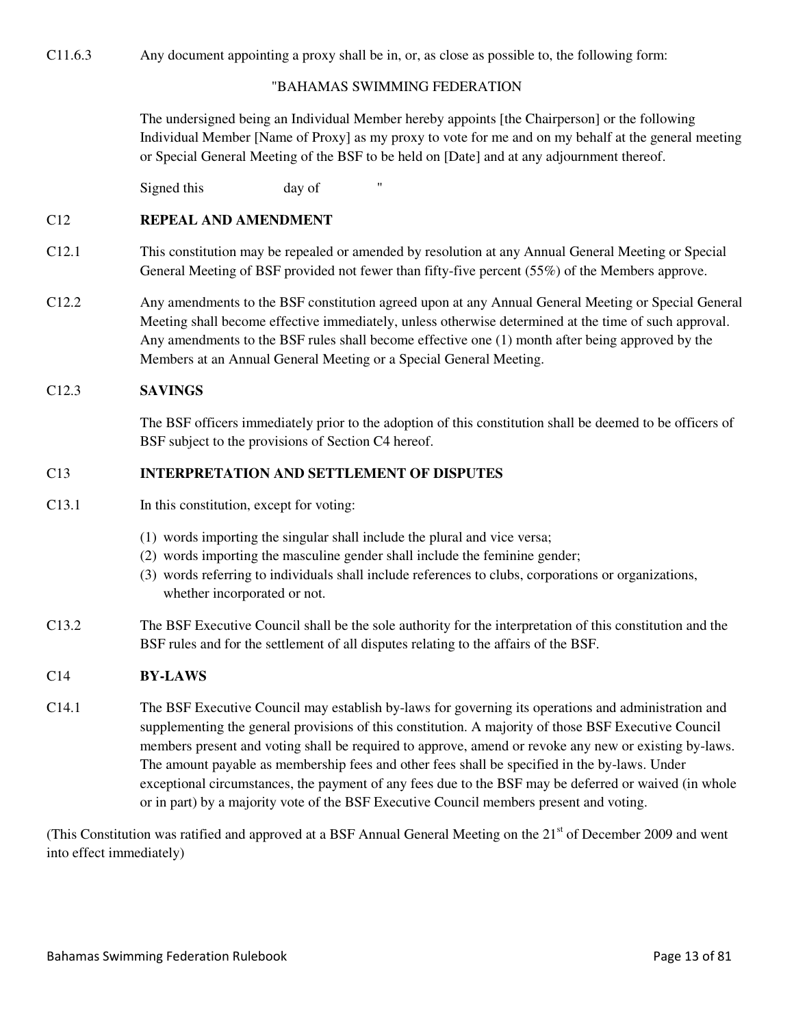C11.6.3 Any document appointing a proxy shall be in, or, as close as possible to, the following form:

"BAHAMAS SWIMMING FEDERATION

The undersigned being an Individual Member hereby appoints [the Chairperson] or the following Individual Member [Name of Proxy] as my proxy to vote for me and on my behalf at the general meeting or Special General Meeting of the BSF to be held on [Date] and at any adjournment thereof.

Signed this day of "

## C12 REPEAL AND AMENDMENT

C12.1 This constitution may be repealed or amended by resolution at any Annual General Meeting or Special General Meeting of BSF provided not fewer than fifty-five percent (55%) of the Members approve.

C12.2 Any amendments to the BSF constitution agreed upon at any Annual General Meeting or Special General Meeting shall become effective immediately, unless otherwise determined at the time of such approval. Any amendments to the BSF rules shall become effective one (1) month after being approved by the Members at an Annual General Meeting or a Special General Meeting.

### C12.3 SAVINGS

The BSF officers immediately prior to the adoption of this constitution shall be deemed to be officers of BSF subject to the provisions of Section C4 hereof.

## C13 INTERPRETATION AND SETTLEMENT OF DISPUTES

C13.1 In this constitution, except for voting:

(1) words importing the singular shall include the plural and vice versa;
(2) words importing the masculine gender shall include the feminine gender;
(3) words referring to individuals shall include references to clubs, corporations or organizations, whether incorporated or not.

C13.2 The BSF Executive Council shall be the sole authority for the interpretation of this constitution and the BSF rules and for the settlement of all disputes relating to the affairs of the BSF.

## C14 BY-LAWS

C14.1 The BSF Executive Council may establish by-laws for governing its operations and administration and supplementing the general provisions of this constitution. A majority of those BSF Executive Council members present and voting shall be required to approve, amend or revoke any new or existing by-laws. The amount payable as membership fees and other fees shall be specified in the by-laws. Under exceptional circumstances, the payment of any fees due to the BSF may be deferred or waived (in whole or in part) by a majority vote of the BSF Executive Council members present and voting.

(This Constitution was ratified and approved at a BSF Annual General Meeting on the 21st of December 2009 and went into effect immediately)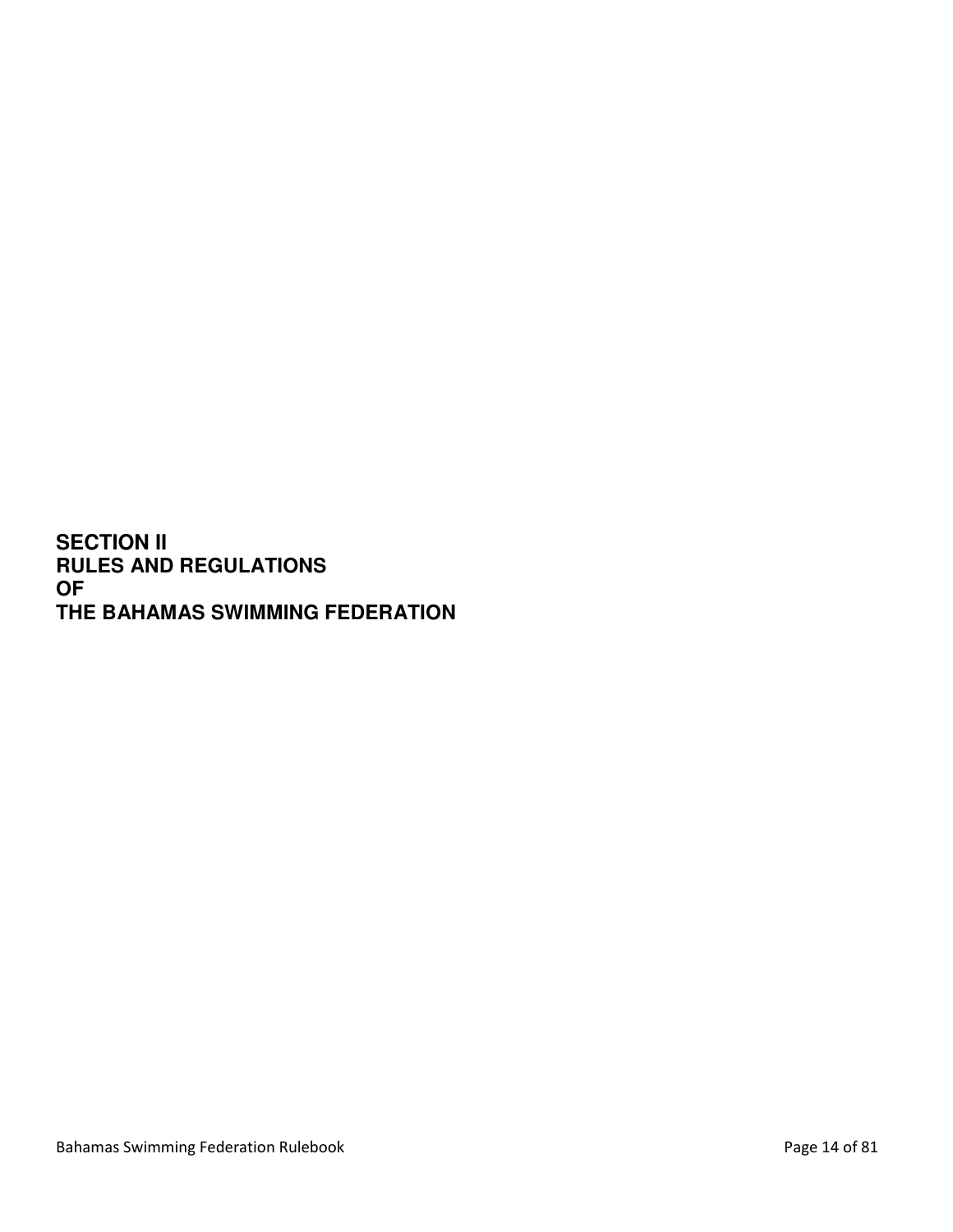# SECTION II
# RULES AND REGULATIONS
# OF
# THE BAHAMAS SWIMMING FEDERATION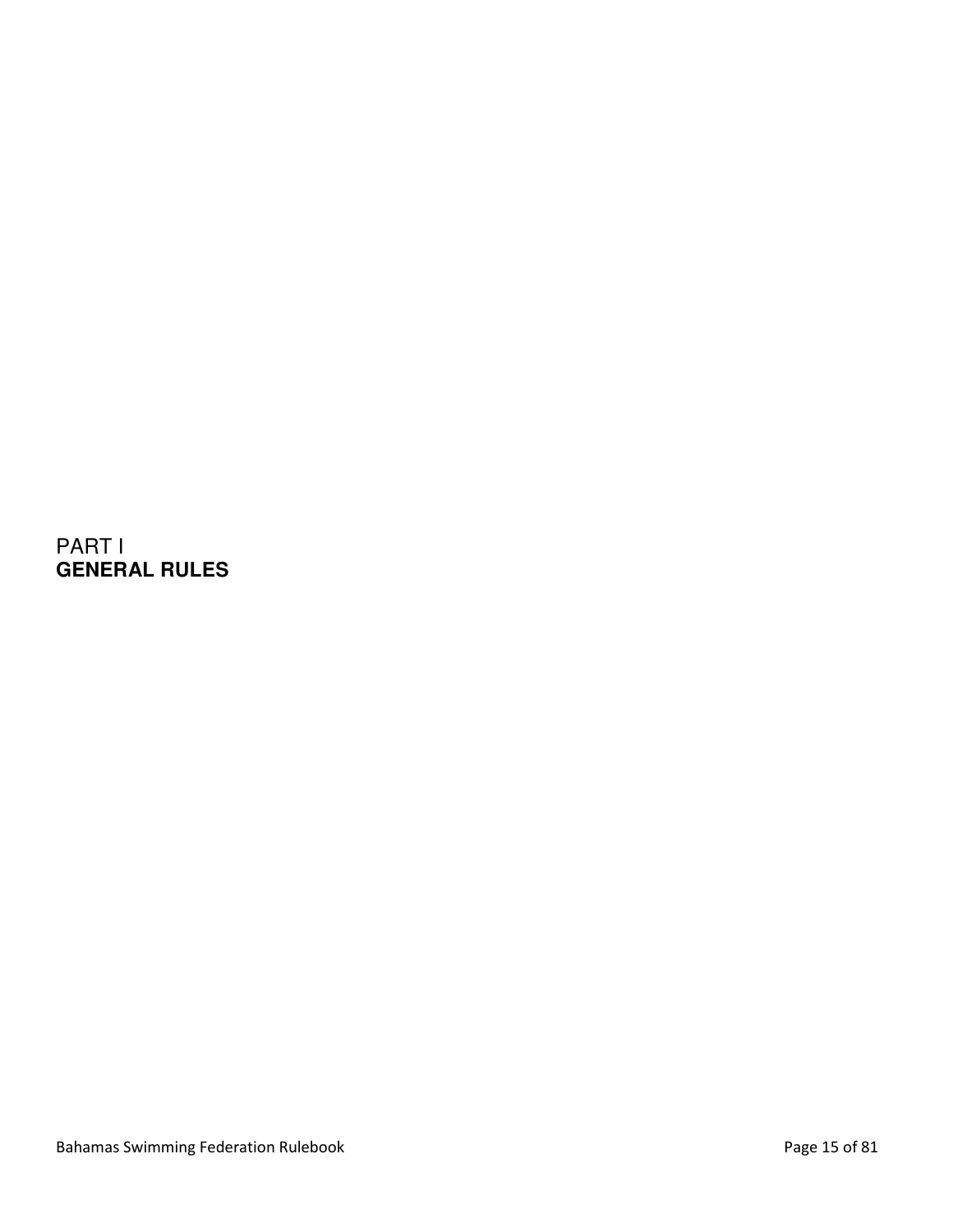# PART I
## GENERAL RULES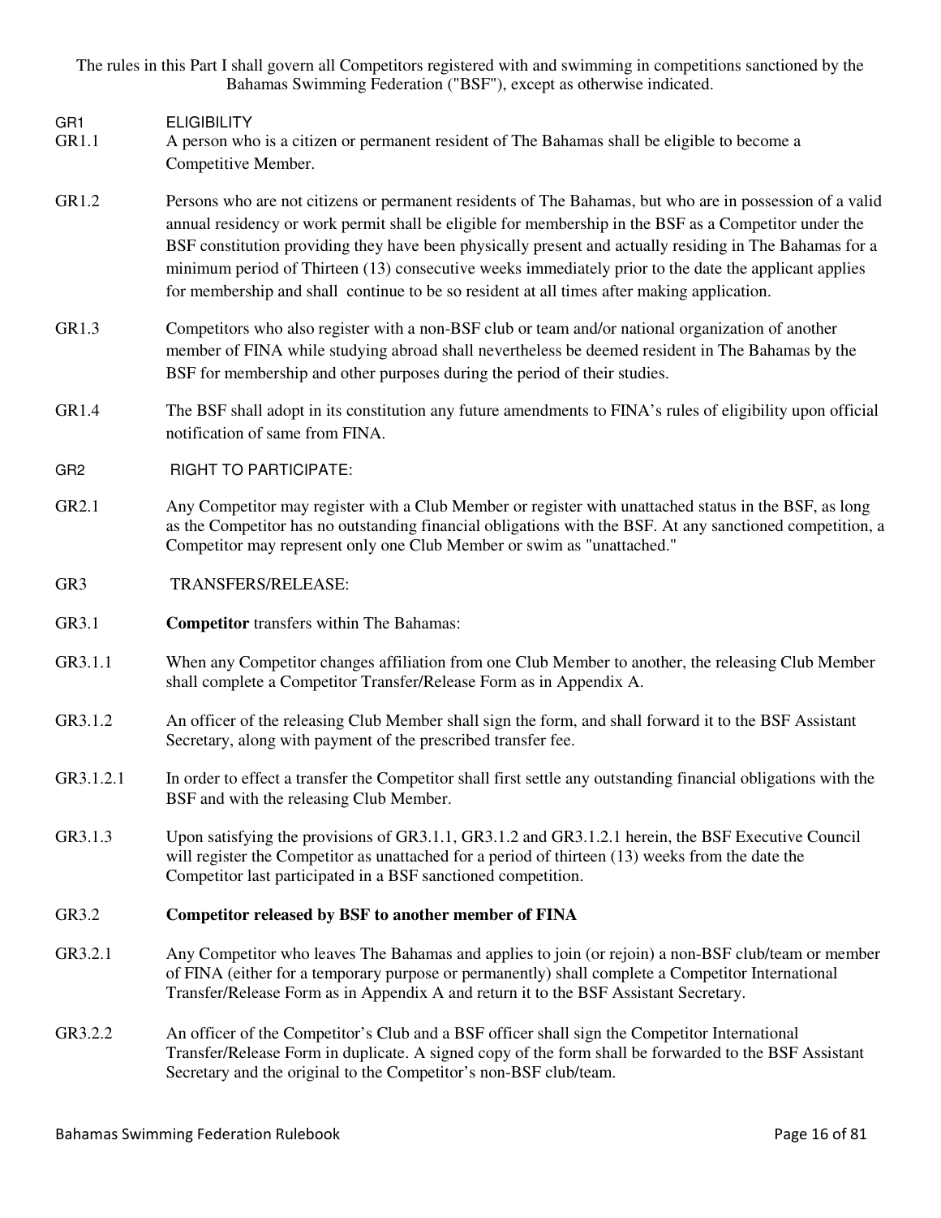The rules in this Part I shall govern all Competitors registered with and swimming in competitions sanctioned by the Bahamas Swimming Federation ("BSF"), except as otherwise indicated.

## GR1 ELIGIBILITY

GR1.1 A person who is a citizen or permanent resident of The Bahamas shall be eligible to become a Competitive Member.

GR1.2 Persons who are not citizens or permanent residents of The Bahamas, but who are in possession of a valid annual residency or work permit shall be eligible for membership in the BSF as a Competitor under the BSF constitution providing they have been physically present and actually residing in The Bahamas for a minimum period of Thirteen (13) consecutive weeks immediately prior to the date the applicant applies for membership and shall continue to be so resident at all times after making application.

GR1.3 Competitors who also register with a non-BSF club or team and/or national organization of another member of FINA while studying abroad shall nevertheless be deemed resident in The Bahamas by the BSF for membership and other purposes during the period of their studies.

GR1.4 The BSF shall adopt in its constitution any future amendments to FINA's rules of eligibility upon official notification of same from FINA.

## GR2 RIGHT TO PARTICIPATE:

GR2.1 Any Competitor may register with a Club Member or register with unattached status in the BSF, as long as the Competitor has no outstanding financial obligations with the BSF. At any sanctioned competition, a Competitor may represent only one Club Member or swim as "unattached."

## GR3 TRANSFERS/RELEASE:

GR3.1 **Competitor** transfers within The Bahamas:

GR3.1.1 When any Competitor changes affiliation from one Club Member to another, the releasing Club Member shall complete a Competitor Transfer/Release Form as in Appendix A.

GR3.1.2 An officer of the releasing Club Member shall sign the form, and shall forward it to the BSF Assistant Secretary, along with payment of the prescribed transfer fee.

GR3.1.2.1 In order to effect a transfer the Competitor shall first settle any outstanding financial obligations with the BSF and with the releasing Club Member.

GR3.1.3 Upon satisfying the provisions of GR3.1.1, GR3.1.2 and GR3.1.2.1 herein, the BSF Executive Council will register the Competitor as unattached for a period of thirteen (13) weeks from the date the Competitor last participated in a BSF sanctioned competition.

GR3.2 **Competitor released by BSF to another member of FINA**

GR3.2.1 Any Competitor who leaves The Bahamas and applies to join (or rejoin) a non-BSF club/team or member of FINA (either for a temporary purpose or permanently) shall complete a Competitor International Transfer/Release Form as in Appendix A and return it to the BSF Assistant Secretary.

GR3.2.2 An officer of the Competitor's Club and a BSF officer shall sign the Competitor International Transfer/Release Form in duplicate. A signed copy of the form shall be forwarded to the BSF Assistant Secretary and the original to the Competitor's non-BSF club/team.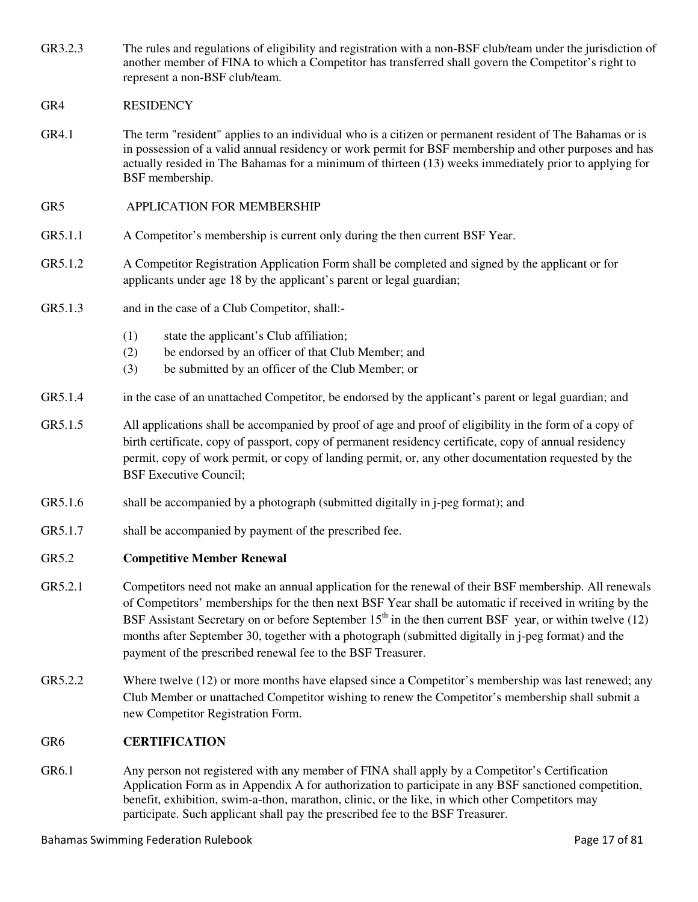GR3.2.3 The rules and regulations of eligibility and registration with a non-BSF club/team under the jurisdiction of another member of FINA to which a Competitor has transferred shall govern the Competitor's right to represent a non-BSF club/team.

GR4 RESIDENCY

GR4.1 The term "resident" applies to an individual who is a citizen or permanent resident of The Bahamas or is in possession of a valid annual residency or work permit for BSF membership and other purposes and has actually resided in The Bahamas for a minimum of thirteen (13) weeks immediately prior to applying for BSF membership.

GR5 APPLICATION FOR MEMBERSHIP

GR5.1.1 A Competitor's membership is current only during the then current BSF Year.

GR5.1.2 A Competitor Registration Application Form shall be completed and signed by the applicant or for applicants under age 18 by the applicant's parent or legal guardian;

GR5.1.3 and in the case of a Club Competitor, shall:-

(1) state the applicant's Club affiliation;
(2) be endorsed by an officer of that Club Member; and
(3) be submitted by an officer of the Club Member; or

GR5.1.4 in the case of an unattached Competitor, be endorsed by the applicant's parent or legal guardian; and

GR5.1.5 All applications shall be accompanied by proof of age and proof of eligibility in the form of a copy of birth certificate, copy of passport, copy of permanent residency certificate, copy of annual residency permit, copy of work permit, or copy of landing permit, or, any other documentation requested by the BSF Executive Council;

GR5.1.6 shall be accompanied by a photograph (submitted digitally in j-peg format); and

GR5.1.7 shall be accompanied by payment of the prescribed fee.

GR5.2 **Competitive Member Renewal**

GR5.2.1 Competitors need not make an annual application for the renewal of their BSF membership. All renewals of Competitors' memberships for the then next BSF Year shall be automatic if received in writing by the BSF Assistant Secretary on or before September 15th in the then current BSF year, or within twelve (12) months after September 30, together with a photograph (submitted digitally in j-peg format) and the payment of the prescribed renewal fee to the BSF Treasurer.

GR5.2.2 Where twelve (12) or more months have elapsed since a Competitor's membership was last renewed; any Club Member or unattached Competitor wishing to renew the Competitor's membership shall submit a new Competitor Registration Form.

GR6 **CERTIFICATION**

GR6.1 Any person not registered with any member of FINA shall apply by a Competitor's Certification Application Form as in Appendix A for authorization to participate in any BSF sanctioned competition, benefit, exhibition, swim-a-thon, marathon, clinic, or the like, in which other Competitors may participate. Such applicant shall pay the prescribed fee to the BSF Treasurer.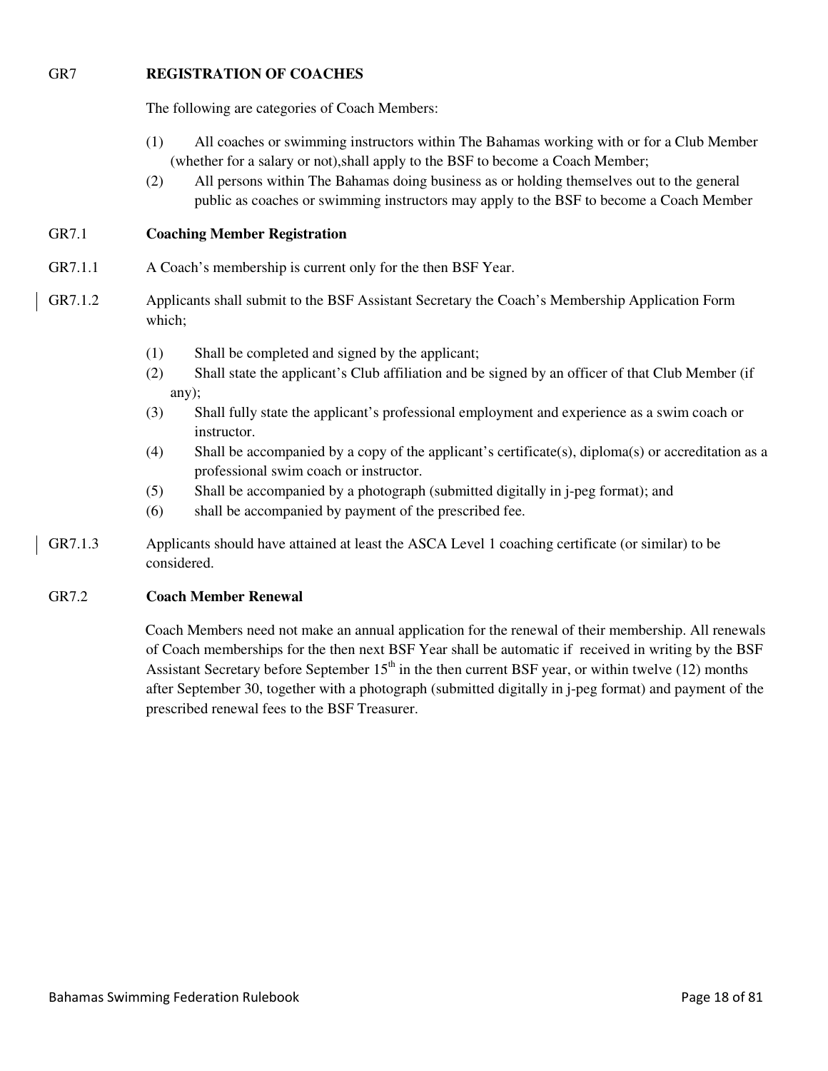## GR7 REGISTRATION OF COACHES

The following are categories of Coach Members:

(1) All coaches or swimming instructors within The Bahamas working with or for a Club Member (whether for a salary or not),shall apply to the BSF to become a Coach Member;

(2) All persons within The Bahamas doing business as or holding themselves out to the general public as coaches or swimming instructors may apply to the BSF to become a Coach Member

### GR7.1 Coaching Member Registration

GR7.1.1 A Coach's membership is current only for the then BSF Year.

GR7.1.2 Applicants shall submit to the BSF Assistant Secretary the Coach's Membership Application Form which;

(1) Shall be completed and signed by the applicant;

(2) Shall state the applicant's Club affiliation and be signed by an officer of that Club Member (if any);

(3) Shall fully state the applicant's professional employment and experience as a swim coach or instructor.

(4) Shall be accompanied by a copy of the applicant's certificate(s), diploma(s) or accreditation as a professional swim coach or instructor.

(5) Shall be accompanied by a photograph (submitted digitally in j-peg format); and

(6) shall be accompanied by payment of the prescribed fee.

GR7.1.3 Applicants should have attained at least the ASCA Level 1 coaching certificate (or similar) to be considered.

### GR7.2 Coach Member Renewal

Coach Members need not make an annual application for the renewal of their membership. All renewals of Coach memberships for the then next BSF Year shall be automatic if received in writing by the BSF Assistant Secretary before September 15th in the then current BSF year, or within twelve (12) months after September 30, together with a photograph (submitted digitally in j-peg format) and payment of the prescribed renewal fees to the BSF Treasurer.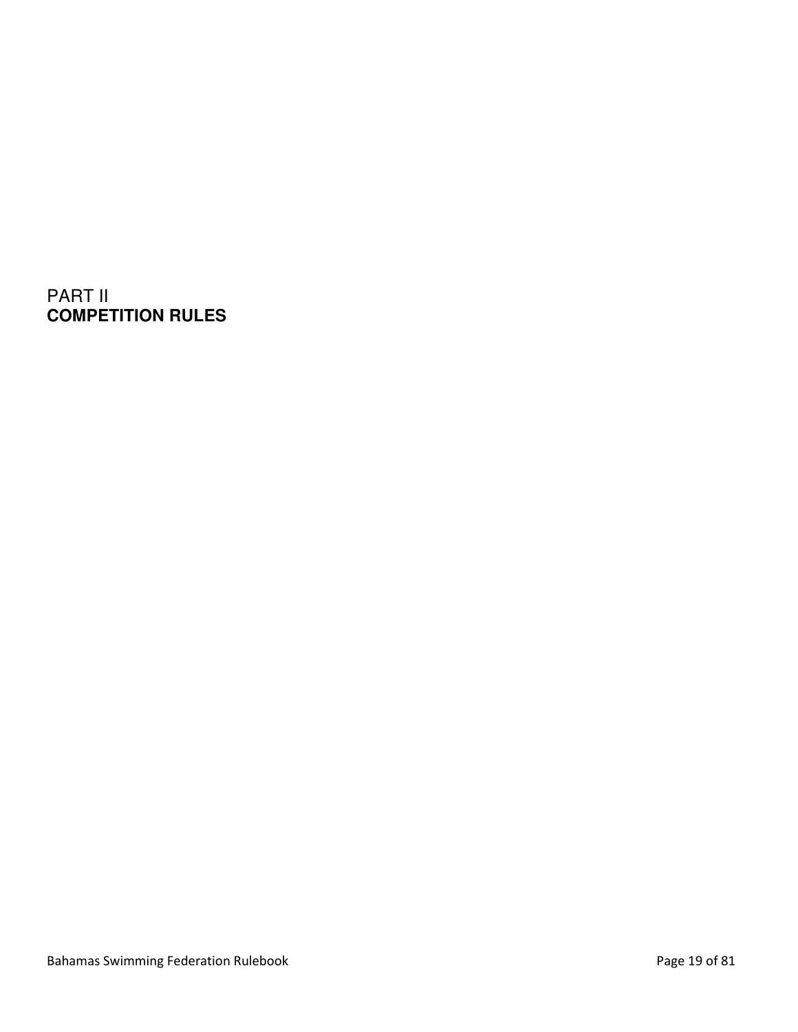# PART II
# **COMPETITION RULES**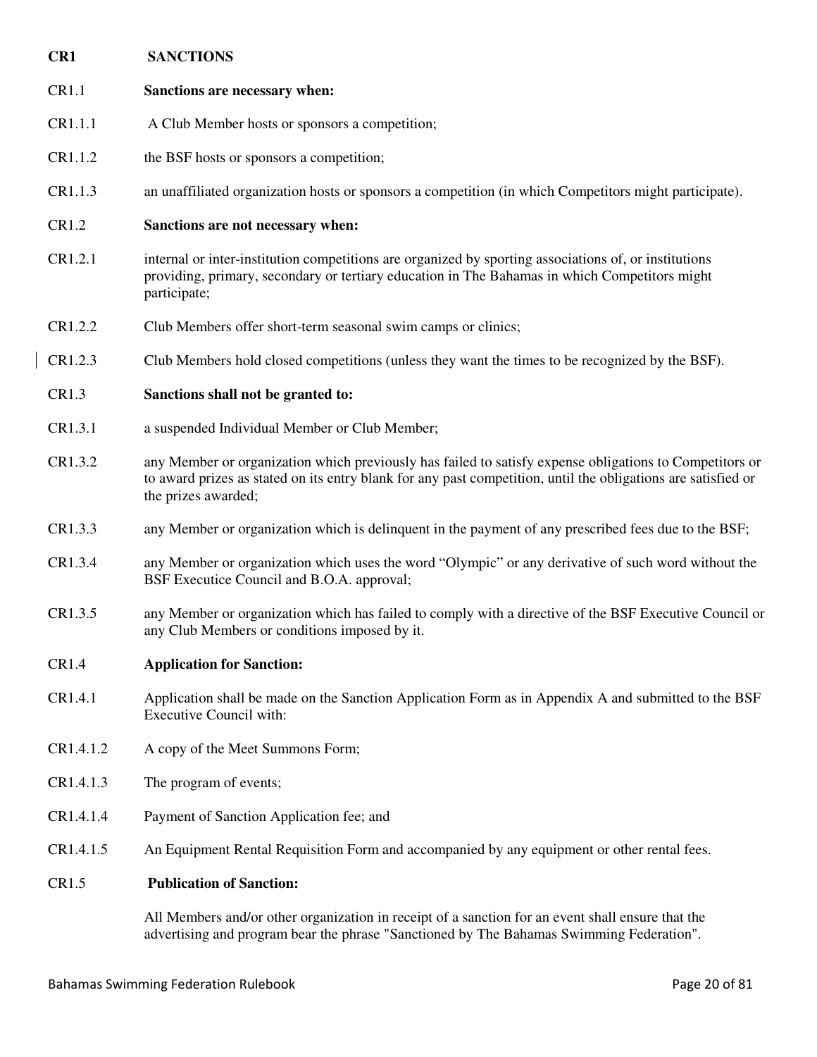**CR1 SANCTIONS**

CR1.1 **Sanctions are necessary when:**

CR1.1.1 A Club Member hosts or sponsors a competition;

CR1.1.2 the BSF hosts or sponsors a competition;

CR1.1.3 an unaffiliated organization hosts or sponsors a competition (in which Competitors might participate).

CR1.2 **Sanctions are not necessary when:**

CR1.2.1 internal or inter-institution competitions are organized by sporting associations of, or institutions providing, primary, secondary or tertiary education in The Bahamas in which Competitors might participate;

CR1.2.2 Club Members offer short-term seasonal swim camps or clinics;

CR1.2.3 Club Members hold closed competitions (unless they want the times to be recognized by the BSF).

CR1.3 **Sanctions shall not be granted to:**

CR1.3.1 a suspended Individual Member or Club Member;

CR1.3.2 any Member or organization which previously has failed to satisfy expense obligations to Competitors or to award prizes as stated on its entry blank for any past competition, until the obligations are satisfied or the prizes awarded;

CR1.3.3 any Member or organization which is delinquent in the payment of any prescribed fees due to the BSF;

CR1.3.4 any Member or organization which uses the word "Olympic" or any derivative of such word without the BSF Executice Council and B.O.A. approval;

CR1.3.5 any Member or organization which has failed to comply with a directive of the BSF Executive Council or any Club Members or conditions imposed by it.

CR1.4 **Application for Sanction:**

CR1.4.1 Application shall be made on the Sanction Application Form as in Appendix A and submitted to the BSF Executive Council with:

CR1.4.1.2 A copy of the Meet Summons Form;

CR1.4.1.3 The program of events;

CR1.4.1.4 Payment of Sanction Application fee; and

CR1.4.1.5 An Equipment Rental Requisition Form and accompanied by any equipment or other rental fees.

CR1.5 **Publication of Sanction:**

All Members and/or other organization in receipt of a sanction for an event shall ensure that the advertising and program bear the phrase "Sanctioned by The Bahamas Swimming Federation".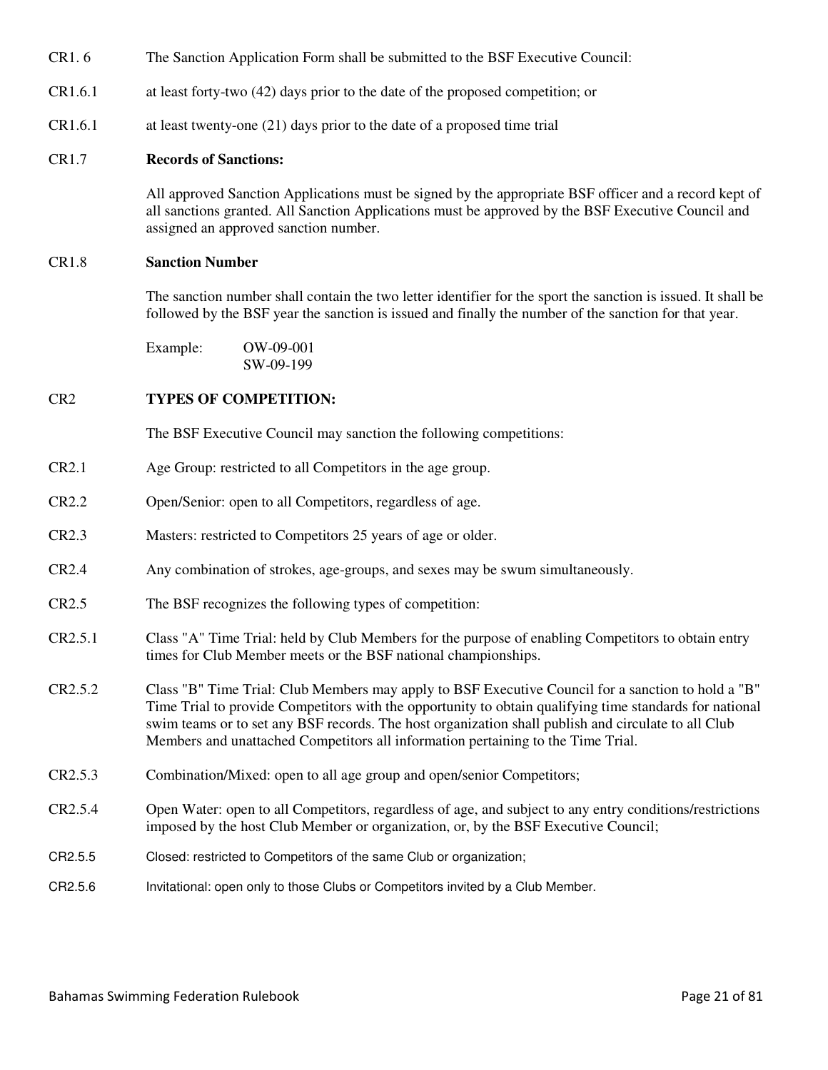CR1. 6 The Sanction Application Form shall be submitted to the BSF Executive Council:

CR1.6.1 at least forty-two (42) days prior to the date of the proposed competition; or

CR1.6.1 at least twenty-one (21) days prior to the date of a proposed time trial

CR1.7 **Records of Sanctions:**

All approved Sanction Applications must be signed by the appropriate BSF officer and a record kept of all sanctions granted. All Sanction Applications must be approved by the BSF Executive Council and assigned an approved sanction number.

CR1.8 **Sanction Number**

The sanction number shall contain the two letter identifier for the sport the sanction is issued. It shall be followed by the BSF year the sanction is issued and finally the number of the sanction for that year.

Example: OW-09-001
SW-09-199

CR2 **TYPES OF COMPETITION:**

The BSF Executive Council may sanction the following competitions:

CR2.1 Age Group: restricted to all Competitors in the age group.

CR2.2 Open/Senior: open to all Competitors, regardless of age.

CR2.3 Masters: restricted to Competitors 25 years of age or older.

CR2.4 Any combination of strokes, age-groups, and sexes may be swum simultaneously.

CR2.5 The BSF recognizes the following types of competition:

CR2.5.1 Class "A" Time Trial: held by Club Members for the purpose of enabling Competitors to obtain entry times for Club Member meets or the BSF national championships.

CR2.5.2 Class "B" Time Trial: Club Members may apply to BSF Executive Council for a sanction to hold a "B" Time Trial to provide Competitors with the opportunity to obtain qualifying time standards for national swim teams or to set any BSF records. The host organization shall publish and circulate to all Club Members and unattached Competitors all information pertaining to the Time Trial.

CR2.5.3 Combination/Mixed: open to all age group and open/senior Competitors;

CR2.5.4 Open Water: open to all Competitors, regardless of age, and subject to any entry conditions/restrictions imposed by the host Club Member or organization, or, by the BSF Executive Council;

CR2.5.5 Closed: restricted to Competitors of the same Club or organization;

CR2.5.6 Invitational: open only to those Clubs or Competitors invited by a Club Member.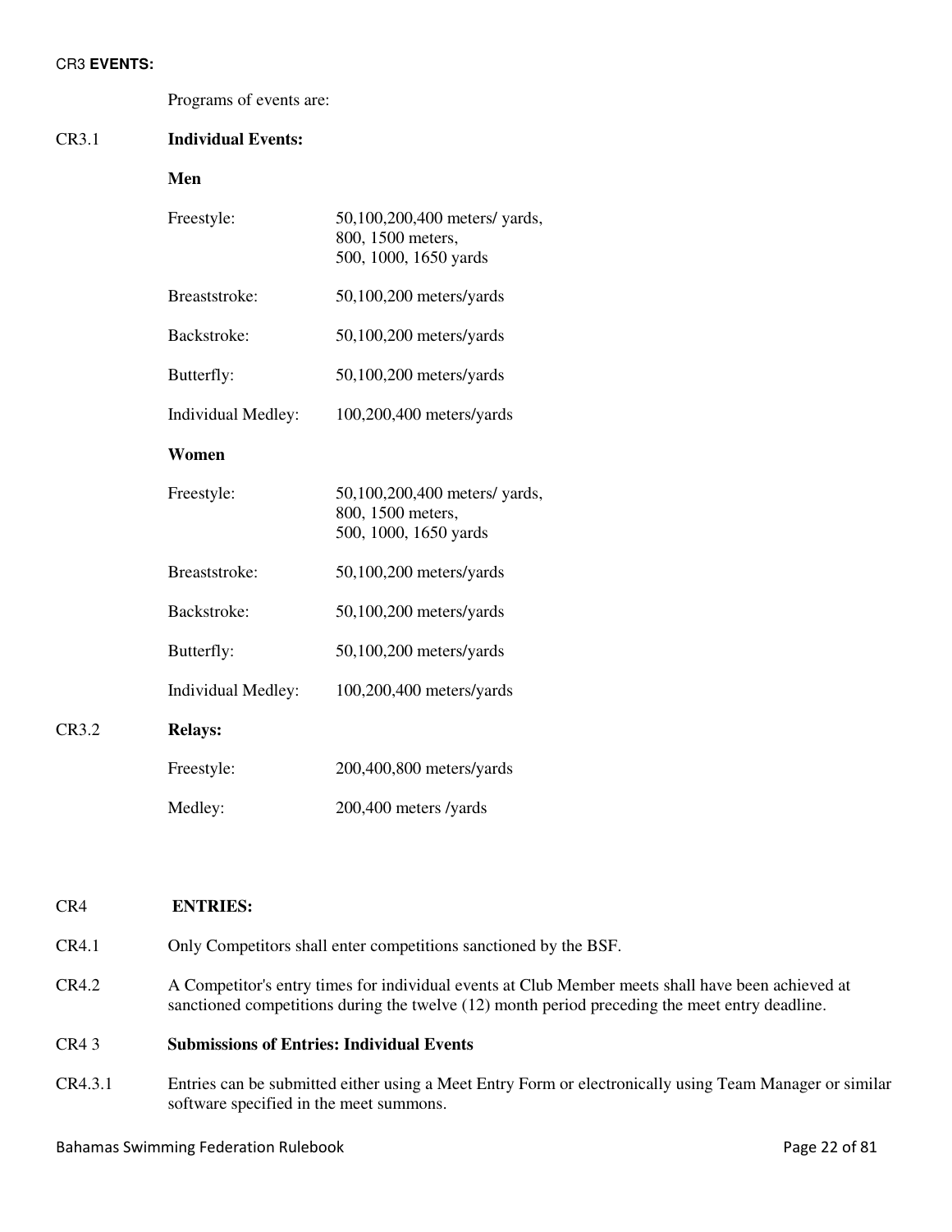CR3 **EVENTS:**

Programs of events are:

CR3.1 **Individual Events:**

**Men**

| | |
|---|---|
| Freestyle: | 50,100,200,400 meters/ yards,<br>800, 1500 meters,<br>500, 1000, 1650 yards |
| Breaststroke: | 50,100,200 meters/yards |
| Backstroke: | 50,100,200 meters/yards |
| Butterfly: | 50,100,200 meters/yards |
| Individual Medley: | 100,200,400 meters/yards |

**Women**

| | |
|---|---|
| Freestyle: | 50,100,200,400 meters/ yards,<br>800, 1500 meters,<br>500, 1000, 1650 yards |
| Breaststroke: | 50,100,200 meters/yards |
| Backstroke: | 50,100,200 meters/yards |
| Butterfly: | 50,100,200 meters/yards |
| Individual Medley: | 100,200,400 meters/yards |

CR3.2 **Relays:**

| | |
|---|---|
| Freestyle: | 200,400,800 meters/yards |
| Medley: | 200,400 meters /yards |

CR4 **ENTRIES:**

CR4.1 Only Competitors shall enter competitions sanctioned by the BSF.

CR4.2 A Competitor's entry times for individual events at Club Member meets shall have been achieved at sanctioned competitions during the twelve (12) month period preceding the meet entry deadline.

CR4 3 **Submissions of Entries: Individual Events**

CR4.3.1 Entries can be submitted either using a Meet Entry Form or electronically using Team Manager or similar software specified in the meet summons.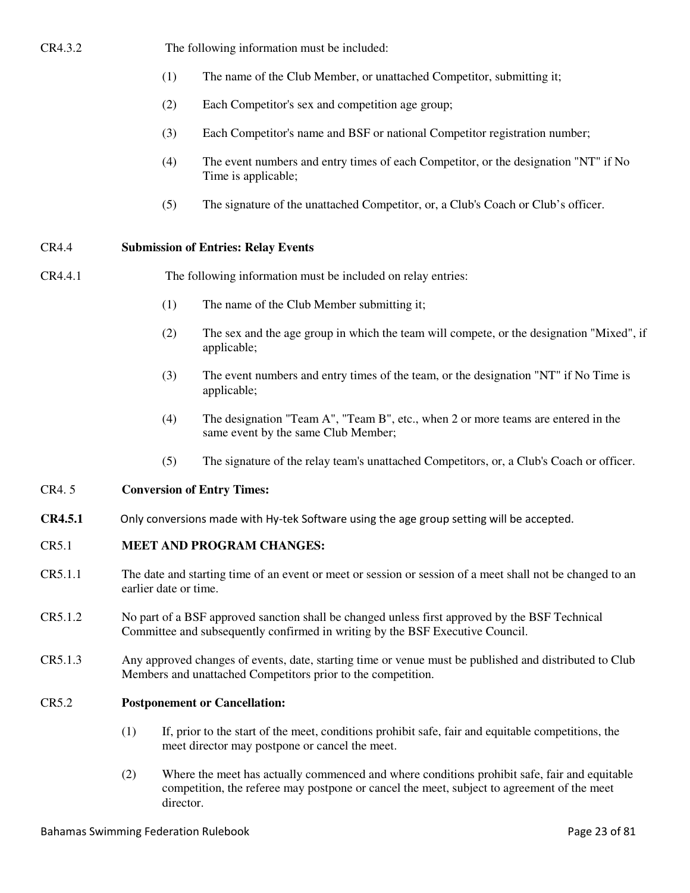CR4.3.2 The following information must be included:

(1) The name of the Club Member, or unattached Competitor, submitting it;

(2) Each Competitor's sex and competition age group;

(3) Each Competitor's name and BSF or national Competitor registration number;

(4) The event numbers and entry times of each Competitor, or the designation "NT" if No Time is applicable;

(5) The signature of the unattached Competitor, or, a Club's Coach or Club's officer.

CR4.4 **Submission of Entries: Relay Events**

CR4.4.1 The following information must be included on relay entries:

(1) The name of the Club Member submitting it;

(2) The sex and the age group in which the team will compete, or the designation "Mixed", if applicable;

(3) The event numbers and entry times of the team, or the designation "NT" if No Time is applicable;

(4) The designation "Team A", "Team B", etc., when 2 or more teams are entered in the same event by the same Club Member;

(5) The signature of the relay team's unattached Competitors, or, a Club's Coach or officer.

CR4. 5 **Conversion of Entry Times:**

**CR4.5.1** Only conversions made with Hy-tek Software using the age group setting will be accepted.

CR5.1 **MEET AND PROGRAM CHANGES:**

CR5.1.1 The date and starting time of an event or meet or session or session of a meet shall not be changed to an earlier date or time.

CR5.1.2 No part of a BSF approved sanction shall be changed unless first approved by the BSF Technical Committee and subsequently confirmed in writing by the BSF Executive Council.

CR5.1.3 Any approved changes of events, date, starting time or venue must be published and distributed to Club Members and unattached Competitors prior to the competition.

CR5.2 **Postponement or Cancellation:**

(1) If, prior to the start of the meet, conditions prohibit safe, fair and equitable competitions, the meet director may postpone or cancel the meet.

(2) Where the meet has actually commenced and where conditions prohibit safe, fair and equitable competition, the referee may postpone or cancel the meet, subject to agreement of the meet director.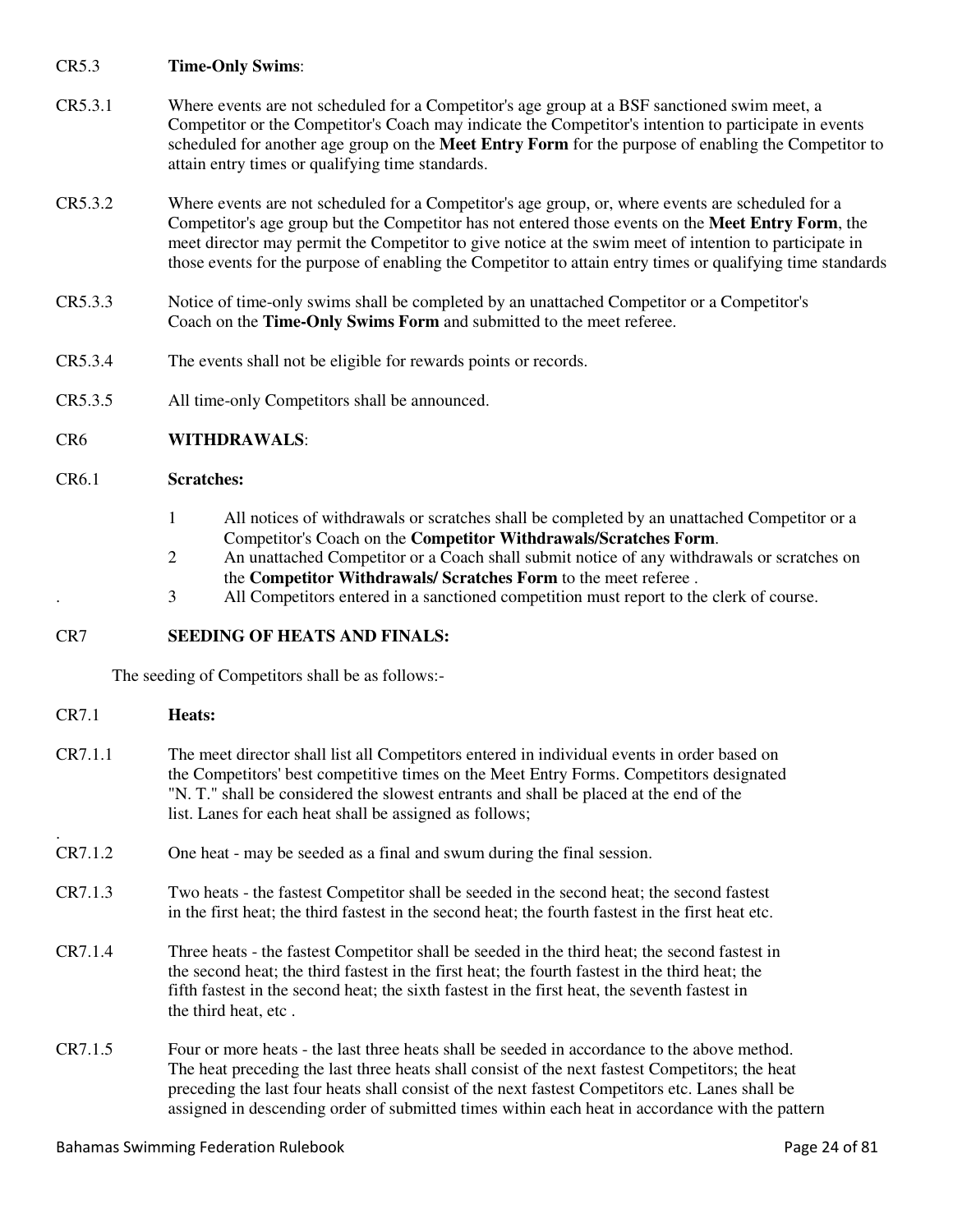CR5.3 **Time-Only Swims**:

CR5.3.1 Where events are not scheduled for a Competitor's age group at a BSF sanctioned swim meet, a Competitor or the Competitor's Coach may indicate the Competitor's intention to participate in events scheduled for another age group on the **Meet Entry Form** for the purpose of enabling the Competitor to attain entry times or qualifying time standards.

CR5.3.2 Where events are not scheduled for a Competitor's age group, or, where events are scheduled for a Competitor's age group but the Competitor has not entered those events on the **Meet Entry Form**, the meet director may permit the Competitor to give notice at the swim meet of intention to participate in those events for the purpose of enabling the Competitor to attain entry times or qualifying time standards

CR5.3.3 Notice of time-only swims shall be completed by an unattached Competitor or a Competitor's Coach on the **Time-Only Swims Form** and submitted to the meet referee.

CR5.3.4 The events shall not be eligible for rewards points or records.

CR5.3.5 All time-only Competitors shall be announced.

CR6 **WITHDRAWALS**:

CR6.1 **Scratches:**

1. All notices of withdrawals or scratches shall be completed by an unattached Competitor or a Competitor's Coach on the **Competitor Withdrawals/Scratches Form**.
2. An unattached Competitor or a Coach shall submit notice of any withdrawals or scratches on the **Competitor Withdrawals/ Scratches Form** to the meet referee .
3. All Competitors entered in a sanctioned competition must report to the clerk of course.

CR7 **SEEDING OF HEATS AND FINALS:**

The seeding of Competitors shall be as follows:-

CR7.1 **Heats:**

CR7.1.1 The meet director shall list all Competitors entered in individual events in order based on the Competitors' best competitive times on the Meet Entry Forms. Competitors designated "N. T." shall be considered the slowest entrants and shall be placed at the end of the list. Lanes for each heat shall be assigned as follows;

CR7.1.2 One heat - may be seeded as a final and swum during the final session.

CR7.1.3 Two heats - the fastest Competitor shall be seeded in the second heat; the second fastest in the first heat; the third fastest in the second heat; the fourth fastest in the first heat etc.

CR7.1.4 Three heats - the fastest Competitor shall be seeded in the third heat; the second fastest in the second heat; the third fastest in the first heat; the fourth fastest in the third heat; the fifth fastest in the second heat; the sixth fastest in the first heat, the seventh fastest in the third heat, etc .

CR7.1.5 Four or more heats - the last three heats shall be seeded in accordance to the above method. The heat preceding the last three heats shall consist of the next fastest Competitors; the heat preceding the last four heats shall consist of the next fastest Competitors etc. Lanes shall be assigned in descending order of submitted times within each heat in accordance with the pattern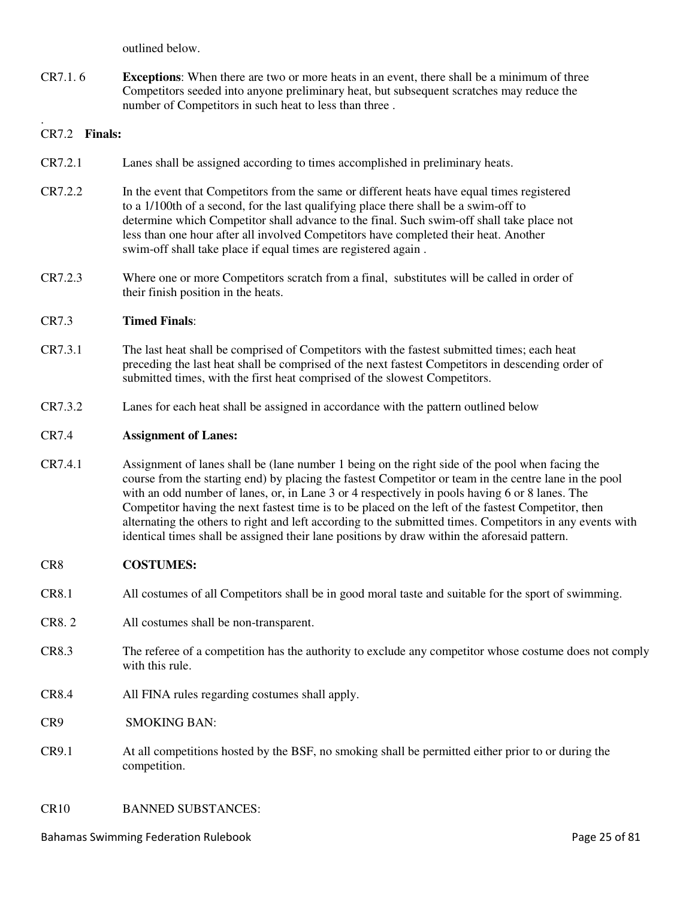outlined below.

CR7.1. 6 **Exceptions**: When there are two or more heats in an event, there shall be a minimum of three Competitors seeded into anyone preliminary heat, but subsequent scratches may reduce the number of Competitors in such heat to less than three .

.

CR7.2 **Finals:**

CR7.2.1 Lanes shall be assigned according to times accomplished in preliminary heats.

CR7.2.2 In the event that Competitors from the same or different heats have equal times registered to a 1/100th of a second, for the last qualifying place there shall be a swim-off to determine which Competitor shall advance to the final. Such swim-off shall take place not less than one hour after all involved Competitors have completed their heat. Another swim-off shall take place if equal times are registered again .

CR7.2.3 Where one or more Competitors scratch from a final, substitutes will be called in order of their finish position in the heats.

CR7.3 **Timed Finals**:

CR7.3.1 The last heat shall be comprised of Competitors with the fastest submitted times; each heat preceding the last heat shall be comprised of the next fastest Competitors in descending order of submitted times, with the first heat comprised of the slowest Competitors.

CR7.3.2 Lanes for each heat shall be assigned in accordance with the pattern outlined below

CR7.4 **Assignment of Lanes:**

CR7.4.1 Assignment of lanes shall be (lane number 1 being on the right side of the pool when facing the course from the starting end) by placing the fastest Competitor or team in the centre lane in the pool with an odd number of lanes, or, in Lane 3 or 4 respectively in pools having 6 or 8 lanes. The Competitor having the next fastest time is to be placed on the left of the fastest Competitor, then alternating the others to right and left according to the submitted times. Competitors in any events with identical times shall be assigned their lane positions by draw within the aforesaid pattern.

CR8 **COSTUMES:**

CR8.1 All costumes of all Competitors shall be in good moral taste and suitable for the sport of swimming.

CR8. 2 All costumes shall be non-transparent.

CR8.3 The referee of a competition has the authority to exclude any competitor whose costume does not comply with this rule.

CR8.4 All FINA rules regarding costumes shall apply.

CR9 SMOKING BAN:

CR9.1 At all competitions hosted by the BSF, no smoking shall be permitted either prior to or during the competition.

CR10 BANNED SUBSTANCES: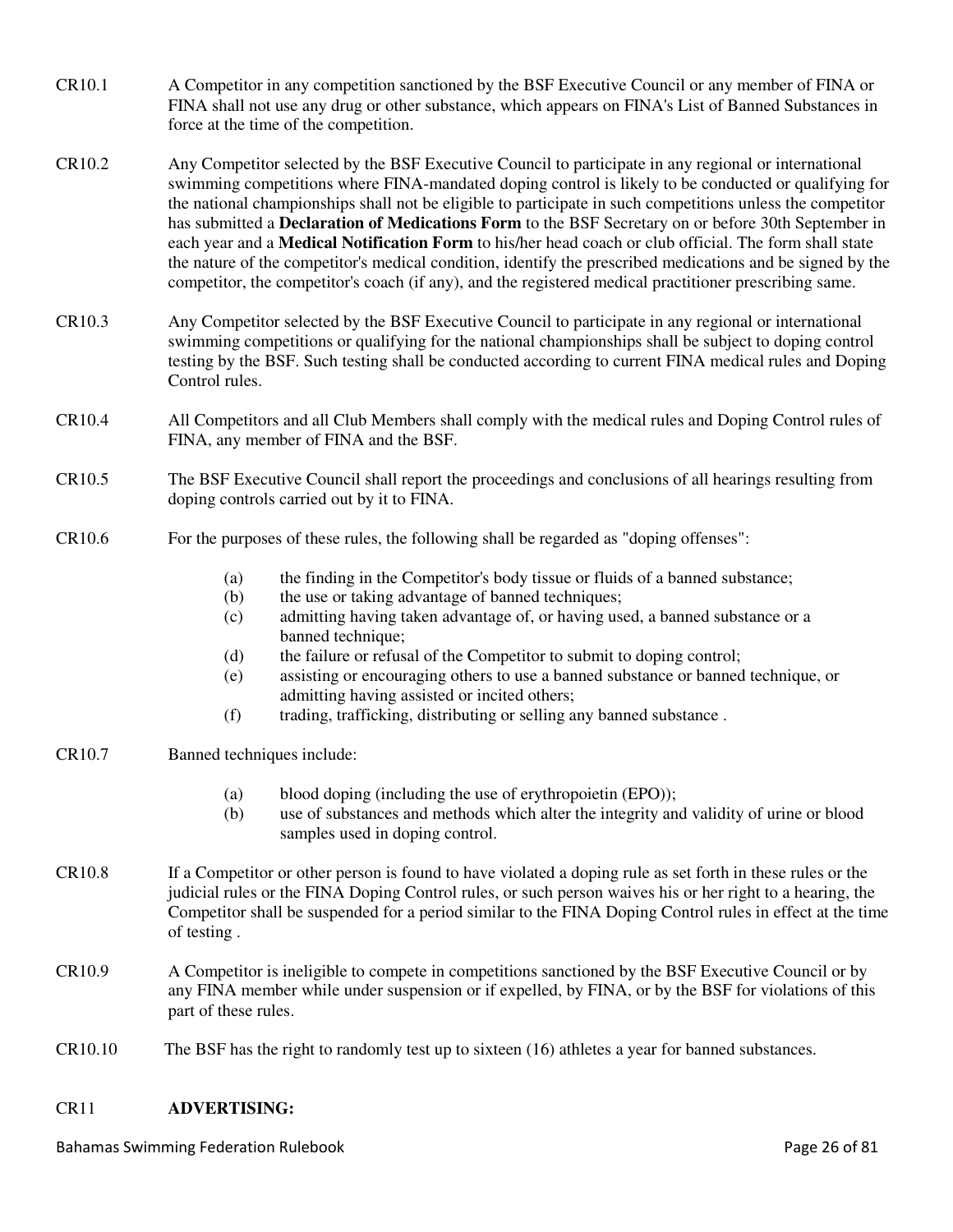CR10.1 A Competitor in any competition sanctioned by the BSF Executive Council or any member of FINA or FINA shall not use any drug or other substance, which appears on FINA's List of Banned Substances in force at the time of the competition.

CR10.2 Any Competitor selected by the BSF Executive Council to participate in any regional or international swimming competitions where FINA-mandated doping control is likely to be conducted or qualifying for the national championships shall not be eligible to participate in such competitions unless the competitor has submitted a **Declaration of Medications Form** to the BSF Secretary on or before 30th September in each year and a **Medical Notification Form** to his/her head coach or club official. The form shall state the nature of the competitor's medical condition, identify the prescribed medications and be signed by the competitor, the competitor's coach (if any), and the registered medical practitioner prescribing same.

CR10.3 Any Competitor selected by the BSF Executive Council to participate in any regional or international swimming competitions or qualifying for the national championships shall be subject to doping control testing by the BSF. Such testing shall be conducted according to current FINA medical rules and Doping Control rules.

CR10.4 All Competitors and all Club Members shall comply with the medical rules and Doping Control rules of FINA, any member of FINA and the BSF.

CR10.5 The BSF Executive Council shall report the proceedings and conclusions of all hearings resulting from doping controls carried out by it to FINA.

CR10.6 For the purposes of these rules, the following shall be regarded as "doping offenses":

- (a) the finding in the Competitor's body tissue or fluids of a banned substance;
- (b) the use or taking advantage of banned techniques;
- (c) admitting having taken advantage of, or having used, a banned substance or a banned technique;
- (d) the failure or refusal of the Competitor to submit to doping control;
- (e) assisting or encouraging others to use a banned substance or banned technique, or admitting having assisted or incited others;
- (f) trading, trafficking, distributing or selling any banned substance .

CR10.7 Banned techniques include:

- (a) blood doping (including the use of erythropoietin (EPO));
- (b) use of substances and methods which alter the integrity and validity of urine or blood samples used in doping control.

CR10.8 If a Competitor or other person is found to have violated a doping rule as set forth in these rules or the judicial rules or the FINA Doping Control rules, or such person waives his or her right to a hearing, the Competitor shall be suspended for a period similar to the FINA Doping Control rules in effect at the time of testing .

CR10.9 A Competitor is ineligible to compete in competitions sanctioned by the BSF Executive Council or by any FINA member while under suspension or if expelled, by FINA, or by the BSF for violations of this part of these rules.

CR10.10 The BSF has the right to randomly test up to sixteen (16) athletes a year for banned substances.

## CR11 ADVERTISING: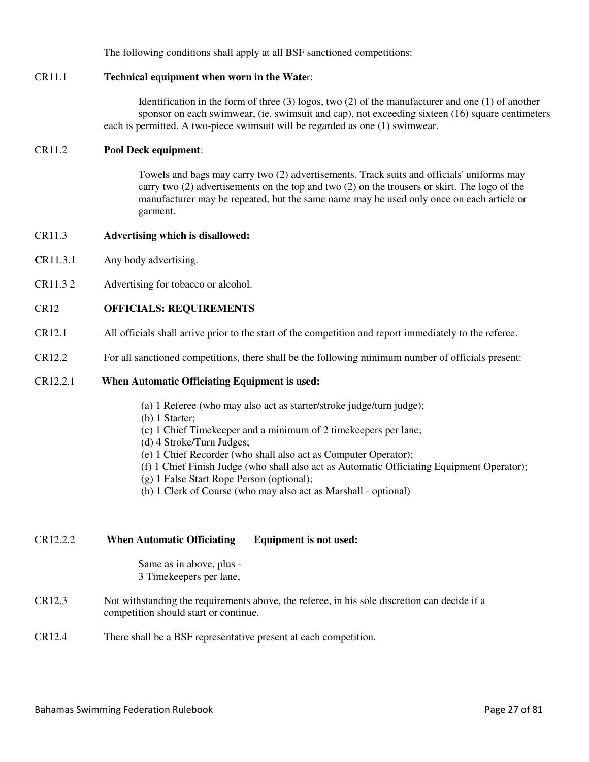The following conditions shall apply at all BSF sanctioned competitions:

CR11.1 **Technical equipment when worn in the Wate**r:

Identification in the form of three (3) logos, two (2) of the manufacturer and one (1) of another sponsor on each swimwear, (ie. swimsuit and cap), not exceeding sixteen (16) square centimeters each is permitted. A two-piece swimsuit will be regarded as one (1) swimwear.

CR11.2 **Pool Deck equipment**:

Towels and bags may carry two (2) advertisements. Track suits and officials' uniforms may carry two (2) advertisements on the top and two (2) on the trousers or skirt. The logo of the manufacturer may be repeated, but the same name may be used only once on each article or garment.

CR11.3 **Advertising which is disallowed:**

**C**R11.3.1 Any body advertising.

CR11.3 2 Advertising for tobacco or alcohol.

## CR12 OFFICIALS: REQUIREMENTS

CR12.1 All officials shall arrive prior to the start of the competition and report immediately to the referee.

CR12.2 For all sanctioned competitions, there shall be the following minimum number of officials present:

CR12.2.1 **When Automatic Officiating Equipment is used:**

(a) 1 Referee (who may also act as starter/stroke judge/turn judge);
(b) 1 Starter;
(c) 1 Chief Timekeeper and a minimum of 2 timekeepers per lane;
(d) 4 Stroke/Turn Judges;
(e) 1 Chief Recorder (who shall also act as Computer Operator);
(f) 1 Chief Finish Judge (who shall also act as Automatic Officiating Equipment Operator);
(g) 1 False Start Rope Person (optional);
(h) 1 Clerk of Course (who may also act as Marshall - optional)

CR12.2.2 **When Automatic Officiating Equipment is not used:**

Same as in above, plus -
3 Timekeepers per lane,

CR12.3 Not withstanding the requirements above, the referee, in his sole discretion can decide if a competition should start or continue.

CR12.4 There shall be a BSF representative present at each competition.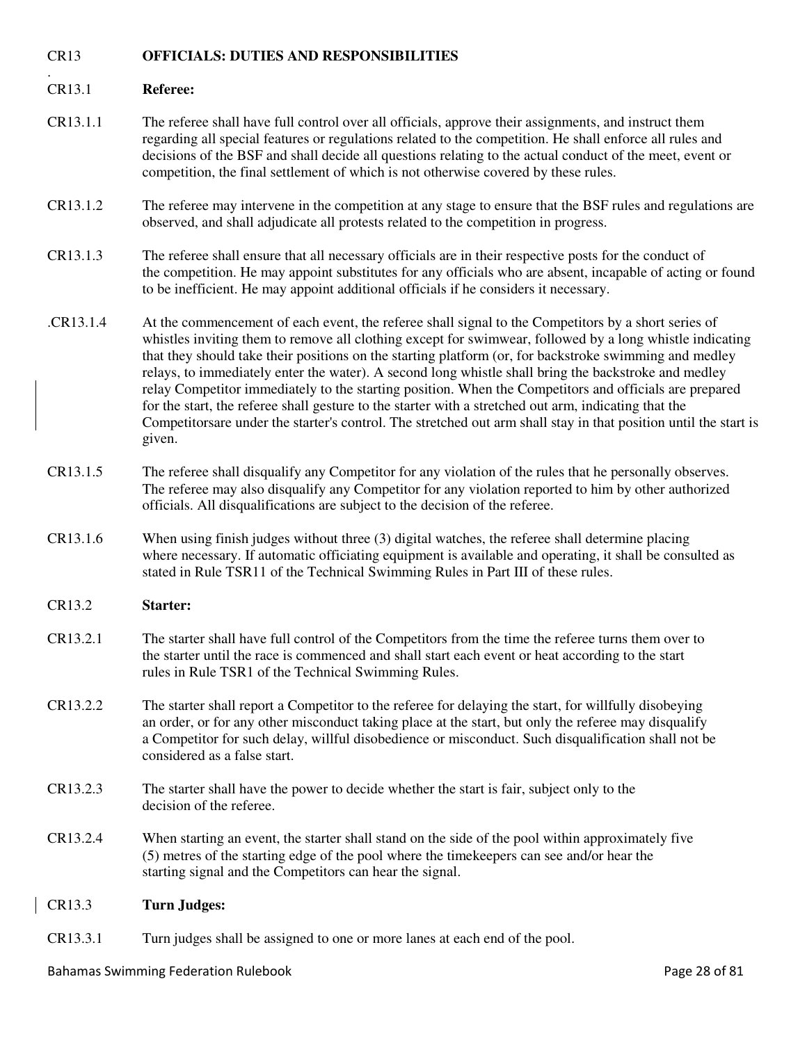## CR13 OFFICIALS: DUTIES AND RESPONSIBILITIES

### CR13.1 Referee:

CR13.1.1 The referee shall have full control over all officials, approve their assignments, and instruct them regarding all special features or regulations related to the competition. He shall enforce all rules and decisions of the BSF and shall decide all questions relating to the actual conduct of the meet, event or competition, the final settlement of which is not otherwise covered by these rules.

CR13.1.2 The referee may intervene in the competition at any stage to ensure that the BSF rules and regulations are observed, and shall adjudicate all protests related to the competition in progress.

CR13.1.3 The referee shall ensure that all necessary officials are in their respective posts for the conduct of the competition. He may appoint substitutes for any officials who are absent, incapable of acting or found to be inefficient. He may appoint additional officials if he considers it necessary.

.CR13.1.4 At the commencement of each event, the referee shall signal to the Competitors by a short series of whistles inviting them to remove all clothing except for swimwear, followed by a long whistle indicating that they should take their positions on the starting platform (or, for backstroke swimming and medley relays, to immediately enter the water). A second long whistle shall bring the backstroke and medley relay Competitor immediately to the starting position. When the Competitors and officials are prepared for the start, the referee shall gesture to the starter with a stretched out arm, indicating that the Competitorsare under the starter's control. The stretched out arm shall stay in that position until the start is given.

CR13.1.5 The referee shall disqualify any Competitor for any violation of the rules that he personally observes. The referee may also disqualify any Competitor for any violation reported to him by other authorized officials. All disqualifications are subject to the decision of the referee.

CR13.1.6 When using finish judges without three (3) digital watches, the referee shall determine placing where necessary. If automatic officiating equipment is available and operating, it shall be consulted as stated in Rule TSR11 of the Technical Swimming Rules in Part III of these rules.

### CR13.2 Starter:

CR13.2.1 The starter shall have full control of the Competitors from the time the referee turns them over to the starter until the race is commenced and shall start each event or heat according to the start rules in Rule TSR1 of the Technical Swimming Rules.

CR13.2.2 The starter shall report a Competitor to the referee for delaying the start, for willfully disobeying an order, or for any other misconduct taking place at the start, but only the referee may disqualify a Competitor for such delay, willful disobedience or misconduct. Such disqualification shall not be considered as a false start.

CR13.2.3 The starter shall have the power to decide whether the start is fair, subject only to the decision of the referee.

CR13.2.4 When starting an event, the starter shall stand on the side of the pool within approximately five (5) metres of the starting edge of the pool where the timekeepers can see and/or hear the starting signal and the Competitors can hear the signal.

### CR13.3 Turn Judges:

CR13.3.1 Turn judges shall be assigned to one or more lanes at each end of the pool.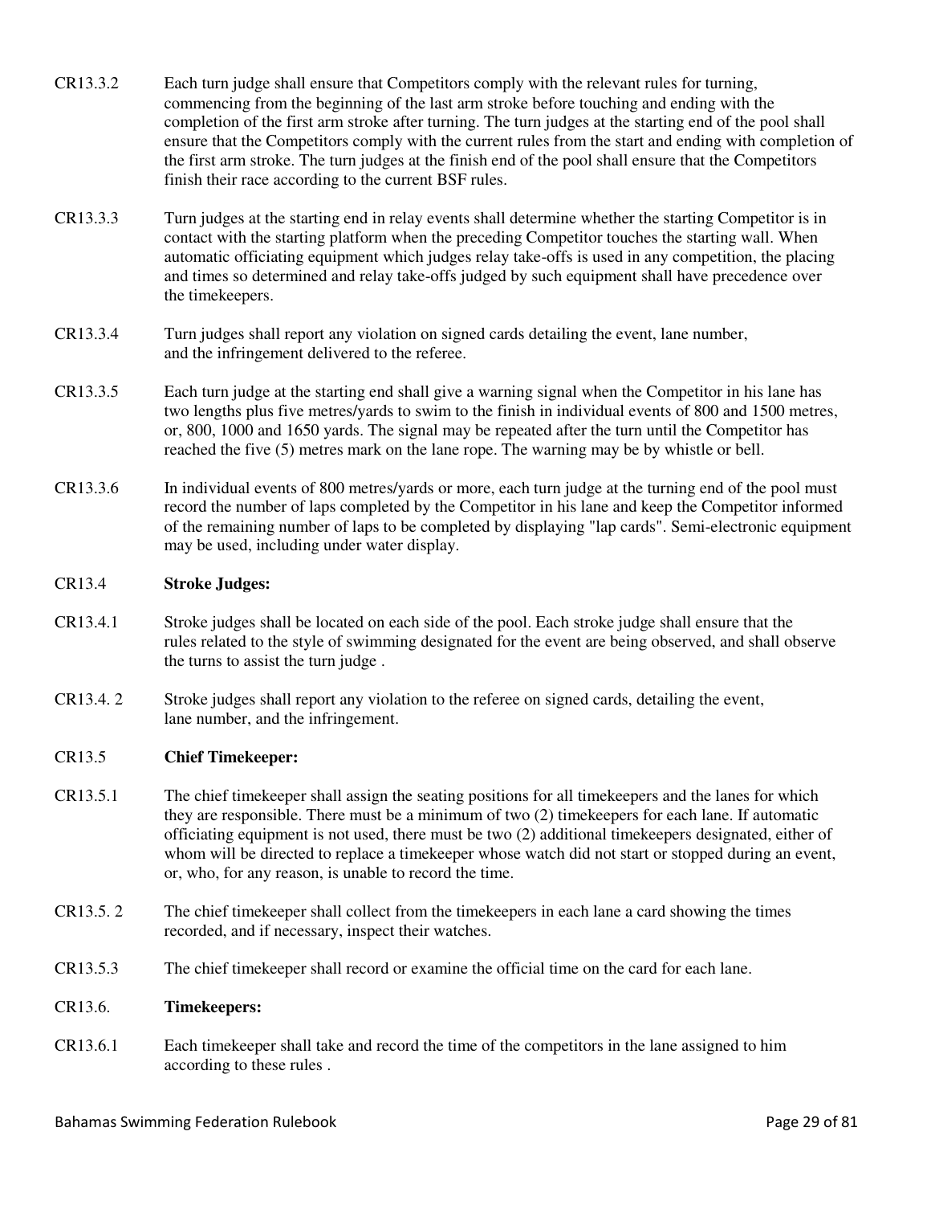CR13.3.2 Each turn judge shall ensure that Competitors comply with the relevant rules for turning, commencing from the beginning of the last arm stroke before touching and ending with the completion of the first arm stroke after turning. The turn judges at the starting end of the pool shall ensure that the Competitors comply with the current rules from the start and ending with completion of the first arm stroke. The turn judges at the finish end of the pool shall ensure that the Competitors finish their race according to the current BSF rules.

CR13.3.3 Turn judges at the starting end in relay events shall determine whether the starting Competitor is in contact with the starting platform when the preceding Competitor touches the starting wall. When automatic officiating equipment which judges relay take-offs is used in any competition, the placing and times so determined and relay take-offs judged by such equipment shall have precedence over the timekeepers.

CR13.3.4 Turn judges shall report any violation on signed cards detailing the event, lane number, and the infringement delivered to the referee.

CR13.3.5 Each turn judge at the starting end shall give a warning signal when the Competitor in his lane has two lengths plus five metres/yards to swim to the finish in individual events of 800 and 1500 metres, or, 800, 1000 and 1650 yards. The signal may be repeated after the turn until the Competitor has reached the five (5) metres mark on the lane rope. The warning may be by whistle or bell.

CR13.3.6 In individual events of 800 metres/yards or more, each turn judge at the turning end of the pool must record the number of laps completed by the Competitor in his lane and keep the Competitor informed of the remaining number of laps to be completed by displaying "lap cards". Semi-electronic equipment may be used, including under water display.

### CR13.4 Stroke Judges:

CR13.4.1 Stroke judges shall be located on each side of the pool. Each stroke judge shall ensure that the rules related to the style of swimming designated for the event are being observed, and shall observe the turns to assist the turn judge .

CR13.4. 2 Stroke judges shall report any violation to the referee on signed cards, detailing the event, lane number, and the infringement.

### CR13.5 Chief Timekeeper:

CR13.5.1 The chief timekeeper shall assign the seating positions for all timekeepers and the lanes for which they are responsible. There must be a minimum of two (2) timekeepers for each lane. If automatic officiating equipment is not used, there must be two (2) additional timekeepers designated, either of whom will be directed to replace a timekeeper whose watch did not start or stopped during an event, or, who, for any reason, is unable to record the time.

CR13.5. 2 The chief timekeeper shall collect from the timekeepers in each lane a card showing the times recorded, and if necessary, inspect their watches.

CR13.5.3 The chief timekeeper shall record or examine the official time on the card for each lane.

### CR13.6. Timekeepers:

CR13.6.1 Each timekeeper shall take and record the time of the competitors in the lane assigned to him according to these rules .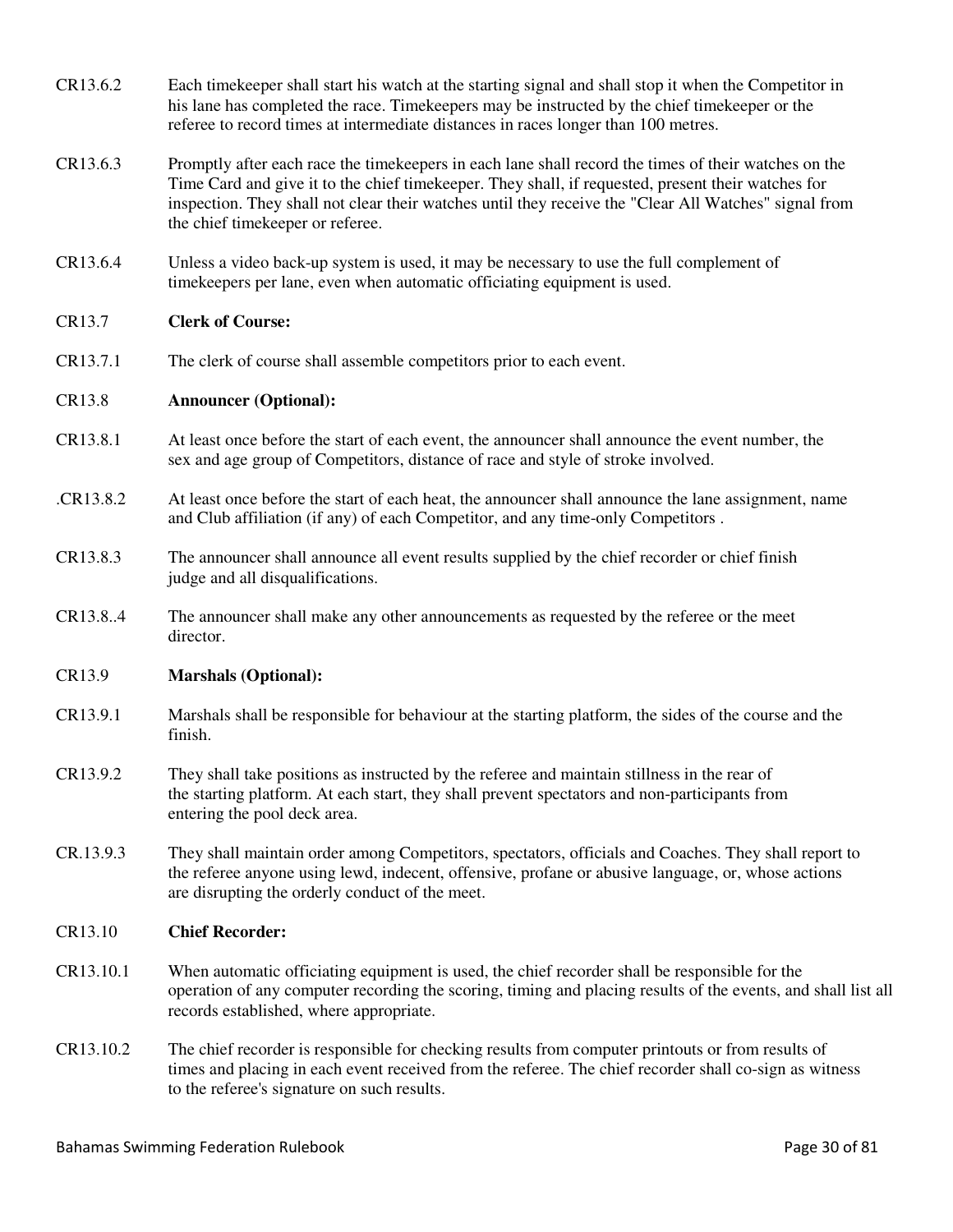CR13.6.2 Each timekeeper shall start his watch at the starting signal and shall stop it when the Competitor in his lane has completed the race. Timekeepers may be instructed by the chief timekeeper or the referee to record times at intermediate distances in races longer than 100 metres.

CR13.6.3 Promptly after each race the timekeepers in each lane shall record the times of their watches on the Time Card and give it to the chief timekeeper. They shall, if requested, present their watches for inspection. They shall not clear their watches until they receive the "Clear All Watches" signal from the chief timekeeper or referee.

CR13.6.4 Unless a video back-up system is used, it may be necessary to use the full complement of timekeepers per lane, even when automatic officiating equipment is used.

CR13.7 **Clerk of Course:**

CR13.7.1 The clerk of course shall assemble competitors prior to each event.

CR13.8 **Announcer (Optional):**

CR13.8.1 At least once before the start of each event, the announcer shall announce the event number, the sex and age group of Competitors, distance of race and style of stroke involved.

.CR13.8.2 At least once before the start of each heat, the announcer shall announce the lane assignment, name and Club affiliation (if any) of each Competitor, and any time-only Competitors .

CR13.8.3 The announcer shall announce all event results supplied by the chief recorder or chief finish judge and all disqualifications.

CR13.8..4 The announcer shall make any other announcements as requested by the referee or the meet director.

CR13.9 **Marshals (Optional):**

CR13.9.1 Marshals shall be responsible for behaviour at the starting platform, the sides of the course and the finish.

CR13.9.2 They shall take positions as instructed by the referee and maintain stillness in the rear of the starting platform. At each start, they shall prevent spectators and non-participants from entering the pool deck area.

CR.13.9.3 They shall maintain order among Competitors, spectators, officials and Coaches. They shall report to the referee anyone using lewd, indecent, offensive, profane or abusive language, or, whose actions are disrupting the orderly conduct of the meet.

CR13.10 **Chief Recorder:**

CR13.10.1 When automatic officiating equipment is used, the chief recorder shall be responsible for the operation of any computer recording the scoring, timing and placing results of the events, and shall list all records established, where appropriate.

CR13.10.2 The chief recorder is responsible for checking results from computer printouts or from results of times and placing in each event received from the referee. The chief recorder shall co-sign as witness to the referee's signature on such results.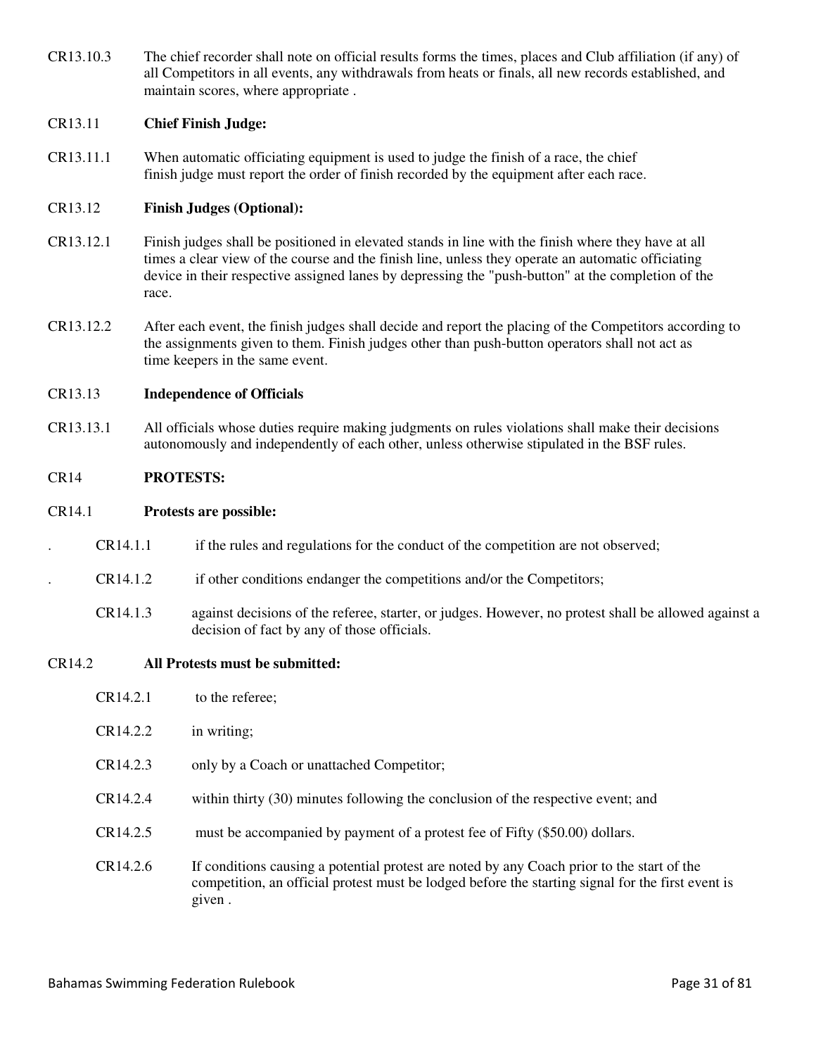CR13.10.3 The chief recorder shall note on official results forms the times, places and Club affiliation (if any) of all Competitors in all events, any withdrawals from heats or finals, all new records established, and maintain scores, where appropriate .

CR13.11 **Chief Finish Judge:**

CR13.11.1 When automatic officiating equipment is used to judge the finish of a race, the chief finish judge must report the order of finish recorded by the equipment after each race.

CR13.12 **Finish Judges (Optional):**

CR13.12.1 Finish judges shall be positioned in elevated stands in line with the finish where they have at all times a clear view of the course and the finish line, unless they operate an automatic officiating device in their respective assigned lanes by depressing the "push-button" at the completion of the race.

CR13.12.2 After each event, the finish judges shall decide and report the placing of the Competitors according to the assignments given to them. Finish judges other than push-button operators shall not act as time keepers in the same event.

CR13.13 **Independence of Officials**

CR13.13.1 All officials whose duties require making judgments on rules violations shall make their decisions autonomously and independently of each other, unless otherwise stipulated in the BSF rules.

CR14 **PROTESTS:**

CR14.1 **Protests are possible:**

. CR14.1.1 if the rules and regulations for the conduct of the competition are not observed;

. CR14.1.2 if other conditions endanger the competitions and/or the Competitors;

CR14.1.3 against decisions of the referee, starter, or judges. However, no protest shall be allowed against a decision of fact by any of those officials.

CR14.2 **All Protests must be submitted:**

CR14.2.1 to the referee;

CR14.2.2 in writing;

CR14.2.3 only by a Coach or unattached Competitor;

CR14.2.4 within thirty (30) minutes following the conclusion of the respective event; and

CR14.2.5 must be accompanied by payment of a protest fee of Fifty ($50.00) dollars.

CR14.2.6 If conditions causing a potential protest are noted by any Coach prior to the start of the competition, an official protest must be lodged before the starting signal for the first event is given .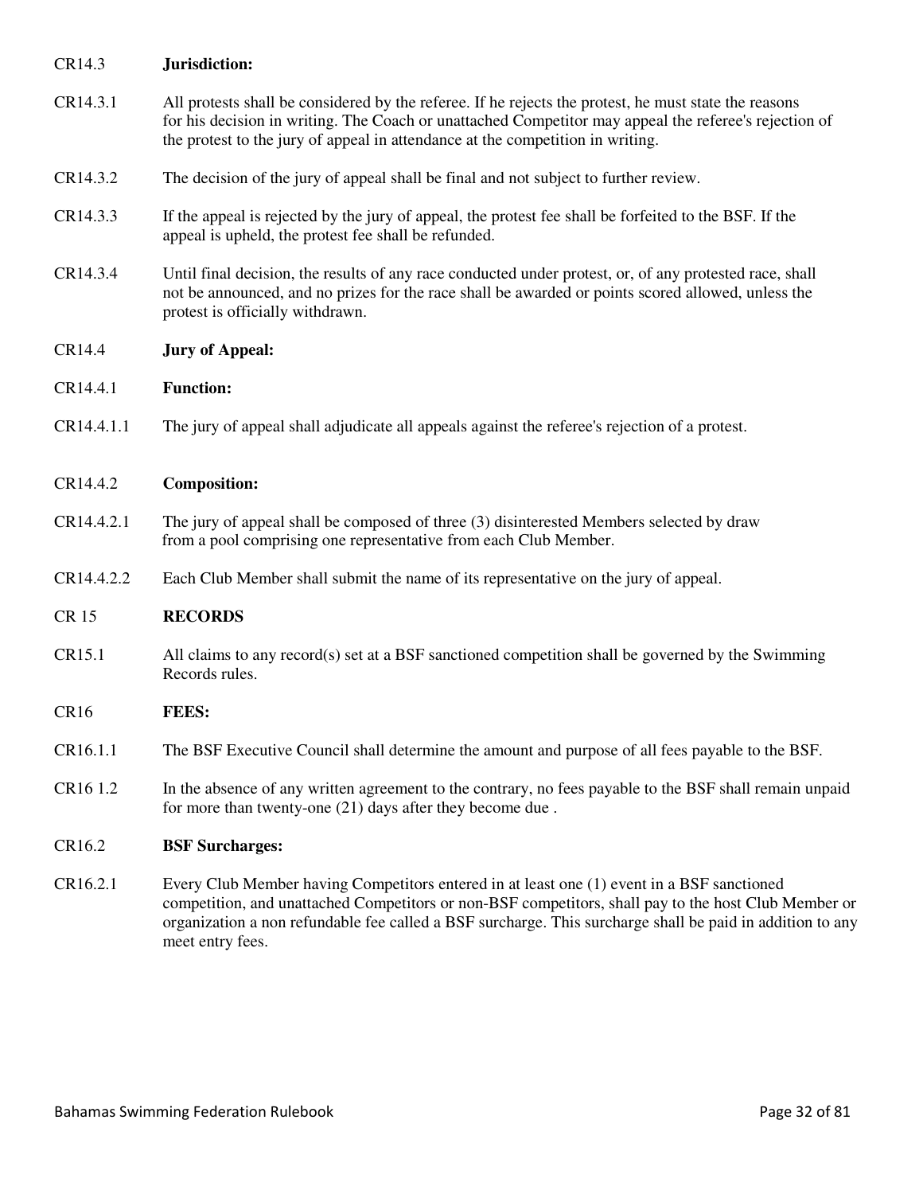CR14.3 **Jurisdiction:**

CR14.3.1 All protests shall be considered by the referee. If he rejects the protest, he must state the reasons for his decision in writing. The Coach or unattached Competitor may appeal the referee's rejection of the protest to the jury of appeal in attendance at the competition in writing.

CR14.3.2 The decision of the jury of appeal shall be final and not subject to further review.

CR14.3.3 If the appeal is rejected by the jury of appeal, the protest fee shall be forfeited to the BSF. If the appeal is upheld, the protest fee shall be refunded.

CR14.3.4 Until final decision, the results of any race conducted under protest, or, of any protested race, shall not be announced, and no prizes for the race shall be awarded or points scored allowed, unless the protest is officially withdrawn.

CR14.4 **Jury of Appeal:**

CR14.4.1 **Function:**

CR14.4.1.1 The jury of appeal shall adjudicate all appeals against the referee's rejection of a protest.

CR14.4.2 **Composition:**

CR14.4.2.1 The jury of appeal shall be composed of three (3) disinterested Members selected by draw from a pool comprising one representative from each Club Member.

CR14.4.2.2 Each Club Member shall submit the name of its representative on the jury of appeal.

CR 15 **RECORDS**

CR15.1 All claims to any record(s) set at a BSF sanctioned competition shall be governed by the Swimming Records rules.

CR16 **FEES:**

CR16.1.1 The BSF Executive Council shall determine the amount and purpose of all fees payable to the BSF.

CR16 1.2 In the absence of any written agreement to the contrary, no fees payable to the BSF shall remain unpaid for more than twenty-one (21) days after they become due .

CR16.2 **BSF Surcharges:**

CR16.2.1 Every Club Member having Competitors entered in at least one (1) event in a BSF sanctioned competition, and unattached Competitors or non-BSF competitors, shall pay to the host Club Member or organization a non refundable fee called a BSF surcharge. This surcharge shall be paid in addition to any meet entry fees.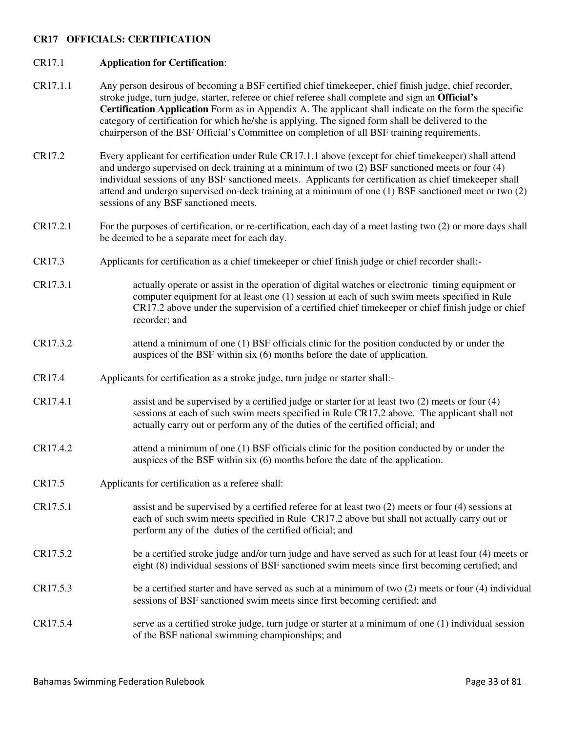## CR17 OFFICIALS: CERTIFICATION

CR17.1 **Application for Certification**:

CR17.1.1 Any person desirous of becoming a BSF certified chief timekeeper, chief finish judge, chief recorder, stroke judge, turn judge, starter, referee or chief referee shall complete and sign an **Official's Certification Application** Form as in Appendix A. The applicant shall indicate on the form the specific category of certification for which he/she is applying. The signed form shall be delivered to the chairperson of the BSF Official's Committee on completion of all BSF training requirements.

CR17.2 Every applicant for certification under Rule CR17.1.1 above (except for chief timekeeper) shall attend and undergo supervised on deck training at a minimum of two (2) BSF sanctioned meets or four (4) individual sessions of any BSF sanctioned meets. Applicants for certification as chief timekeeper shall attend and undergo supervised on-deck training at a minimum of one (1) BSF sanctioned meet or two (2) sessions of any BSF sanctioned meets.

CR17.2.1 For the purposes of certification, or re-certification, each day of a meet lasting two (2) or more days shall be deemed to be a separate meet for each day.

CR17.3 Applicants for certification as a chief timekeeper or chief finish judge or chief recorder shall:-

CR17.3.1 actually operate or assist in the operation of digital watches or electronic timing equipment or computer equipment for at least one (1) session at each of such swim meets specified in Rule CR17.2 above under the supervision of a certified chief timekeeper or chief finish judge or chief recorder; and

CR17.3.2 attend a minimum of one (1) BSF officials clinic for the position conducted by or under the auspices of the BSF within six (6) months before the date of application.

CR17.4 Applicants for certification as a stroke judge, turn judge or starter shall:-

CR17.4.1 assist and be supervised by a certified judge or starter for at least two (2) meets or four (4) sessions at each of such swim meets specified in Rule CR17.2 above. The applicant shall not actually carry out or perform any of the duties of the certified official; and

CR17.4.2 attend a minimum of one (1) BSF officials clinic for the position conducted by or under the auspices of the BSF within six (6) months before the date of the application.

CR17.5 Applicants for certification as a referee shall:

CR17.5.1 assist and be supervised by a certified referee for at least two (2) meets or four (4) sessions at each of such swim meets specified in Rule CR17.2 above but shall not actually carry out or perform any of the duties of the certified official; and

CR17.5.2 be a certified stroke judge and/or turn judge and have served as such for at least four (4) meets or eight (8) individual sessions of BSF sanctioned swim meets since first becoming certified; and

CR17.5.3 be a certified starter and have served as such at a minimum of two (2) meets or four (4) individual sessions of BSF sanctioned swim meets since first becoming certified; and

CR17.5.4 serve as a certified stroke judge, turn judge or starter at a minimum of one (1) individual session of the BSF national swimming championships; and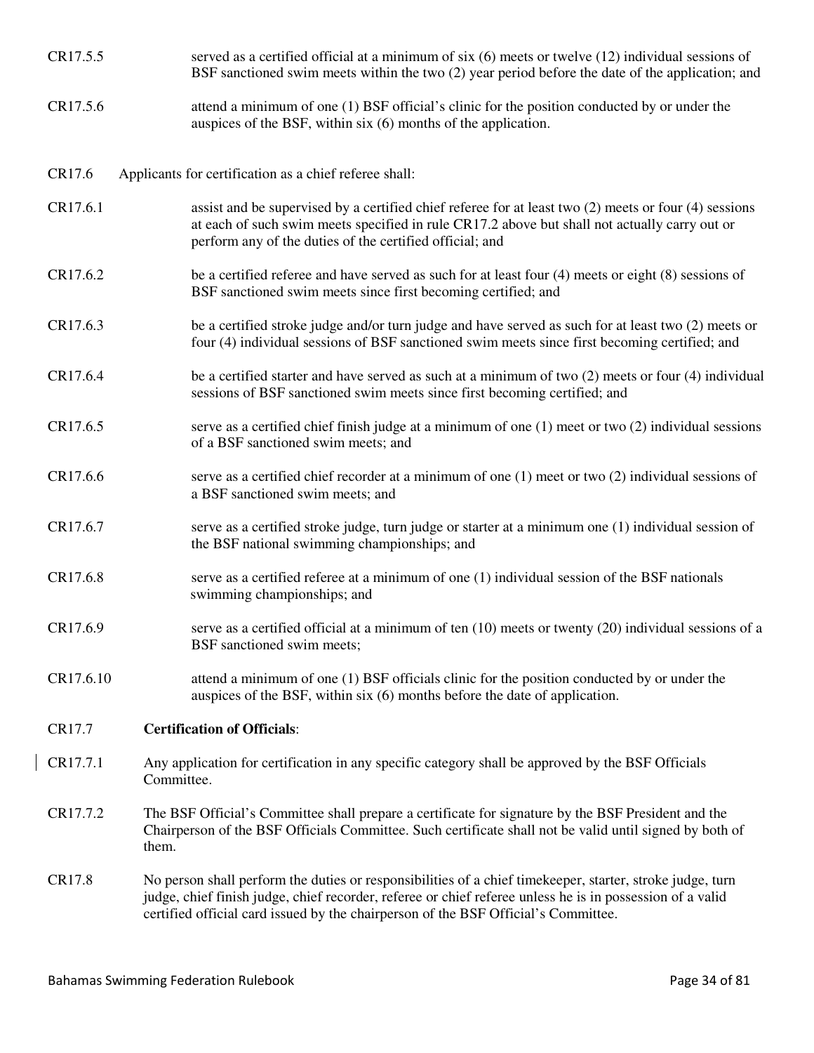CR17.5.5 served as a certified official at a minimum of six (6) meets or twelve (12) individual sessions of BSF sanctioned swim meets within the two (2) year period before the date of the application; and

CR17.5.6 attend a minimum of one (1) BSF official's clinic for the position conducted by or under the auspices of the BSF, within six (6) months of the application.

CR17.6 Applicants for certification as a chief referee shall:

CR17.6.1 assist and be supervised by a certified chief referee for at least two (2) meets or four (4) sessions at each of such swim meets specified in rule CR17.2 above but shall not actually carry out or perform any of the duties of the certified official; and

CR17.6.2 be a certified referee and have served as such for at least four (4) meets or eight (8) sessions of BSF sanctioned swim meets since first becoming certified; and

CR17.6.3 be a certified stroke judge and/or turn judge and have served as such for at least two (2) meets or four (4) individual sessions of BSF sanctioned swim meets since first becoming certified; and

CR17.6.4 be a certified starter and have served as such at a minimum of two (2) meets or four (4) individual sessions of BSF sanctioned swim meets since first becoming certified; and

CR17.6.5 serve as a certified chief finish judge at a minimum of one (1) meet or two (2) individual sessions of a BSF sanctioned swim meets; and

CR17.6.6 serve as a certified chief recorder at a minimum of one (1) meet or two (2) individual sessions of a BSF sanctioned swim meets; and

CR17.6.7 serve as a certified stroke judge, turn judge or starter at a minimum one (1) individual session of the BSF national swimming championships; and

CR17.6.8 serve as a certified referee at a minimum of one (1) individual session of the BSF nationals swimming championships; and

CR17.6.9 serve as a certified official at a minimum of ten (10) meets or twenty (20) individual sessions of a BSF sanctioned swim meets;

CR17.6.10 attend a minimum of one (1) BSF officials clinic for the position conducted by or under the auspices of the BSF, within six (6) months before the date of application.

CR17.7 **Certification of Officials**:

CR17.7.1 Any application for certification in any specific category shall be approved by the BSF Officials Committee.

CR17.7.2 The BSF Official's Committee shall prepare a certificate for signature by the BSF President and the Chairperson of the BSF Officials Committee. Such certificate shall not be valid until signed by both of them.

CR17.8 No person shall perform the duties or responsibilities of a chief timekeeper, starter, stroke judge, turn judge, chief finish judge, chief recorder, referee or chief referee unless he is in possession of a valid certified official card issued by the chairperson of the BSF Official's Committee.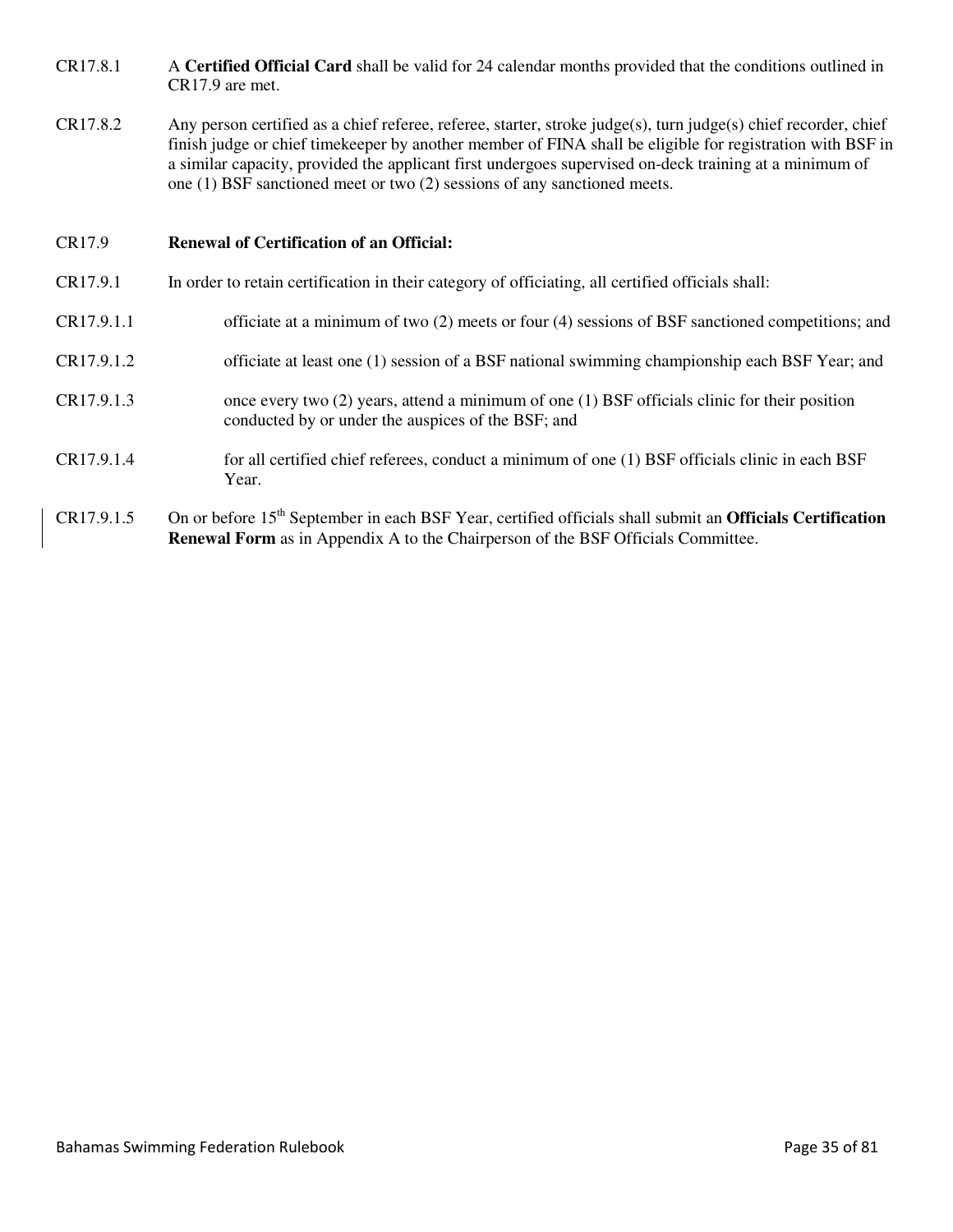CR17.8.1 A **Certified Official Card** shall be valid for 24 calendar months provided that the conditions outlined in CR17.9 are met.

CR17.8.2 Any person certified as a chief referee, referee, starter, stroke judge(s), turn judge(s) chief recorder, chief finish judge or chief timekeeper by another member of FINA shall be eligible for registration with BSF in a similar capacity, provided the applicant first undergoes supervised on-deck training at a minimum of one (1) BSF sanctioned meet or two (2) sessions of any sanctioned meets.

CR17.9 **Renewal of Certification of an Official:**

CR17.9.1 In order to retain certification in their category of officiating, all certified officials shall:

CR17.9.1.1 officiate at a minimum of two (2) meets or four (4) sessions of BSF sanctioned competitions; and

CR17.9.1.2 officiate at least one (1) session of a BSF national swimming championship each BSF Year; and

CR17.9.1.3 once every two (2) years, attend a minimum of one (1) BSF officials clinic for their position conducted by or under the auspices of the BSF; and

CR17.9.1.4 for all certified chief referees, conduct a minimum of one (1) BSF officials clinic in each BSF Year.

CR17.9.1.5 On or before 15th September in each BSF Year, certified officials shall submit an **Officials Certification Renewal Form** as in Appendix A to the Chairperson of the BSF Officials Committee.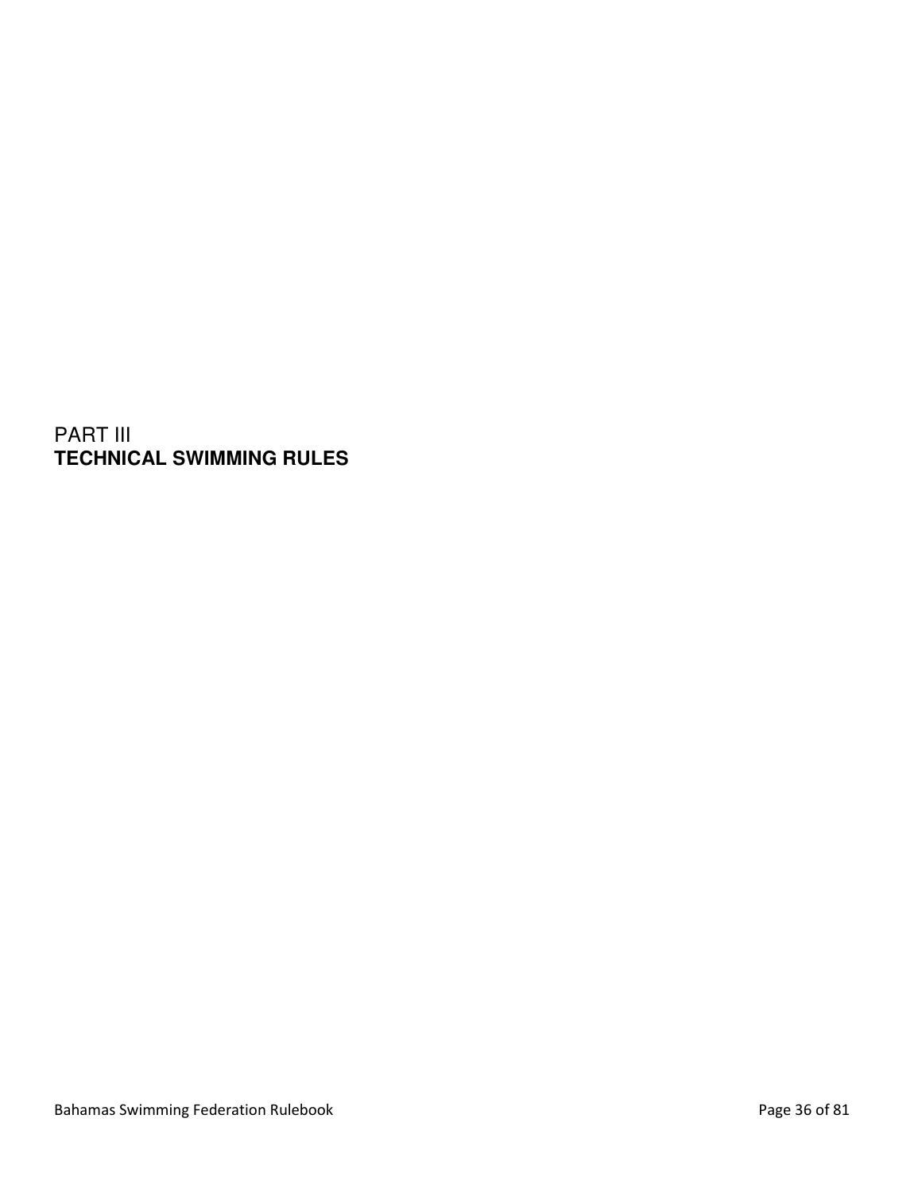# PART III
# **TECHNICAL SWIMMING RULES**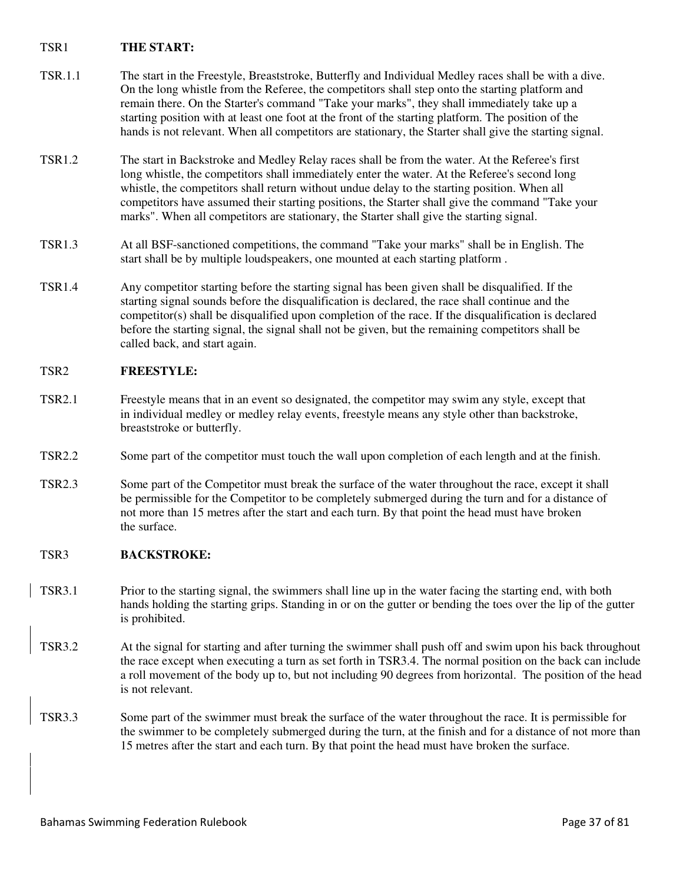## TSR1 THE START:

**TSR.1.1** The start in the Freestyle, Breaststroke, Butterfly and Individual Medley races shall be with a dive. On the long whistle from the Referee, the competitors shall step onto the starting platform and remain there. On the Starter's command "Take your marks", they shall immediately take up a starting position with at least one foot at the front of the starting platform. The position of the hands is not relevant. When all competitors are stationary, the Starter shall give the starting signal.

**TSR1.2** The start in Backstroke and Medley Relay races shall be from the water. At the Referee's first long whistle, the competitors shall immediately enter the water. At the Referee's second long whistle, the competitors shall return without undue delay to the starting position. When all competitors have assumed their starting positions, the Starter shall give the command "Take your marks". When all competitors are stationary, the Starter shall give the starting signal.

**TSR1.3** At all BSF-sanctioned competitions, the command "Take your marks" shall be in English. The start shall be by multiple loudspeakers, one mounted at each starting platform .

**TSR1.4** Any competitor starting before the starting signal has been given shall be disqualified. If the starting signal sounds before the disqualification is declared, the race shall continue and the competitor(s) shall be disqualified upon completion of the race. If the disqualification is declared before the starting signal, the signal shall not be given, but the remaining competitors shall be called back, and start again.

## TSR2 FREESTYLE:

**TSR2.1** Freestyle means that in an event so designated, the competitor may swim any style, except that in individual medley or medley relay events, freestyle means any style other than backstroke, breaststroke or butterfly.

**TSR2.2** Some part of the competitor must touch the wall upon completion of each length and at the finish.

**TSR2.3** Some part of the Competitor must break the surface of the water throughout the race, except it shall be permissible for the Competitor to be completely submerged during the turn and for a distance of not more than 15 metres after the start and each turn. By that point the head must have broken the surface.

## TSR3 BACKSTROKE:

**TSR3.1** Prior to the starting signal, the swimmers shall line up in the water facing the starting end, with both hands holding the starting grips. Standing in or on the gutter or bending the toes over the lip of the gutter is prohibited.

**TSR3.2** At the signal for starting and after turning the swimmer shall push off and swim upon his back throughout the race except when executing a turn as set forth in TSR3.4. The normal position on the back can include a roll movement of the body up to, but not including 90 degrees from horizontal. The position of the head is not relevant.

**TSR3.3** Some part of the swimmer must break the surface of the water throughout the race. It is permissible for the swimmer to be completely submerged during the turn, at the finish and for a distance of not more than 15 metres after the start and each turn. By that point the head must have broken the surface.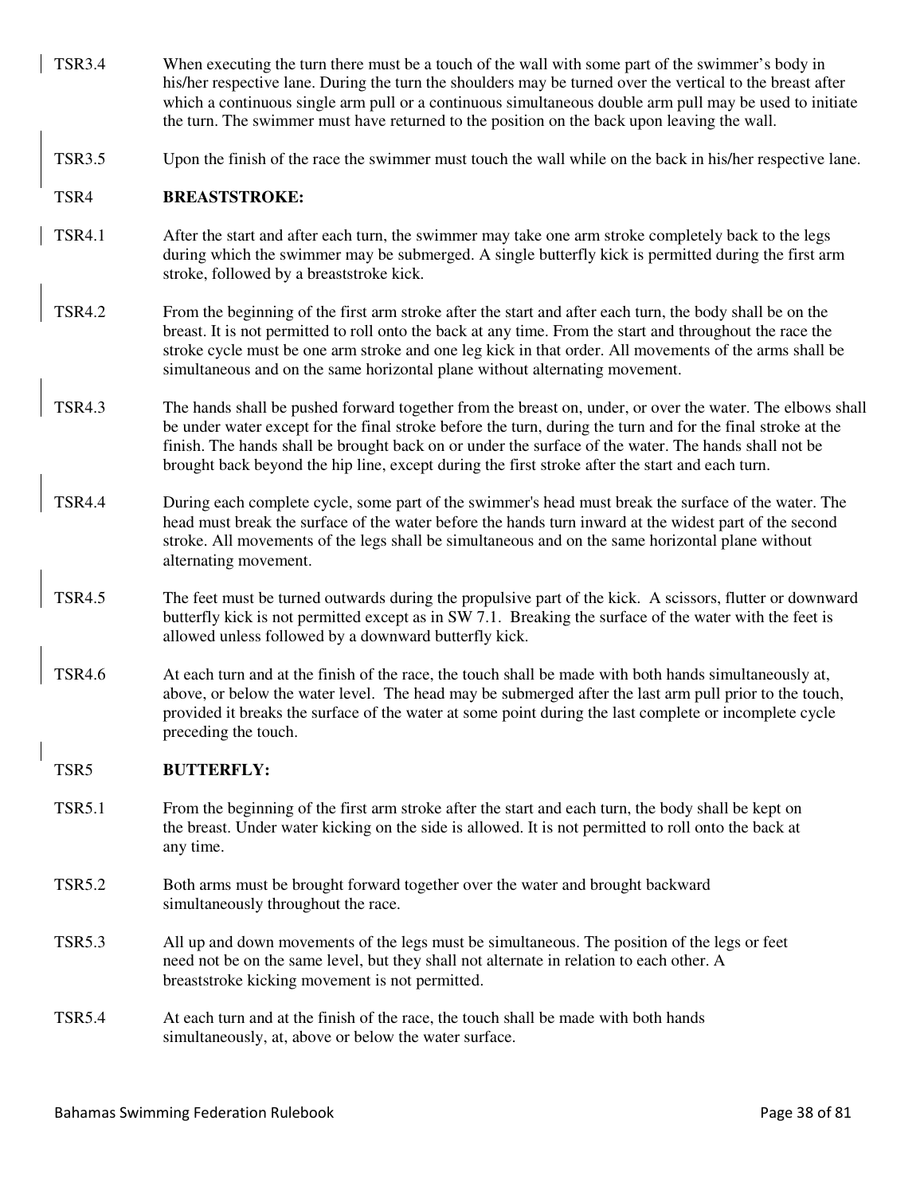TSR3.4 When executing the turn there must be a touch of the wall with some part of the swimmer's body in his/her respective lane. During the turn the shoulders may be turned over the vertical to the breast after which a continuous single arm pull or a continuous simultaneous double arm pull may be used to initiate the turn. The swimmer must have returned to the position on the back upon leaving the wall.

TSR3.5 Upon the finish of the race the swimmer must touch the wall while on the back in his/her respective lane.

## TSR4 BREASTSTROKE:

TSR4.1 After the start and after each turn, the swimmer may take one arm stroke completely back to the legs during which the swimmer may be submerged. A single butterfly kick is permitted during the first arm stroke, followed by a breaststroke kick.

TSR4.2 From the beginning of the first arm stroke after the start and after each turn, the body shall be on the breast. It is not permitted to roll onto the back at any time. From the start and throughout the race the stroke cycle must be one arm stroke and one leg kick in that order. All movements of the arms shall be simultaneous and on the same horizontal plane without alternating movement.

TSR4.3 The hands shall be pushed forward together from the breast on, under, or over the water. The elbows shall be under water except for the final stroke before the turn, during the turn and for the final stroke at the finish. The hands shall be brought back on or under the surface of the water. The hands shall not be brought back beyond the hip line, except during the first stroke after the start and each turn.

TSR4.4 During each complete cycle, some part of the swimmer's head must break the surface of the water. The head must break the surface of the water before the hands turn inward at the widest part of the second stroke. All movements of the legs shall be simultaneous and on the same horizontal plane without alternating movement.

TSR4.5 The feet must be turned outwards during the propulsive part of the kick. A scissors, flutter or downward butterfly kick is not permitted except as in SW 7.1. Breaking the surface of the water with the feet is allowed unless followed by a downward butterfly kick.

TSR4.6 At each turn and at the finish of the race, the touch shall be made with both hands simultaneously at, above, or below the water level. The head may be submerged after the last arm pull prior to the touch, provided it breaks the surface of the water at some point during the last complete or incomplete cycle preceding the touch.

## TSR5 BUTTERFLY:

TSR5.1 From the beginning of the first arm stroke after the start and each turn, the body shall be kept on the breast. Under water kicking on the side is allowed. It is not permitted to roll onto the back at any time.

TSR5.2 Both arms must be brought forward together over the water and brought backward simultaneously throughout the race.

TSR5.3 All up and down movements of the legs must be simultaneous. The position of the legs or feet need not be on the same level, but they shall not alternate in relation to each other. A breaststroke kicking movement is not permitted.

TSR5.4 At each turn and at the finish of the race, the touch shall be made with both hands simultaneously, at, above or below the water surface.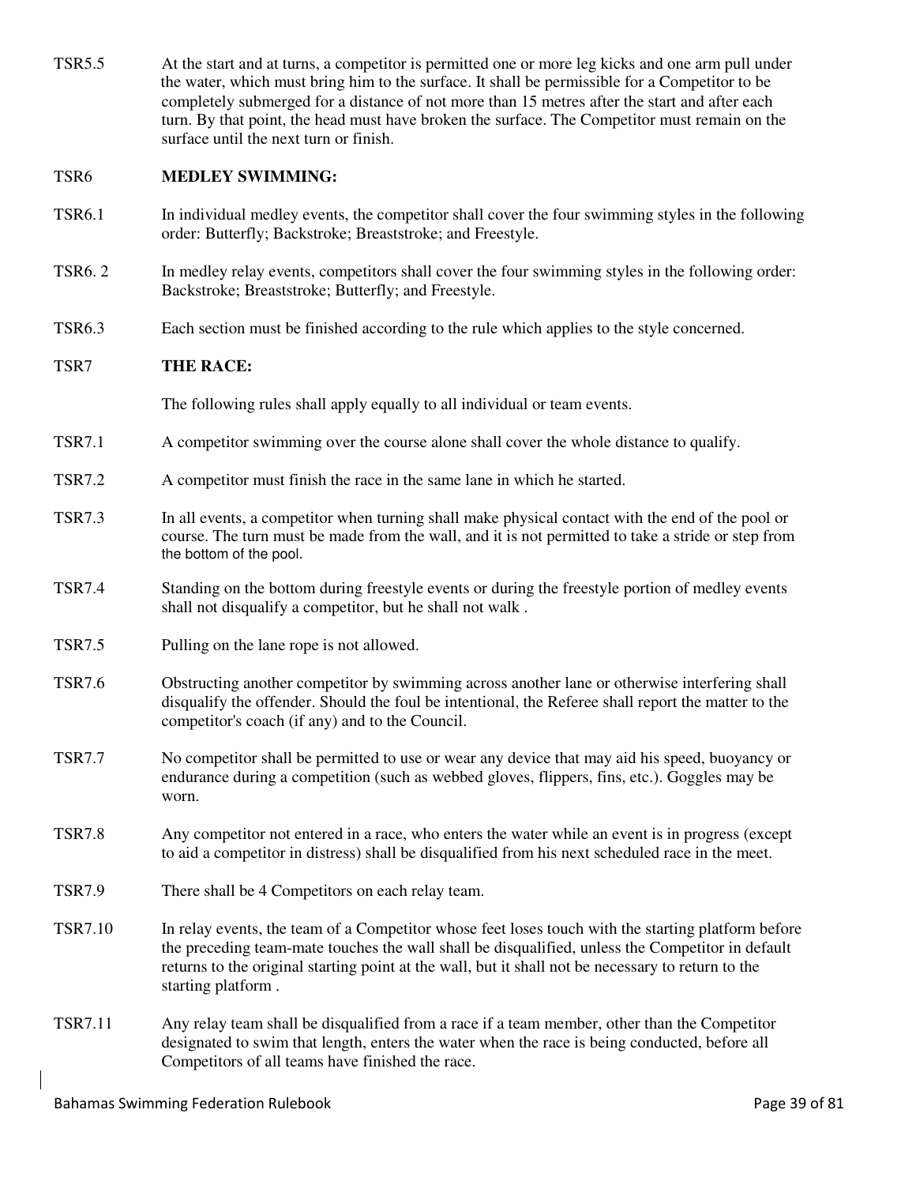TSR5.5 At the start and at turns, a competitor is permitted one or more leg kicks and one arm pull under the water, which must bring him to the surface. It shall be permissible for a Competitor to be completely submerged for a distance of not more than 15 metres after the start and after each turn. By that point, the head must have broken the surface. The Competitor must remain on the surface until the next turn or finish.

TSR6 **MEDLEY SWIMMING:**

TSR6.1 In individual medley events, the competitor shall cover the four swimming styles in the following order: Butterfly; Backstroke; Breaststroke; and Freestyle.

TSR6. 2 In medley relay events, competitors shall cover the four swimming styles in the following order: Backstroke; Breaststroke; Butterfly; and Freestyle.

TSR6.3 Each section must be finished according to the rule which applies to the style concerned.

TSR7 **THE RACE:**

The following rules shall apply equally to all individual or team events.

TSR7.1 A competitor swimming over the course alone shall cover the whole distance to qualify.

TSR7.2 A competitor must finish the race in the same lane in which he started.

TSR7.3 In all events, a competitor when turning shall make physical contact with the end of the pool or course. The turn must be made from the wall, and it is not permitted to take a stride or step from the bottom of the pool.

TSR7.4 Standing on the bottom during freestyle events or during the freestyle portion of medley events shall not disqualify a competitor, but he shall not walk .

TSR7.5 Pulling on the lane rope is not allowed.

TSR7.6 Obstructing another competitor by swimming across another lane or otherwise interfering shall disqualify the offender. Should the foul be intentional, the Referee shall report the matter to the competitor's coach (if any) and to the Council.

TSR7.7 No competitor shall be permitted to use or wear any device that may aid his speed, buoyancy or endurance during a competition (such as webbed gloves, flippers, fins, etc.). Goggles may be worn.

TSR7.8 Any competitor not entered in a race, who enters the water while an event is in progress (except to aid a competitor in distress) shall be disqualified from his next scheduled race in the meet.

TSR7.9 There shall be 4 Competitors on each relay team.

TSR7.10 In relay events, the team of a Competitor whose feet loses touch with the starting platform before the preceding team-mate touches the wall shall be disqualified, unless the Competitor in default returns to the original starting point at the wall, but it shall not be necessary to return to the starting platform .

TSR7.11 Any relay team shall be disqualified from a race if a team member, other than the Competitor designated to swim that length, enters the water when the race is being conducted, before all Competitors of all teams have finished the race.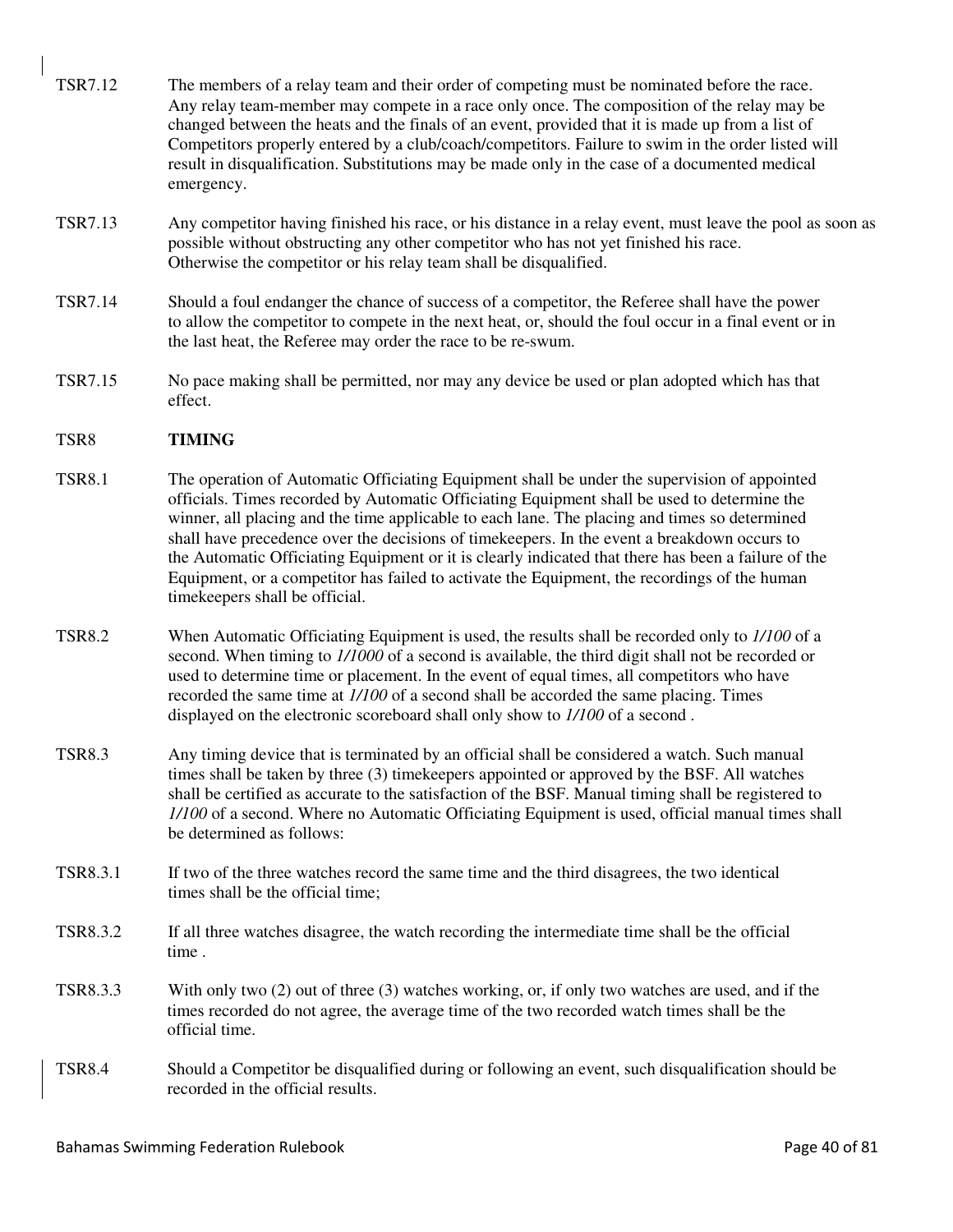TSR7.12 The members of a relay team and their order of competing must be nominated before the race. Any relay team-member may compete in a race only once. The composition of the relay may be changed between the heats and the finals of an event, provided that it is made up from a list of Competitors properly entered by a club/coach/competitors. Failure to swim in the order listed will result in disqualification. Substitutions may be made only in the case of a documented medical emergency.

TSR7.13 Any competitor having finished his race, or his distance in a relay event, must leave the pool as soon as possible without obstructing any other competitor who has not yet finished his race. Otherwise the competitor or his relay team shall be disqualified.

TSR7.14 Should a foul endanger the chance of success of a competitor, the Referee shall have the power to allow the competitor to compete in the next heat, or, should the foul occur in a final event or in the last heat, the Referee may order the race to be re-swum.

TSR7.15 No pace making shall be permitted, nor may any device be used or plan adopted which has that effect.

## TSR8 **TIMING**

TSR8.1 The operation of Automatic Officiating Equipment shall be under the supervision of appointed officials. Times recorded by Automatic Officiating Equipment shall be used to determine the winner, all placing and the time applicable to each lane. The placing and times so determined shall have precedence over the decisions of timekeepers. In the event a breakdown occurs to the Automatic Officiating Equipment or it is clearly indicated that there has been a failure of the Equipment, or a competitor has failed to activate the Equipment, the recordings of the human timekeepers shall be official.

TSR8.2 When Automatic Officiating Equipment is used, the results shall be recorded only to *1/100* of a second. When timing to *1/1000* of a second is available, the third digit shall not be recorded or used to determine time or placement. In the event of equal times, all competitors who have recorded the same time at *1/100* of a second shall be accorded the same placing. Times displayed on the electronic scoreboard shall only show to *1/100* of a second .

TSR8.3 Any timing device that is terminated by an official shall be considered a watch. Such manual times shall be taken by three (3) timekeepers appointed or approved by the BSF. All watches shall be certified as accurate to the satisfaction of the BSF. Manual timing shall be registered to *1/100* of a second. Where no Automatic Officiating Equipment is used, official manual times shall be determined as follows:

TSR8.3.1 If two of the three watches record the same time and the third disagrees, the two identical times shall be the official time;

TSR8.3.2 If all three watches disagree, the watch recording the intermediate time shall be the official time .

TSR8.3.3 With only two (2) out of three (3) watches working, or, if only two watches are used, and if the times recorded do not agree, the average time of the two recorded watch times shall be the official time.

TSR8.4 Should a Competitor be disqualified during or following an event, such disqualification should be recorded in the official results.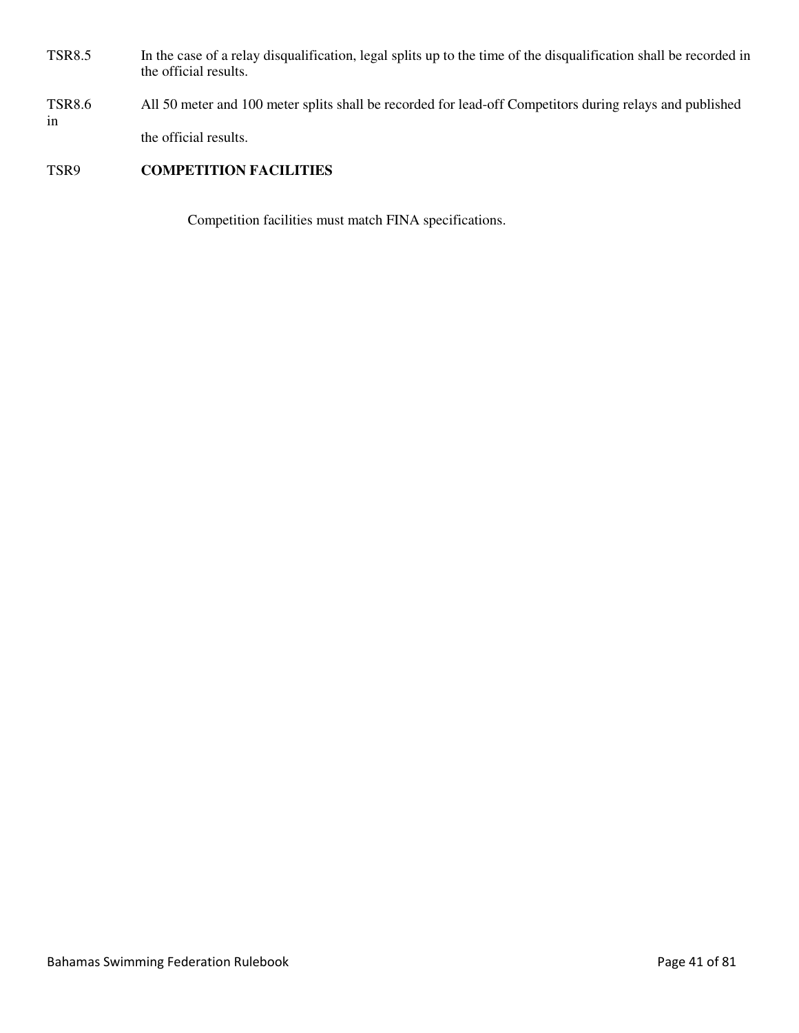TSR8.5 In the case of a relay disqualification, legal splits up to the time of the disqualification shall be recorded in the official results.

TSR8.6 All 50 meter and 100 meter splits shall be recorded for lead-off Competitors during relays and published in the official results.

TSR9 **COMPETITION FACILITIES**

Competition facilities must match FINA specifications.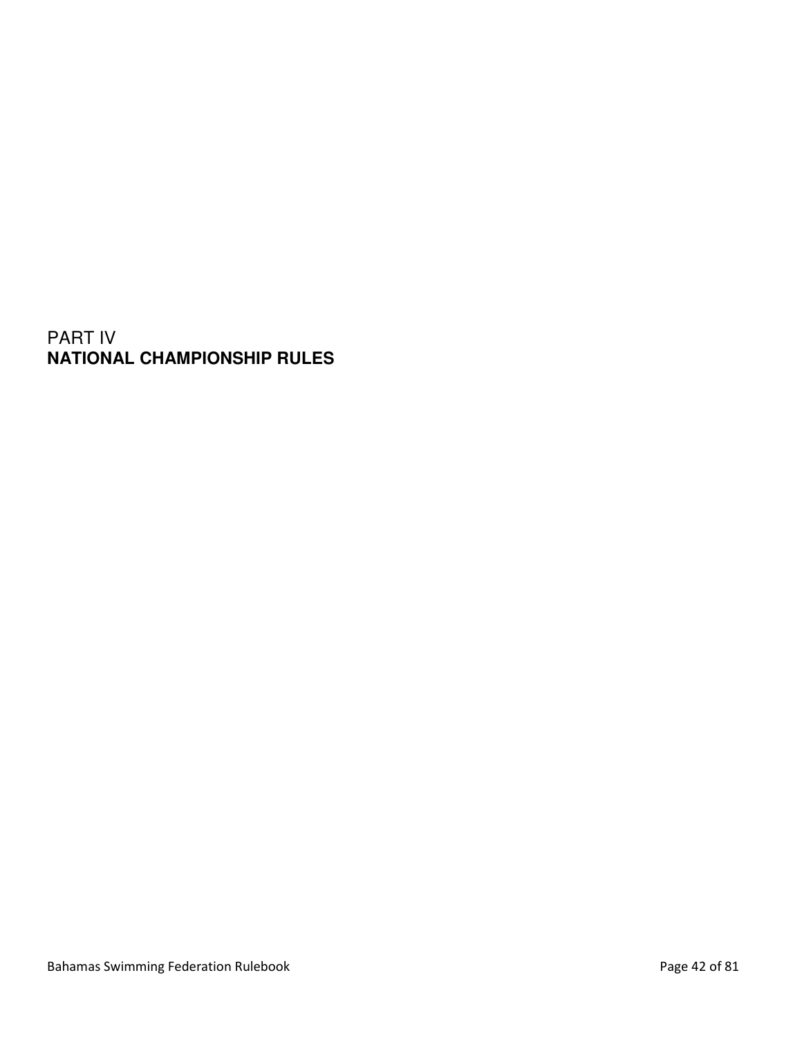# PART IV
# NATIONAL CHAMPIONSHIP RULES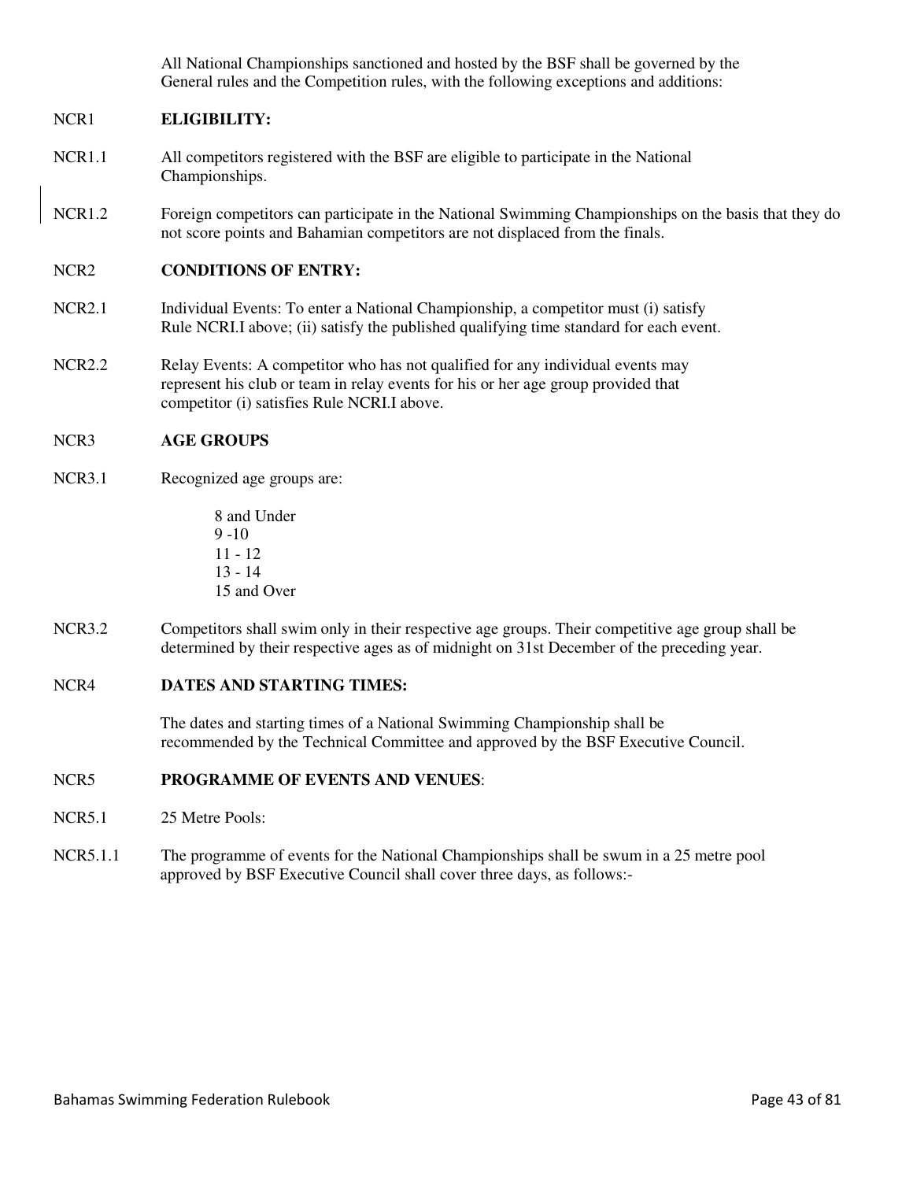All National Championships sanctioned and hosted by the BSF shall be governed by the General rules and the Competition rules, with the following exceptions and additions:

NCR1 **ELIGIBILITY:**

NCR1.1 All competitors registered with the BSF are eligible to participate in the National Championships.

NCR1.2 Foreign competitors can participate in the National Swimming Championships on the basis that they do not score points and Bahamian competitors are not displaced from the finals.

NCR2 **CONDITIONS OF ENTRY:**

NCR2.1 Individual Events: To enter a National Championship, a competitor must (i) satisfy Rule NCRI.I above; (ii) satisfy the published qualifying time standard for each event.

NCR2.2 Relay Events: A competitor who has not qualified for any individual events may represent his club or team in relay events for his or her age group provided that competitor (i) satisfies Rule NCRI.I above.

NCR3 **AGE GROUPS**

NCR3.1 Recognized age groups are:

- 8 and Under
- 9 -10
- 11 - 12
- 13 - 14
- 15 and Over

NCR3.2 Competitors shall swim only in their respective age groups. Their competitive age group shall be determined by their respective ages as of midnight on 31st December of the preceding year.

NCR4 **DATES AND STARTING TIMES:**

The dates and starting times of a National Swimming Championship shall be recommended by the Technical Committee and approved by the BSF Executive Council.

NCR5 **PROGRAMME OF EVENTS AND VENUES**:

NCR5.1 25 Metre Pools:

NCR5.1.1 The programme of events for the National Championships shall be swum in a 25 metre pool approved by BSF Executive Council shall cover three days, as follows:-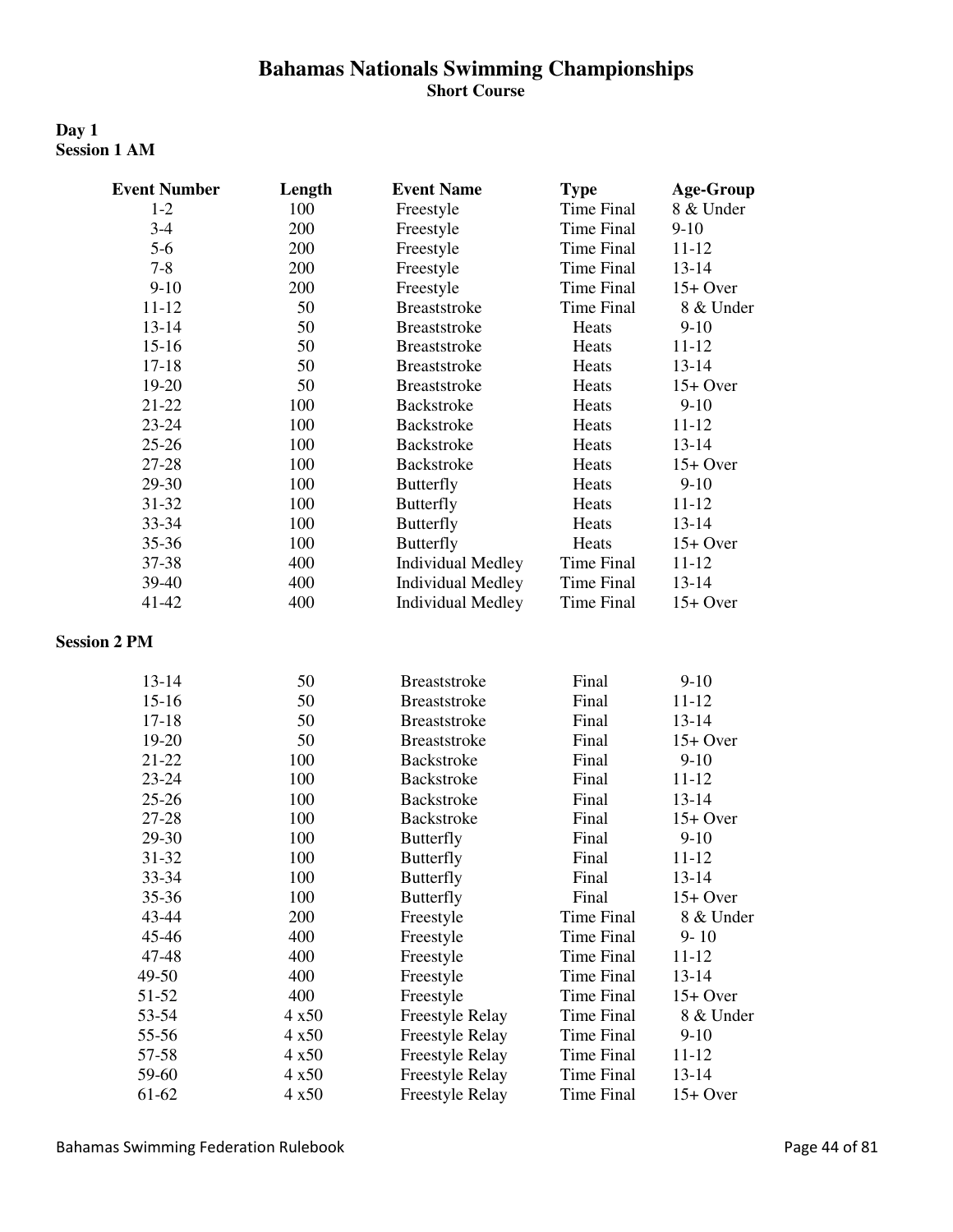# Bahamas Nationals Swimming Championships

**Short Course**

**Day 1**

**Session 1 AM**

| Event Number | Length | Event Name | Type | Age-Group |
|---|---|---|---|---|
| 1-2 | 100 | Freestyle | Time Final | 8 & Under |
| 3-4 | 200 | Freestyle | Time Final | 9-10 |
| 5-6 | 200 | Freestyle | Time Final | 11-12 |
| 7-8 | 200 | Freestyle | Time Final | 13-14 |
| 9-10 | 200 | Freestyle | Time Final | 15+ Over |
| 11-12 | 50 | Breaststroke | Time Final | 8 & Under |
| 13-14 | 50 | Breaststroke | Heats | 9-10 |
| 15-16 | 50 | Breaststroke | Heats | 11-12 |
| 17-18 | 50 | Breaststroke | Heats | 13-14 |
| 19-20 | 50 | Breaststroke | Heats | 15+ Over |
| 21-22 | 100 | Backstroke | Heats | 9-10 |
| 23-24 | 100 | Backstroke | Heats | 11-12 |
| 25-26 | 100 | Backstroke | Heats | 13-14 |
| 27-28 | 100 | Backstroke | Heats | 15+ Over |
| 29-30 | 100 | Butterfly | Heats | 9-10 |
| 31-32 | 100 | Butterfly | Heats | 11-12 |
| 33-34 | 100 | Butterfly | Heats | 13-14 |
| 35-36 | 100 | Butterfly | Heats | 15+ Over |
| 37-38 | 400 | Individual Medley | Time Final | 11-12 |
| 39-40 | 400 | Individual Medley | Time Final | 13-14 |
| 41-42 | 400 | Individual Medley | Time Final | 15+ Over |

**Session 2 PM**

| Event Number | Length | Event Name | Type | Age-Group |
|---|---|---|---|---|
| 13-14 | 50 | Breaststroke | Final | 9-10 |
| 15-16 | 50 | Breaststroke | Final | 11-12 |
| 17-18 | 50 | Breaststroke | Final | 13-14 |
| 19-20 | 50 | Breaststroke | Final | 15+ Over |
| 21-22 | 100 | Backstroke | Final | 9-10 |
| 23-24 | 100 | Backstroke | Final | 11-12 |
| 25-26 | 100 | Backstroke | Final | 13-14 |
| 27-28 | 100 | Backstroke | Final | 15+ Over |
| 29-30 | 100 | Butterfly | Final | 9-10 |
| 31-32 | 100 | Butterfly | Final | 11-12 |
| 33-34 | 100 | Butterfly | Final | 13-14 |
| 35-36 | 100 | Butterfly | Final | 15+ Over |
| 43-44 | 200 | Freestyle | Time Final | 8 & Under |
| 45-46 | 400 | Freestyle | Time Final | 9- 10 |
| 47-48 | 400 | Freestyle | Time Final | 11-12 |
| 49-50 | 400 | Freestyle | Time Final | 13-14 |
| 51-52 | 400 | Freestyle | Time Final | 15+ Over |
| 53-54 | 4 x50 | Freestyle Relay | Time Final | 8 & Under |
| 55-56 | 4 x50 | Freestyle Relay | Time Final | 9-10 |
| 57-58 | 4 x50 | Freestyle Relay | Time Final | 11-12 |
| 59-60 | 4 x50 | Freestyle Relay | Time Final | 13-14 |
| 61-62 | 4 x50 | Freestyle Relay | Time Final | 15+ Over |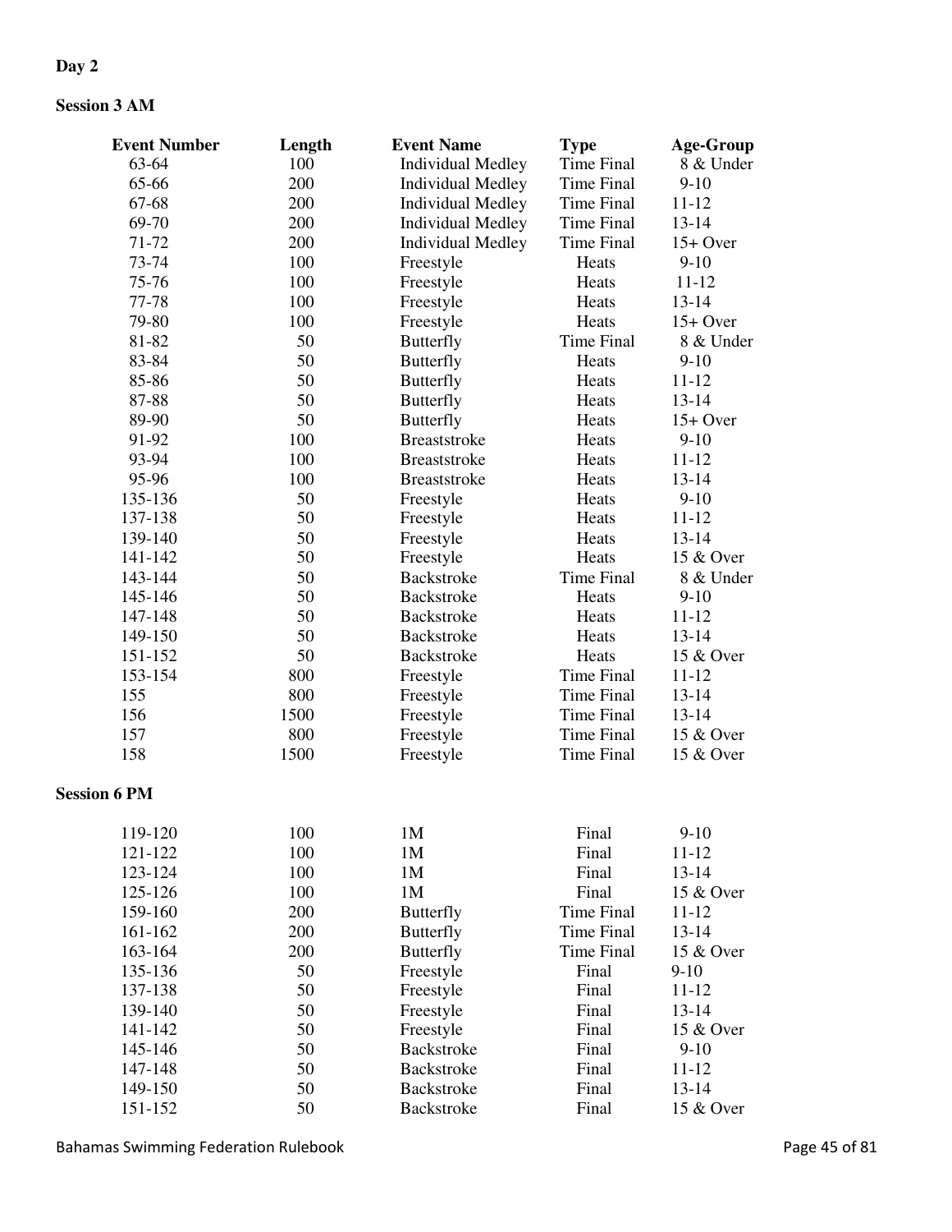**Day 2**

**Session 3 AM**

| Event Number | Length | Event Name | Type | Age-Group |
|---|---|---|---|---|
| 63-64 | 100 | Individual Medley | Time Final | 8 & Under |
| 65-66 | 200 | Individual Medley | Time Final | 9-10 |
| 67-68 | 200 | Individual Medley | Time Final | 11-12 |
| 69-70 | 200 | Individual Medley | Time Final | 13-14 |
| 71-72 | 200 | Individual Medley | Time Final | 15+ Over |
| 73-74 | 100 | Freestyle | Heats | 9-10 |
| 75-76 | 100 | Freestyle | Heats | 11-12 |
| 77-78 | 100 | Freestyle | Heats | 13-14 |
| 79-80 | 100 | Freestyle | Heats | 15+ Over |
| 81-82 | 50 | Butterfly | Time Final | 8 & Under |
| 83-84 | 50 | Butterfly | Heats | 9-10 |
| 85-86 | 50 | Butterfly | Heats | 11-12 |
| 87-88 | 50 | Butterfly | Heats | 13-14 |
| 89-90 | 50 | Butterfly | Heats | 15+ Over |
| 91-92 | 100 | Breaststroke | Heats | 9-10 |
| 93-94 | 100 | Breaststroke | Heats | 11-12 |
| 95-96 | 100 | Breaststroke | Heats | 13-14 |
| 135-136 | 50 | Freestyle | Heats | 9-10 |
| 137-138 | 50 | Freestyle | Heats | 11-12 |
| 139-140 | 50 | Freestyle | Heats | 13-14 |
| 141-142 | 50 | Freestyle | Heats | 15 & Over |
| 143-144 | 50 | Backstroke | Time Final | 8 & Under |
| 145-146 | 50 | Backstroke | Heats | 9-10 |
| 147-148 | 50 | Backstroke | Heats | 11-12 |
| 149-150 | 50 | Backstroke | Heats | 13-14 |
| 151-152 | 50 | Backstroke | Heats | 15 & Over |
| 153-154 | 800 | Freestyle | Time Final | 11-12 |
| 155 | 800 | Freestyle | Time Final | 13-14 |
| 156 | 1500 | Freestyle | Time Final | 13-14 |
| 157 | 800 | Freestyle | Time Final | 15 & Over |
| 158 | 1500 | Freestyle | Time Final | 15 & Over |

**Session 6 PM**

| Event Number | Length | Event Name | Type | Age-Group |
|---|---|---|---|---|
| 119-120 | 100 | 1M | Final | 9-10 |
| 121-122 | 100 | 1M | Final | 11-12 |
| 123-124 | 100 | 1M | Final | 13-14 |
| 125-126 | 100 | 1M | Final | 15 & Over |
| 159-160 | 200 | Butterfly | Time Final | 11-12 |
| 161-162 | 200 | Butterfly | Time Final | 13-14 |
| 163-164 | 200 | Butterfly | Time Final | 15 & Over |
| 135-136 | 50 | Freestyle | Final | 9-10 |
| 137-138 | 50 | Freestyle | Final | 11-12 |
| 139-140 | 50 | Freestyle | Final | 13-14 |
| 141-142 | 50 | Freestyle | Final | 15 & Over |
| 145-146 | 50 | Backstroke | Final | 9-10 |
| 147-148 | 50 | Backstroke | Final | 11-12 |
| 149-150 | 50 | Backstroke | Final | 13-14 |
| 151-152 | 50 | Backstroke | Final | 15 & Over |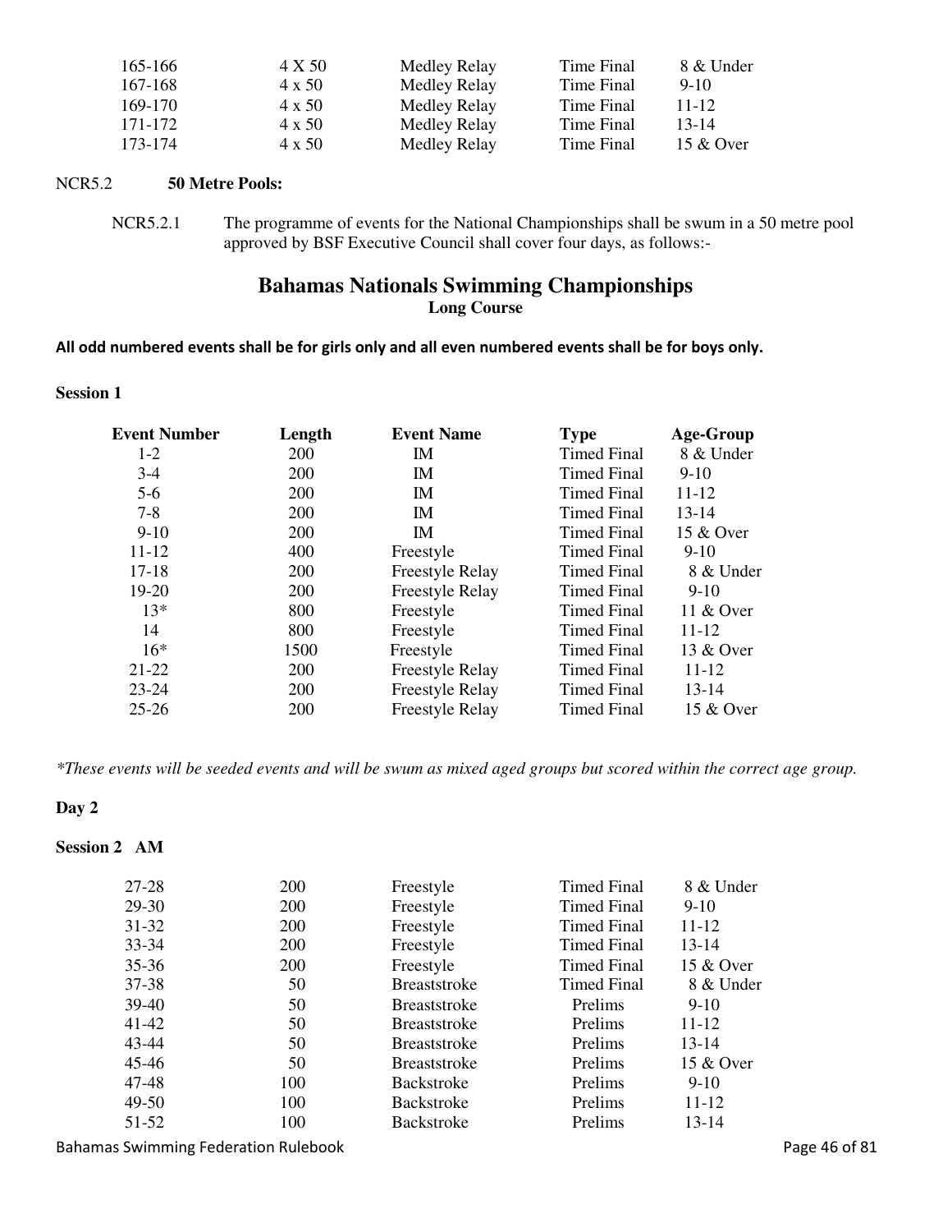| | | | | |
|---|---|---|---|---|
| 165-166 | 4 X 50 | Medley Relay | Time Final | 8 & Under |
| 167-168 | 4 x 50 | Medley Relay | Time Final | 9-10 |
| 169-170 | 4 x 50 | Medley Relay | Time Final | 11-12 |
| 171-172 | 4 x 50 | Medley Relay | Time Final | 13-14 |
| 173-174 | 4 x 50 | Medley Relay | Time Final | 15 & Over |

NCR5.2 **50 Metre Pools:**

NCR5.2.1 The programme of events for the National Championships shall be swum in a 50 metre pool approved by BSF Executive Council shall cover four days, as follows:-

## Bahamas Nationals Swimming Championships

**Long Course**

**All odd numbered events shall be for girls only and all even numbered events shall be for boys only.**

**Session 1**

| Event Number | Length | Event Name | Type | Age-Group |
|---|---|---|---|---|
| 1-2 | 200 | IM | Timed Final | 8 & Under |
| 3-4 | 200 | IM | Timed Final | 9-10 |
| 5-6 | 200 | IM | Timed Final | 11-12 |
| 7-8 | 200 | IM | Timed Final | 13-14 |
| 9-10 | 200 | IM | Timed Final | 15 & Over |
| 11-12 | 400 | Freestyle | Timed Final | 9-10 |
| 17-18 | 200 | Freestyle Relay | Timed Final | 8 & Under |
| 19-20 | 200 | Freestyle Relay | Timed Final | 9-10 |
| 13* | 800 | Freestyle | Timed Final | 11 & Over |
| 14 | 800 | Freestyle | Timed Final | 11-12 |
| 16* | 1500 | Freestyle | Timed Final | 13 & Over |
| 21-22 | 200 | Freestyle Relay | Timed Final | 11-12 |
| 23-24 | 200 | Freestyle Relay | Timed Final | 13-14 |
| 25-26 | 200 | Freestyle Relay | Timed Final | 15 & Over |

*\*These events will be seeded events and will be swum as mixed aged groups but scored within the correct age group.*

**Day 2**

**Session 2 AM**

| | | | | |
|---|---|---|---|---|
| 27-28 | 200 | Freestyle | Timed Final | 8 & Under |
| 29-30 | 200 | Freestyle | Timed Final | 9-10 |
| 31-32 | 200 | Freestyle | Timed Final | 11-12 |
| 33-34 | 200 | Freestyle | Timed Final | 13-14 |
| 35-36 | 200 | Freestyle | Timed Final | 15 & Over |
| 37-38 | 50 | Breaststroke | Timed Final | 8 & Under |
| 39-40 | 50 | Breaststroke | Prelims | 9-10 |
| 41-42 | 50 | Breaststroke | Prelims | 11-12 |
| 43-44 | 50 | Breaststroke | Prelims | 13-14 |
| 45-46 | 50 | Breaststroke | Prelims | 15 & Over |
| 47-48 | 100 | Backstroke | Prelims | 9-10 |
| 49-50 | 100 | Backstroke | Prelims | 11-12 |
| 51-52 | 100 | Backstroke | Prelims | 13-14 |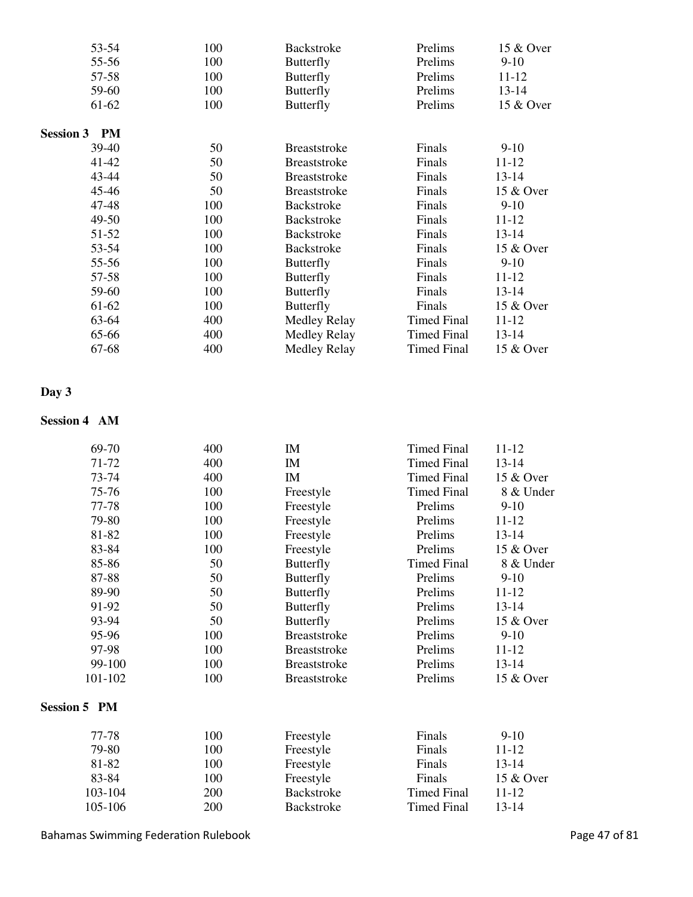| | | | | |
|---|---|---|---|---|
| 53-54 | 100 | Backstroke | Prelims | 15 & Over |
| 55-56 | 100 | Butterfly | Prelims | 9-10 |
| 57-58 | 100 | Butterfly | Prelims | 11-12 |
| 59-60 | 100 | Butterfly | Prelims | 13-14 |
| 61-62 | 100 | Butterfly | Prelims | 15 & Over |

**Session 3 PM**

| | | | | |
|---|---|---|---|---|
| 39-40 | 50 | Breaststroke | Finals | 9-10 |
| 41-42 | 50 | Breaststroke | Finals | 11-12 |
| 43-44 | 50 | Breaststroke | Finals | 13-14 |
| 45-46 | 50 | Breaststroke | Finals | 15 & Over |
| 47-48 | 100 | Backstroke | Finals | 9-10 |
| 49-50 | 100 | Backstroke | Finals | 11-12 |
| 51-52 | 100 | Backstroke | Finals | 13-14 |
| 53-54 | 100 | Backstroke | Finals | 15 & Over |
| 55-56 | 100 | Butterfly | Finals | 9-10 |
| 57-58 | 100 | Butterfly | Finals | 11-12 |
| 59-60 | 100 | Butterfly | Finals | 13-14 |
| 61-62 | 100 | Butterfly | Finals | 15 & Over |
| 63-64 | 400 | Medley Relay | Timed Final | 11-12 |
| 65-66 | 400 | Medley Relay | Timed Final | 13-14 |
| 67-68 | 400 | Medley Relay | Timed Final | 15 & Over |

**Day 3**

**Session 4 AM**

| | | | | |
|---|---|---|---|---|
| 69-70 | 400 | IM | Timed Final | 11-12 |
| 71-72 | 400 | IM | Timed Final | 13-14 |
| 73-74 | 400 | IM | Timed Final | 15 & Over |
| 75-76 | 100 | Freestyle | Timed Final | 8 & Under |
| 77-78 | 100 | Freestyle | Prelims | 9-10 |
| 79-80 | 100 | Freestyle | Prelims | 11-12 |
| 81-82 | 100 | Freestyle | Prelims | 13-14 |
| 83-84 | 100 | Freestyle | Prelims | 15 & Over |
| 85-86 | 50 | Butterfly | Timed Final | 8 & Under |
| 87-88 | 50 | Butterfly | Prelims | 9-10 |
| 89-90 | 50 | Butterfly | Prelims | 11-12 |
| 91-92 | 50 | Butterfly | Prelims | 13-14 |
| 93-94 | 50 | Butterfly | Prelims | 15 & Over |
| 95-96 | 100 | Breaststroke | Prelims | 9-10 |
| 97-98 | 100 | Breaststroke | Prelims | 11-12 |
| 99-100 | 100 | Breaststroke | Prelims | 13-14 |
| 101-102 | 100 | Breaststroke | Prelims | 15 & Over |

**Session 5 PM**

| | | | | |
|---|---|---|---|---|
| 77-78 | 100 | Freestyle | Finals | 9-10 |
| 79-80 | 100 | Freestyle | Finals | 11-12 |
| 81-82 | 100 | Freestyle | Finals | 13-14 |
| 83-84 | 100 | Freestyle | Finals | 15 & Over |
| 103-104 | 200 | Backstroke | Timed Final | 11-12 |
| 105-106 | 200 | Backstroke | Timed Final | 13-14 |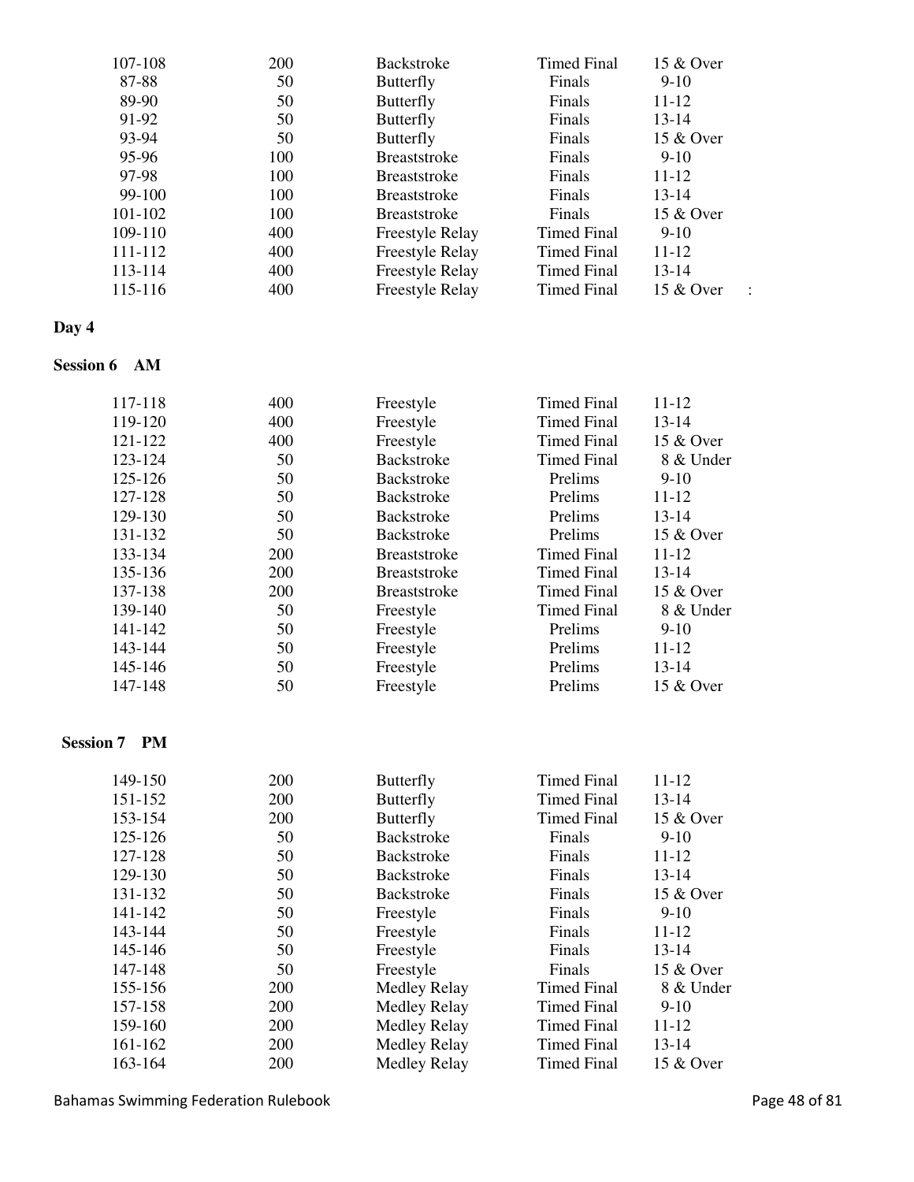| | | | | |
|---|---|---|---|---|
| 107-108 | 200 | Backstroke | Timed Final | 15 & Over |
| 87-88 | 50 | Butterfly | Finals | 9-10 |
| 89-90 | 50 | Butterfly | Finals | 11-12 |
| 91-92 | 50 | Butterfly | Finals | 13-14 |
| 93-94 | 50 | Butterfly | Finals | 15 & Over |
| 95-96 | 100 | Breaststroke | Finals | 9-10 |
| 97-98 | 100 | Breaststroke | Finals | 11-12 |
| 99-100 | 100 | Breaststroke | Finals | 13-14 |
| 101-102 | 100 | Breaststroke | Finals | 15 & Over |
| 109-110 | 400 | Freestyle Relay | Timed Final | 9-10 |
| 111-112 | 400 | Freestyle Relay | Timed Final | 11-12 |
| 113-114 | 400 | Freestyle Relay | Timed Final | 13-14 |
| 115-116 | 400 | Freestyle Relay | Timed Final | 15 & Over : |

**Day 4**

**Session 6 AM**

| | | | | |
|---|---|---|---|---|
| 117-118 | 400 | Freestyle | Timed Final | 11-12 |
| 119-120 | 400 | Freestyle | Timed Final | 13-14 |
| 121-122 | 400 | Freestyle | Timed Final | 15 & Over |
| 123-124 | 50 | Backstroke | Timed Final | 8 & Under |
| 125-126 | 50 | Backstroke | Prelims | 9-10 |
| 127-128 | 50 | Backstroke | Prelims | 11-12 |
| 129-130 | 50 | Backstroke | Prelims | 13-14 |
| 131-132 | 50 | Backstroke | Prelims | 15 & Over |
| 133-134 | 200 | Breaststroke | Timed Final | 11-12 |
| 135-136 | 200 | Breaststroke | Timed Final | 13-14 |
| 137-138 | 200 | Breaststroke | Timed Final | 15 & Over |
| 139-140 | 50 | Freestyle | Timed Final | 8 & Under |
| 141-142 | 50 | Freestyle | Prelims | 9-10 |
| 143-144 | 50 | Freestyle | Prelims | 11-12 |
| 145-146 | 50 | Freestyle | Prelims | 13-14 |
| 147-148 | 50 | Freestyle | Prelims | 15 & Over |

**Session 7 PM**

| | | | | |
|---|---|---|---|---|
| 149-150 | 200 | Butterfly | Timed Final | 11-12 |
| 151-152 | 200 | Butterfly | Timed Final | 13-14 |
| 153-154 | 200 | Butterfly | Timed Final | 15 & Over |
| 125-126 | 50 | Backstroke | Finals | 9-10 |
| 127-128 | 50 | Backstroke | Finals | 11-12 |
| 129-130 | 50 | Backstroke | Finals | 13-14 |
| 131-132 | 50 | Backstroke | Finals | 15 & Over |
| 141-142 | 50 | Freestyle | Finals | 9-10 |
| 143-144 | 50 | Freestyle | Finals | 11-12 |
| 145-146 | 50 | Freestyle | Finals | 13-14 |
| 147-148 | 50 | Freestyle | Finals | 15 & Over |
| 155-156 | 200 | Medley Relay | Timed Final | 8 & Under |
| 157-158 | 200 | Medley Relay | Timed Final | 9-10 |
| 159-160 | 200 | Medley Relay | Timed Final | 11-12 |
| 161-162 | 200 | Medley Relay | Timed Final | 13-14 |
| 163-164 | 200 | Medley Relay | Timed Final | 15 & Over |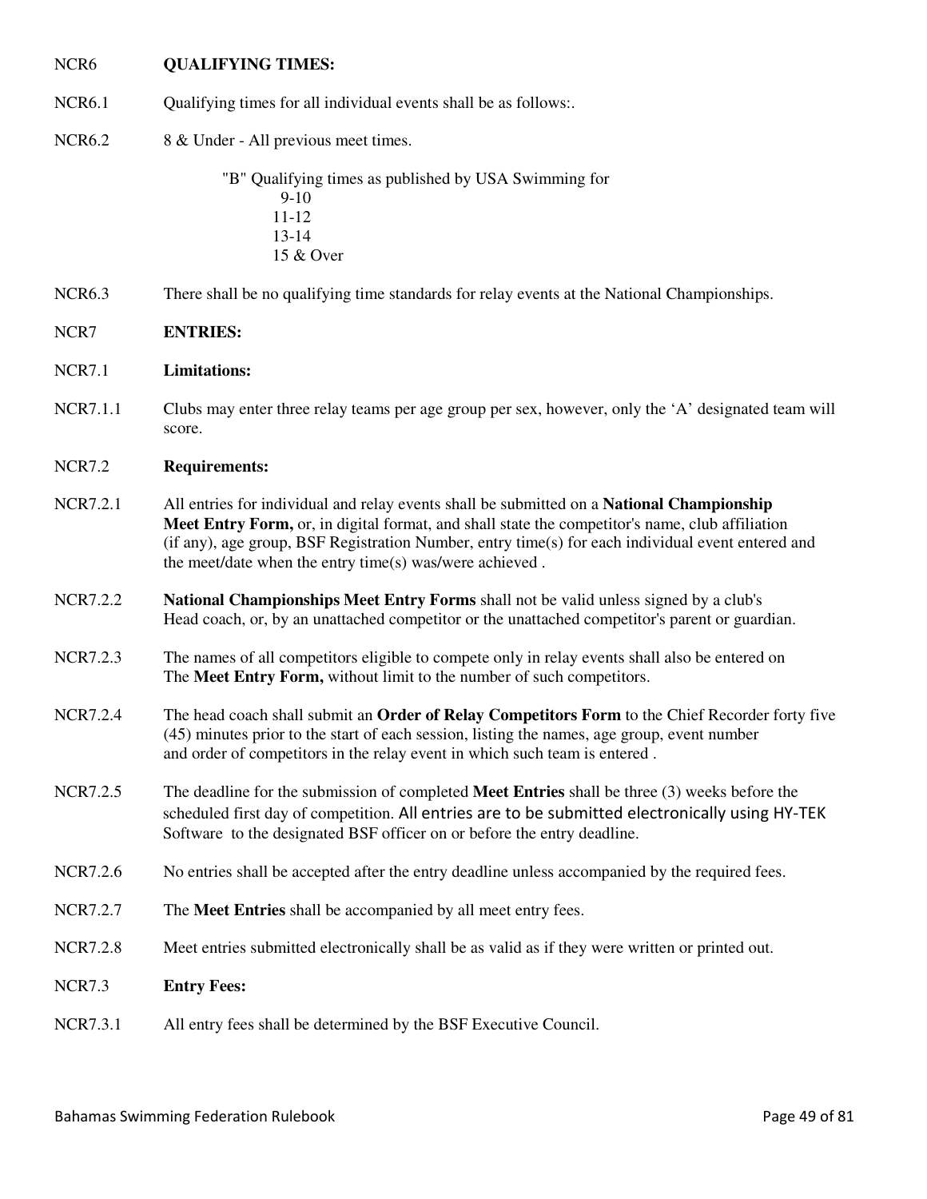NCR6 **QUALIFYING TIMES:**

NCR6.1 Qualifying times for all individual events shall be as follows:.

NCR6.2 8 & Under - All previous meet times.

"B" Qualifying times as published by USA Swimming for
- 9-10
- 11-12
- 13-14
- 15 & Over

NCR6.3 There shall be no qualifying time standards for relay events at the National Championships.

NCR7 **ENTRIES:**

NCR7.1 **Limitations:**

NCR7.1.1 Clubs may enter three relay teams per age group per sex, however, only the 'A' designated team will score.

NCR7.2 **Requirements:**

NCR7.2.1 All entries for individual and relay events shall be submitted on a **National Championship Meet Entry Form,** or, in digital format, and shall state the competitor's name, club affiliation (if any), age group, BSF Registration Number, entry time(s) for each individual event entered and the meet/date when the entry time(s) was/were achieved .

NCR7.2.2 **National Championships Meet Entry Forms** shall not be valid unless signed by a club's Head coach, or, by an unattached competitor or the unattached competitor's parent or guardian.

NCR7.2.3 The names of all competitors eligible to compete only in relay events shall also be entered on The **Meet Entry Form,** without limit to the number of such competitors.

NCR7.2.4 The head coach shall submit an **Order of Relay Competitors Form** to the Chief Recorder forty five (45) minutes prior to the start of each session, listing the names, age group, event number and order of competitors in the relay event in which such team is entered .

NCR7.2.5 The deadline for the submission of completed **Meet Entries** shall be three (3) weeks before the scheduled first day of competition. All entries are to be submitted electronically using HY-TEK Software to the designated BSF officer on or before the entry deadline.

NCR7.2.6 No entries shall be accepted after the entry deadline unless accompanied by the required fees.

NCR7.2.7 The **Meet Entries** shall be accompanied by all meet entry fees.

NCR7.2.8 Meet entries submitted electronically shall be as valid as if they were written or printed out.

NCR7.3 **Entry Fees:**

NCR7.3.1 All entry fees shall be determined by the BSF Executive Council.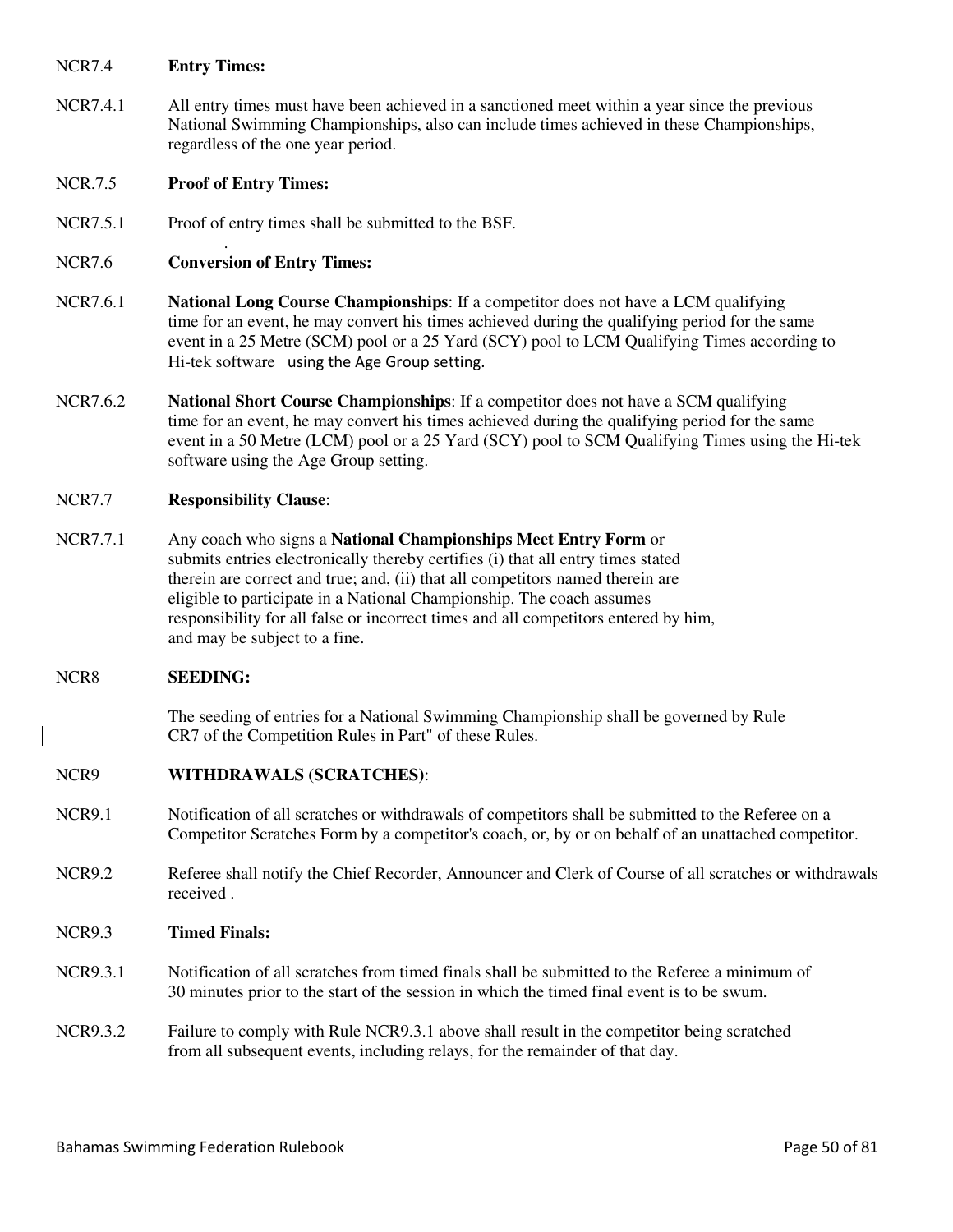NCR7.4 **Entry Times:**

NCR7.4.1 All entry times must have been achieved in a sanctioned meet within a year since the previous National Swimming Championships, also can include times achieved in these Championships, regardless of the one year period.

NCR.7.5 **Proof of Entry Times:**

NCR7.5.1 Proof of entry times shall be submitted to the BSF.

NCR7.6 **Conversion of Entry Times:**

NCR7.6.1 **National Long Course Championships**: If a competitor does not have a LCM qualifying time for an event, he may convert his times achieved during the qualifying period for the same event in a 25 Metre (SCM) pool or a 25 Yard (SCY) pool to LCM Qualifying Times according to Hi-tek software using the Age Group setting.

NCR7.6.2 **National Short Course Championships**: If a competitor does not have a SCM qualifying time for an event, he may convert his times achieved during the qualifying period for the same event in a 50 Metre (LCM) pool or a 25 Yard (SCY) pool to SCM Qualifying Times using the Hi-tek software using the Age Group setting.

NCR7.7 **Responsibility Clause**:

NCR7.7.1 Any coach who signs a **National Championships Meet Entry Form** or submits entries electronically thereby certifies (i) that all entry times stated therein are correct and true; and, (ii) that all competitors named therein are eligible to participate in a National Championship. The coach assumes responsibility for all false or incorrect times and all competitors entered by him, and may be subject to a fine.

NCR8 **SEEDING:**

The seeding of entries for a National Swimming Championship shall be governed by Rule CR7 of the Competition Rules in Part" of these Rules.

NCR9 **WITHDRAWALS (SCRATCHES)**:

NCR9.1 Notification of all scratches or withdrawals of competitors shall be submitted to the Referee on a Competitor Scratches Form by a competitor's coach, or, by or on behalf of an unattached competitor.

NCR9.2 Referee shall notify the Chief Recorder, Announcer and Clerk of Course of all scratches or withdrawals received .

NCR9.3 **Timed Finals:**

NCR9.3.1 Notification of all scratches from timed finals shall be submitted to the Referee a minimum of 30 minutes prior to the start of the session in which the timed final event is to be swum.

NCR9.3.2 Failure to comply with Rule NCR9.3.1 above shall result in the competitor being scratched from all subsequent events, including relays, for the remainder of that day.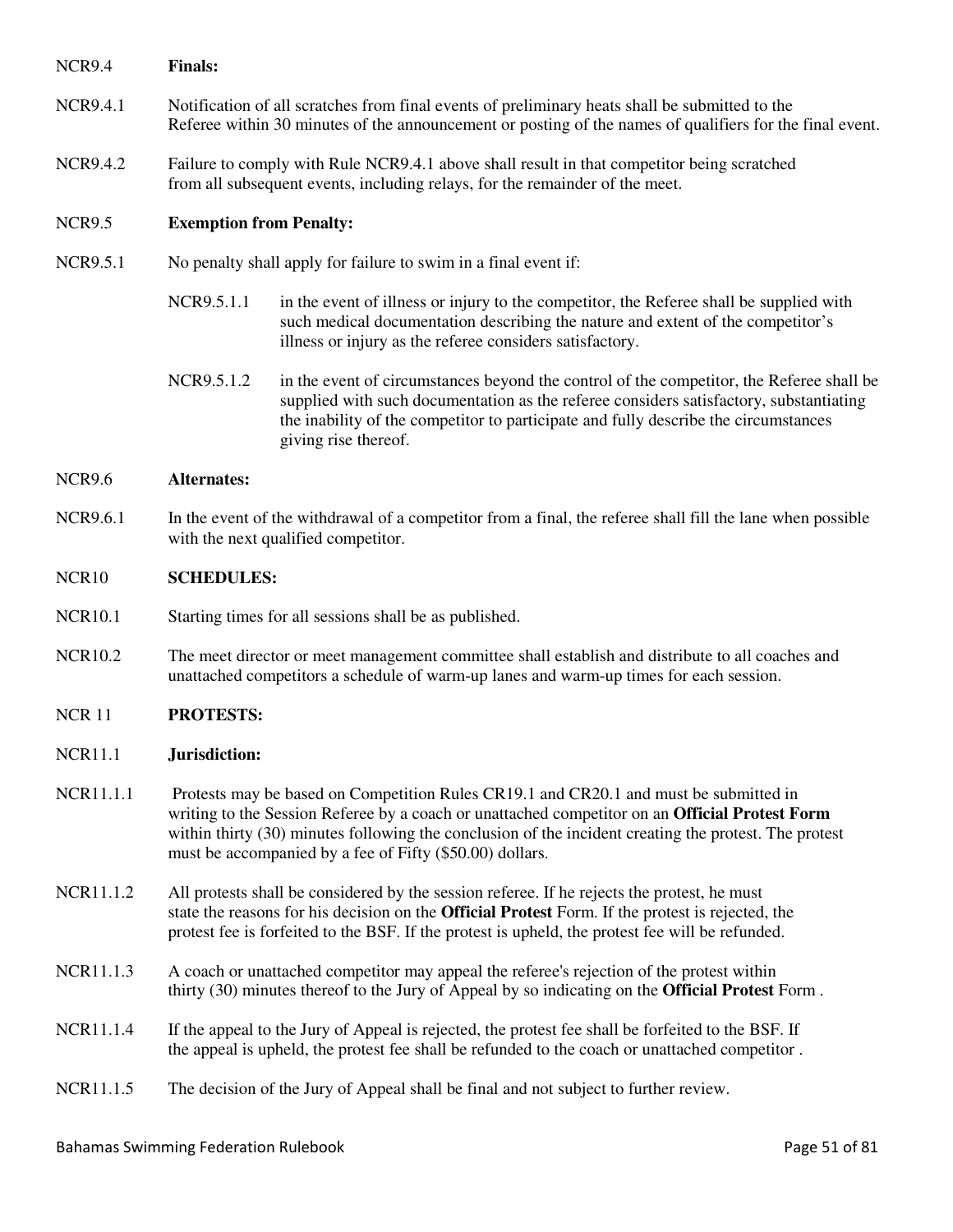NCR9.4 **Finals:**

NCR9.4.1 Notification of all scratches from final events of preliminary heats shall be submitted to the Referee within 30 minutes of the announcement or posting of the names of qualifiers for the final event.

NCR9.4.2 Failure to comply with Rule NCR9.4.1 above shall result in that competitor being scratched from all subsequent events, including relays, for the remainder of the meet.

NCR9.5 **Exemption from Penalty:**

NCR9.5.1 No penalty shall apply for failure to swim in a final event if:

NCR9.5.1.1 in the event of illness or injury to the competitor, the Referee shall be supplied with such medical documentation describing the nature and extent of the competitor's illness or injury as the referee considers satisfactory.

NCR9.5.1.2 in the event of circumstances beyond the control of the competitor, the Referee shall be supplied with such documentation as the referee considers satisfactory, substantiating the inability of the competitor to participate and fully describe the circumstances giving rise thereof.

NCR9.6 **Alternates:**

NCR9.6.1 In the event of the withdrawal of a competitor from a final, the referee shall fill the lane when possible with the next qualified competitor.

NCR10 **SCHEDULES:**

NCR10.1 Starting times for all sessions shall be as published.

NCR10.2 The meet director or meet management committee shall establish and distribute to all coaches and unattached competitors a schedule of warm-up lanes and warm-up times for each session.

NCR 11 **PROTESTS:**

NCR11.1 **Jurisdiction:**

NCR11.1.1 Protests may be based on Competition Rules CR19.1 and CR20.1 and must be submitted in writing to the Session Referee by a coach or unattached competitor on an **Official Protest Form** within thirty (30) minutes following the conclusion of the incident creating the protest. The protest must be accompanied by a fee of Fifty ($50.00) dollars.

NCR11.1.2 All protests shall be considered by the session referee. If he rejects the protest, he must state the reasons for his decision on the **Official Protest** Form. If the protest is rejected, the protest fee is forfeited to the BSF. If the protest is upheld, the protest fee will be refunded.

NCR11.1.3 A coach or unattached competitor may appeal the referee's rejection of the protest within thirty (30) minutes thereof to the Jury of Appeal by so indicating on the **Official Protest** Form .

NCR11.1.4 If the appeal to the Jury of Appeal is rejected, the protest fee shall be forfeited to the BSF. If the appeal is upheld, the protest fee shall be refunded to the coach or unattached competitor .

NCR11.1.5 The decision of the Jury of Appeal shall be final and not subject to further review.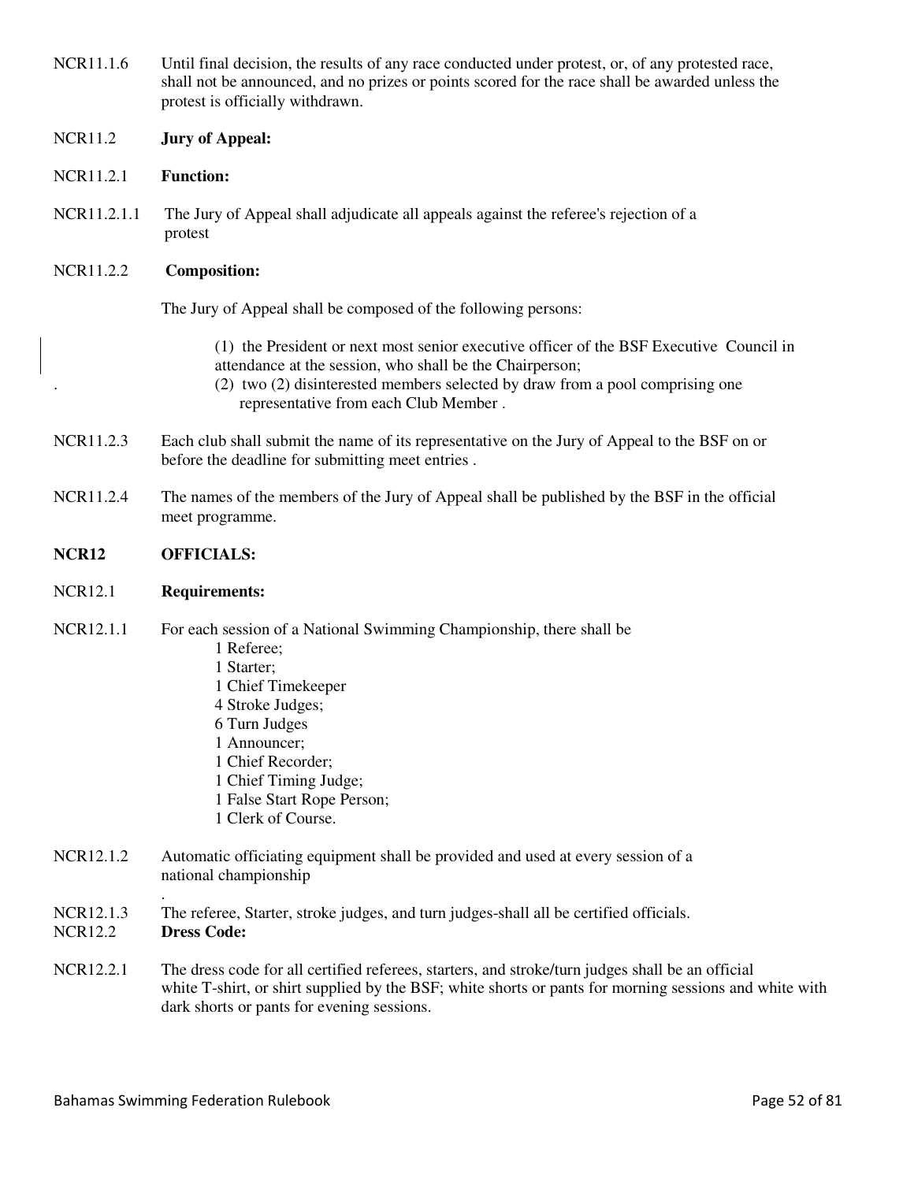NCR11.1.6 Until final decision, the results of any race conducted under protest, or, of any protested race, shall not be announced, and no prizes or points scored for the race shall be awarded unless the protest is officially withdrawn.

NCR11.2 **Jury of Appeal:**

NCR11.2.1 **Function:**

NCR11.2.1.1 The Jury of Appeal shall adjudicate all appeals against the referee's rejection of a protest

NCR11.2.2 **Composition:**

The Jury of Appeal shall be composed of the following persons:

(1) the President or next most senior executive officer of the BSF Executive Council in attendance at the session, who shall be the Chairperson;
(2) two (2) disinterested members selected by draw from a pool comprising one representative from each Club Member .

NCR11.2.3 Each club shall submit the name of its representative on the Jury of Appeal to the BSF on or before the deadline for submitting meet entries .

NCR11.2.4 The names of the members of the Jury of Appeal shall be published by the BSF in the official meet programme.

## NCR12 OFFICIALS:

NCR12.1 **Requirements:**

NCR12.1.1 For each session of a National Swimming Championship, there shall be

1 Referee;
1 Starter;
1 Chief Timekeeper
4 Stroke Judges;
6 Turn Judges
1 Announcer;
1 Chief Recorder;
1 Chief Timing Judge;
1 False Start Rope Person;
1 Clerk of Course.

NCR12.1.2 Automatic officiating equipment shall be provided and used at every session of a national championship

NCR12.1.3 The referee, Starter, stroke judges, and turn judges-shall all be certified officials.

NCR12.2 **Dress Code:**

NCR12.2.1 The dress code for all certified referees, starters, and stroke/turn judges shall be an official white T-shirt, or shirt supplied by the BSF; white shorts or pants for morning sessions and white with dark shorts or pants for evening sessions.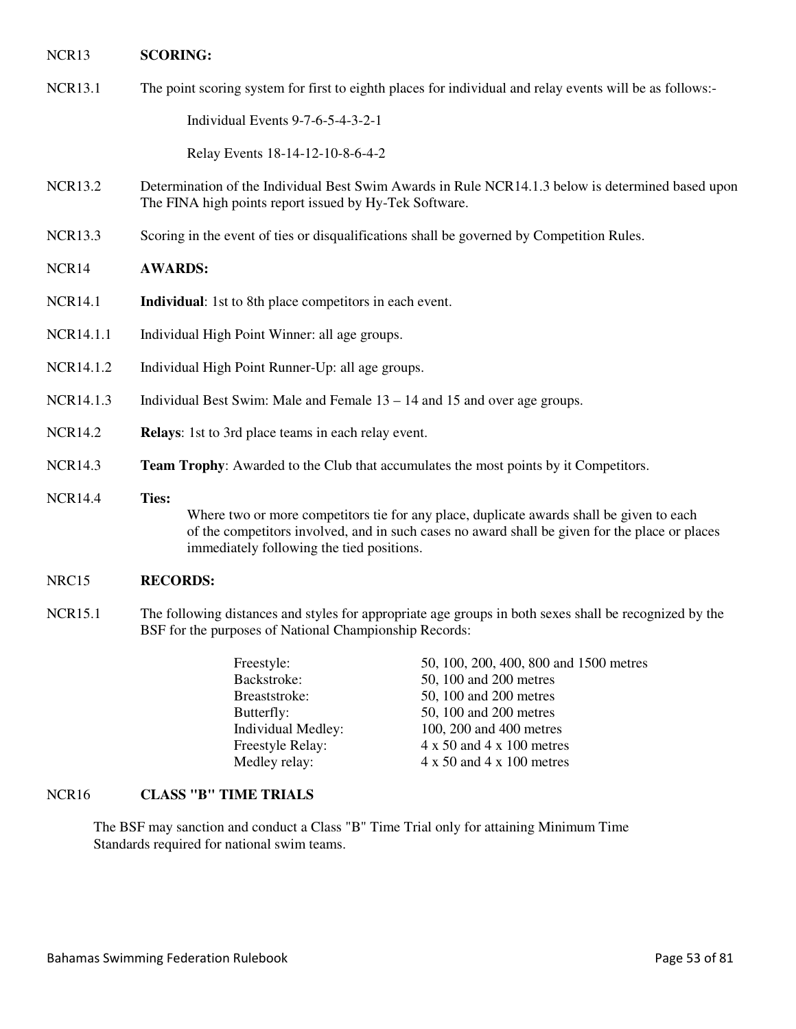NCR13 **SCORING:**

NCR13.1 The point scoring system for first to eighth places for individual and relay events will be as follows:-

Individual Events 9-7-6-5-4-3-2-1

Relay Events 18-14-12-10-8-6-4-2

NCR13.2 Determination of the Individual Best Swim Awards in Rule NCR14.1.3 below is determined based upon The FINA high points report issued by Hy-Tek Software.

NCR13.3 Scoring in the event of ties or disqualifications shall be governed by Competition Rules.

NCR14 **AWARDS:**

NCR14.1 **Individual**: 1st to 8th place competitors in each event.

NCR14.1.1 Individual High Point Winner: all age groups.

NCR14.1.2 Individual High Point Runner-Up: all age groups.

NCR14.1.3 Individual Best Swim: Male and Female 13 – 14 and 15 and over age groups.

NCR14.2 **Relays**: 1st to 3rd place teams in each relay event.

NCR14.3 **Team Trophy**: Awarded to the Club that accumulates the most points by it Competitors.

NCR14.4 **Ties:**

Where two or more competitors tie for any place, duplicate awards shall be given to each of the competitors involved, and in such cases no award shall be given for the place or places immediately following the tied positions.

NRC15 **RECORDS:**

NCR15.1 The following distances and styles for appropriate age groups in both sexes shall be recognized by the BSF for the purposes of National Championship Records:

| | |
|---|---|
| Freestyle: | 50, 100, 200, 400, 800 and 1500 metres |
| Backstroke: | 50, 100 and 200 metres |
| Breaststroke: | 50, 100 and 200 metres |
| Butterfly: | 50, 100 and 200 metres |
| Individual Medley: | 100, 200 and 400 metres |
| Freestyle Relay: | 4 x 50 and 4 x 100 metres |
| Medley relay: | 4 x 50 and 4 x 100 metres |

NCR16 **CLASS "B" TIME TRIALS**

The BSF may sanction and conduct a Class "B" Time Trial only for attaining Minimum Time Standards required for national swim teams.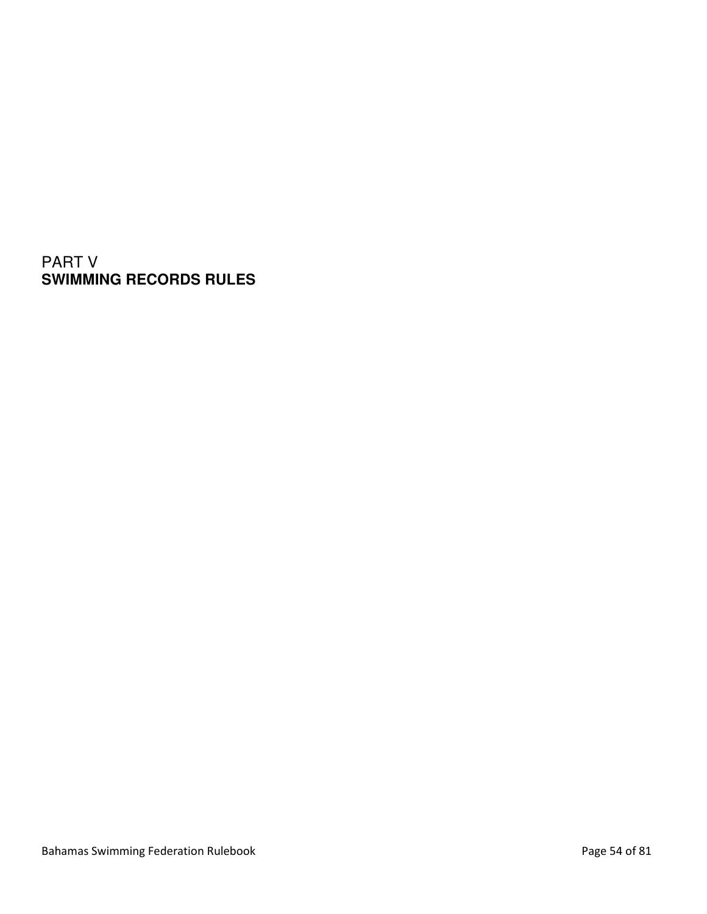# PART V
# SWIMMING RECORDS RULES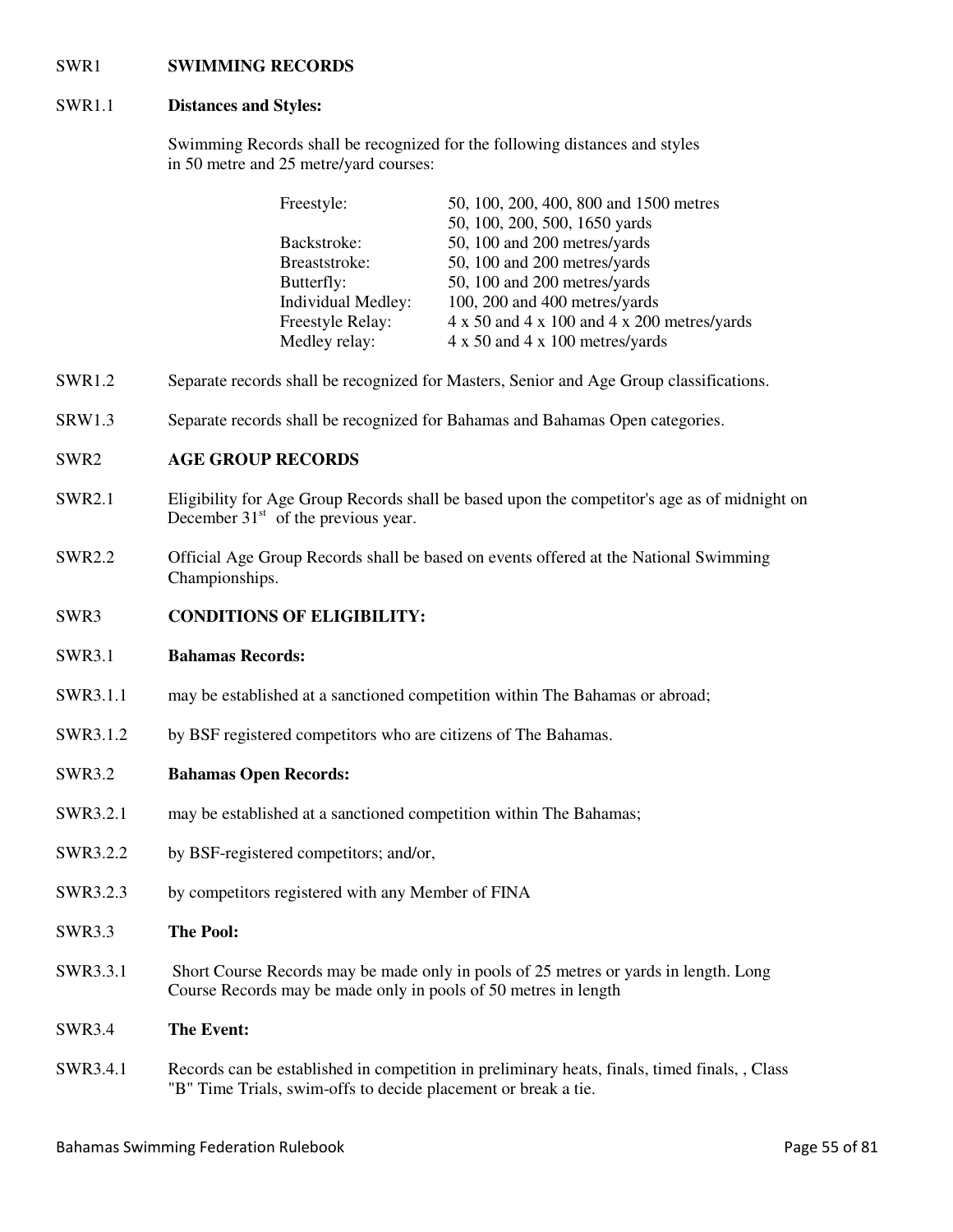## SWR1 SWIMMING RECORDS

### SWR1.1 Distances and Styles:

Swimming Records shall be recognized for the following distances and styles in 50 metre and 25 metre/yard courses:

| | |
|---|---|
| Freestyle: | 50, 100, 200, 400, 800 and 1500 metres<br>50, 100, 200, 500, 1650 yards |
| Backstroke: | 50, 100 and 200 metres/yards |
| Breaststroke: | 50, 100 and 200 metres/yards |
| Butterfly: | 50, 100 and 200 metres/yards |
| Individual Medley: | 100, 200 and 400 metres/yards |
| Freestyle Relay: | 4 x 50 and 4 x 100 and 4 x 200 metres/yards |
| Medley relay: | 4 x 50 and 4 x 100 metres/yards |

SWR1.2 Separate records shall be recognized for Masters, Senior and Age Group classifications.

SRW1.3 Separate records shall be recognized for Bahamas and Bahamas Open categories.

## SWR2 AGE GROUP RECORDS

SWR2.1 Eligibility for Age Group Records shall be based upon the competitor's age as of midnight on December 31st of the previous year.

SWR2.2 Official Age Group Records shall be based on events offered at the National Swimming Championships.

## SWR3 CONDITIONS OF ELIGIBILITY:

### SWR3.1 Bahamas Records:

SWR3.1.1 may be established at a sanctioned competition within The Bahamas or abroad;

SWR3.1.2 by BSF registered competitors who are citizens of The Bahamas.

### SWR3.2 Bahamas Open Records:

SWR3.2.1 may be established at a sanctioned competition within The Bahamas;

SWR3.2.2 by BSF-registered competitors; and/or,

SWR3.2.3 by competitors registered with any Member of FINA

### SWR3.3 The Pool:

SWR3.3.1 Short Course Records may be made only in pools of 25 metres or yards in length. Long Course Records may be made only in pools of 50 metres in length

### SWR3.4 The Event:

SWR3.4.1 Records can be established in competition in preliminary heats, finals, timed finals, , Class "B" Time Trials, swim-offs to decide placement or break a tie.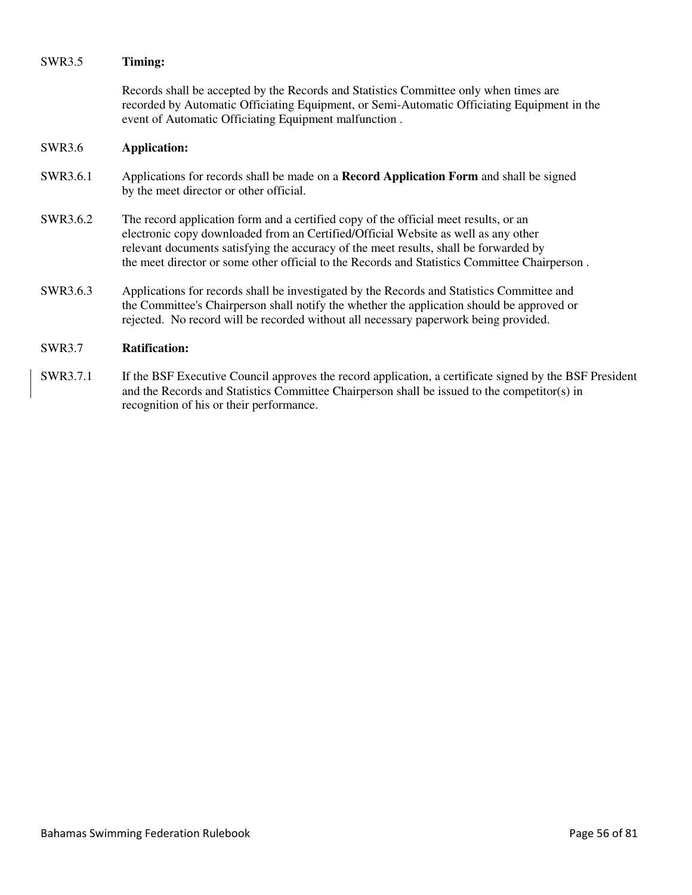SWR3.5 **Timing:**

Records shall be accepted by the Records and Statistics Committee only when times are recorded by Automatic Officiating Equipment, or Semi-Automatic Officiating Equipment in the event of Automatic Officiating Equipment malfunction .

SWR3.6 **Application:**

SWR3.6.1 Applications for records shall be made on a **Record Application Form** and shall be signed by the meet director or other official.

SWR3.6.2 The record application form and a certified copy of the official meet results, or an electronic copy downloaded from an Certified/Official Website as well as any other relevant documents satisfying the accuracy of the meet results, shall be forwarded by the meet director or some other official to the Records and Statistics Committee Chairperson .

SWR3.6.3 Applications for records shall be investigated by the Records and Statistics Committee and the Committee's Chairperson shall notify the whether the application should be approved or rejected. No record will be recorded without all necessary paperwork being provided.

SWR3.7 **Ratification:**

SWR3.7.1 If the BSF Executive Council approves the record application, a certificate signed by the BSF President and the Records and Statistics Committee Chairperson shall be issued to the competitor(s) in recognition of his or their performance.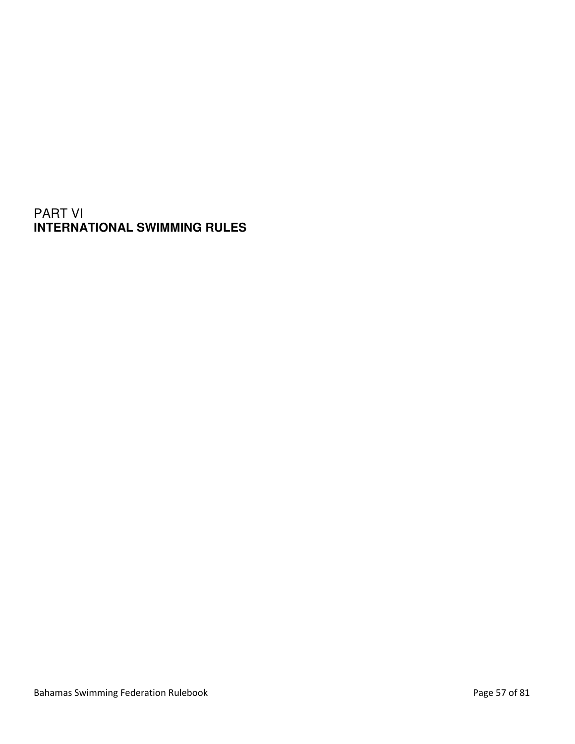# PART VI
## INTERNATIONAL SWIMMING RULES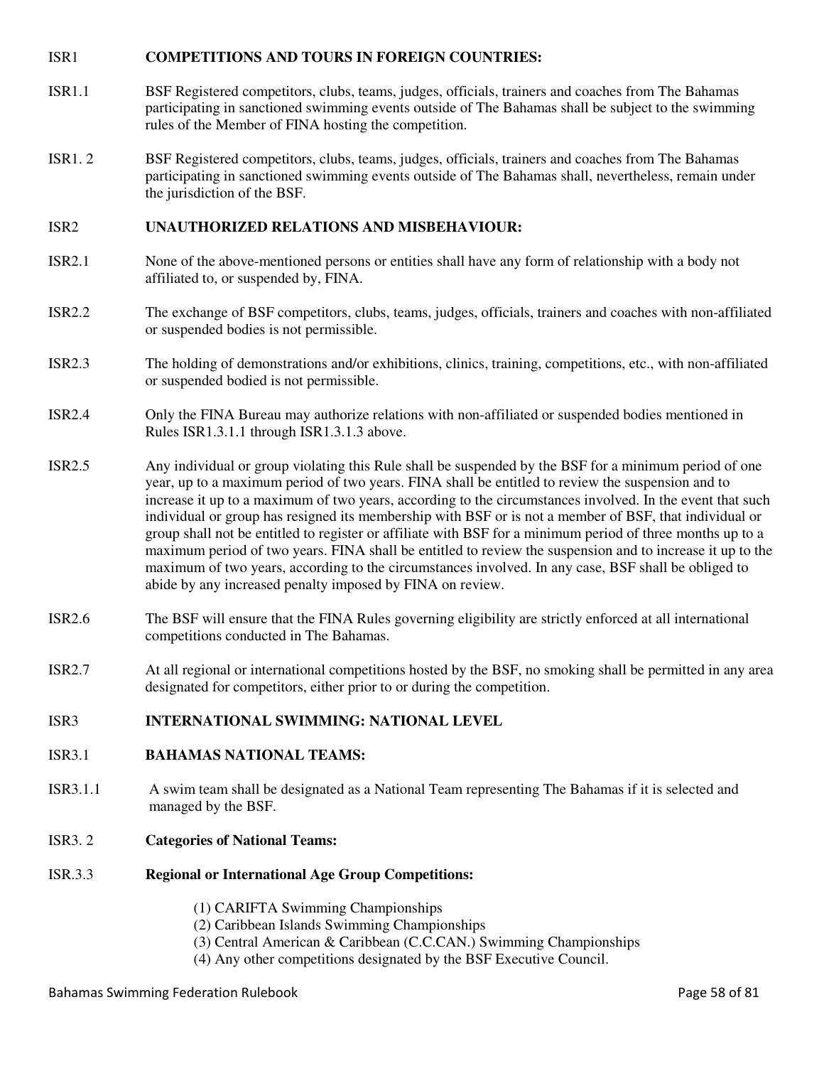ISR1 **COMPETITIONS AND TOURS IN FOREIGN COUNTRIES:**

ISR1.1 BSF Registered competitors, clubs, teams, judges, officials, trainers and coaches from The Bahamas participating in sanctioned swimming events outside of The Bahamas shall be subject to the swimming rules of the Member of FINA hosting the competition.

ISR1. 2 BSF Registered competitors, clubs, teams, judges, officials, trainers and coaches from The Bahamas participating in sanctioned swimming events outside of The Bahamas shall, nevertheless, remain under the jurisdiction of the BSF.

ISR2 **UNAUTHORIZED RELATIONS AND MISBEHAVIOUR:**

ISR2.1 None of the above-mentioned persons or entities shall have any form of relationship with a body not affiliated to, or suspended by, FINA.

ISR2.2 The exchange of BSF competitors, clubs, teams, judges, officials, trainers and coaches with non-affiliated or suspended bodies is not permissible.

ISR2.3 The holding of demonstrations and/or exhibitions, clinics, training, competitions, etc., with non-affiliated or suspended bodied is not permissible.

ISR2.4 Only the FINA Bureau may authorize relations with non-affiliated or suspended bodies mentioned in Rules ISR1.3.1.1 through ISR1.3.1.3 above.

ISR2.5 Any individual or group violating this Rule shall be suspended by the BSF for a minimum period of one year, up to a maximum period of two years. FINA shall be entitled to review the suspension and to increase it up to a maximum of two years, according to the circumstances involved. In the event that such individual or group has resigned its membership with BSF or is not a member of BSF, that individual or group shall not be entitled to register or affiliate with BSF for a minimum period of three months up to a maximum period of two years. FINA shall be entitled to review the suspension and to increase it up to the maximum of two years, according to the circumstances involved. In any case, BSF shall be obliged to abide by any increased penalty imposed by FINA on review.

ISR2.6 The BSF will ensure that the FINA Rules governing eligibility are strictly enforced at all international competitions conducted in The Bahamas.

ISR2.7 At all regional or international competitions hosted by the BSF, no smoking shall be permitted in any area designated for competitors, either prior to or during the competition.

ISR3 **INTERNATIONAL SWIMMING: NATIONAL LEVEL**

ISR3.1 **BAHAMAS NATIONAL TEAMS:**

ISR3.1.1 A swim team shall be designated as a National Team representing The Bahamas if it is selected and managed by the BSF.

ISR3. 2 **Categories of National Teams:**

ISR.3.3 **Regional or International Age Group Competitions:**

(1) CARIFTA Swimming Championships
(2) Caribbean Islands Swimming Championships
(3) Central American & Caribbean (C.C.CAN.) Swimming Championships
(4) Any other competitions designated by the BSF Executive Council.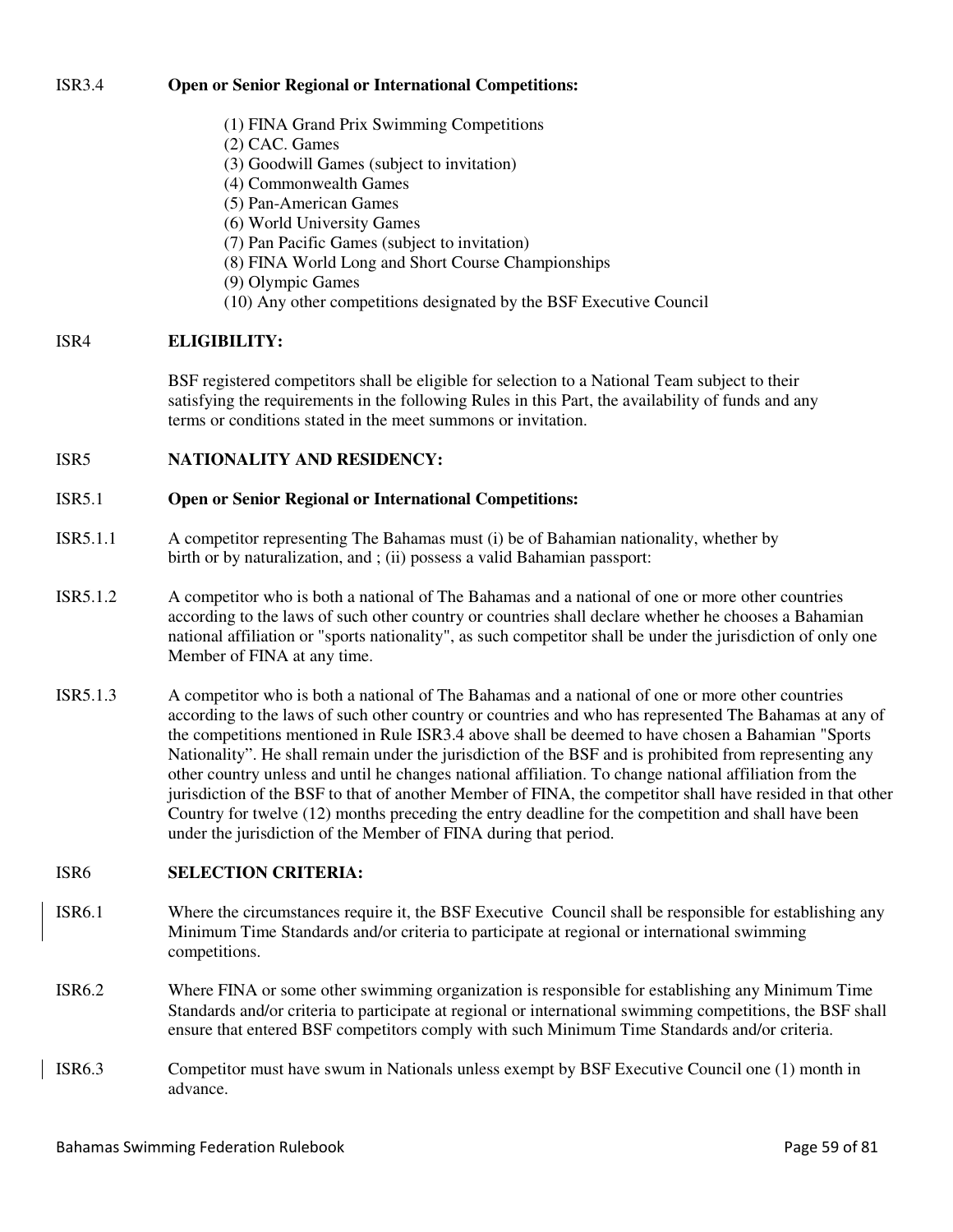ISR3.4 **Open or Senior Regional or International Competitions:**

(1) FINA Grand Prix Swimming Competitions
(2) CAC. Games
(3) Goodwill Games (subject to invitation)
(4) Commonwealth Games
(5) Pan-American Games
(6) World University Games
(7) Pan Pacific Games (subject to invitation)
(8) FINA World Long and Short Course Championships
(9) Olympic Games
(10) Any other competitions designated by the BSF Executive Council

ISR4 **ELIGIBILITY:**

BSF registered competitors shall be eligible for selection to a National Team subject to their satisfying the requirements in the following Rules in this Part, the availability of funds and any terms or conditions stated in the meet summons or invitation.

ISR5 **NATIONALITY AND RESIDENCY:**

ISR5.1 **Open or Senior Regional or International Competitions:**

ISR5.1.1 A competitor representing The Bahamas must (i) be of Bahamian nationality, whether by birth or by naturalization, and ; (ii) possess a valid Bahamian passport:

ISR5.1.2 A competitor who is both a national of The Bahamas and a national of one or more other countries according to the laws of such other country or countries shall declare whether he chooses a Bahamian national affiliation or "sports nationality", as such competitor shall be under the jurisdiction of only one Member of FINA at any time.

ISR5.1.3 A competitor who is both a national of The Bahamas and a national of one or more other countries according to the laws of such other country or countries and who has represented The Bahamas at any of the competitions mentioned in Rule ISR3.4 above shall be deemed to have chosen a Bahamian "Sports Nationality". He shall remain under the jurisdiction of the BSF and is prohibited from representing any other country unless and until he changes national affiliation. To change national affiliation from the jurisdiction of the BSF to that of another Member of FINA, the competitor shall have resided in that other Country for twelve (12) months preceding the entry deadline for the competition and shall have been under the jurisdiction of the Member of FINA during that period.

ISR6 **SELECTION CRITERIA:**

ISR6.1 Where the circumstances require it, the BSF Executive Council shall be responsible for establishing any Minimum Time Standards and/or criteria to participate at regional or international swimming competitions.

ISR6.2 Where FINA or some other swimming organization is responsible for establishing any Minimum Time Standards and/or criteria to participate at regional or international swimming competitions, the BSF shall ensure that entered BSF competitors comply with such Minimum Time Standards and/or criteria.

ISR6.3 Competitor must have swum in Nationals unless exempt by BSF Executive Council one (1) month in advance.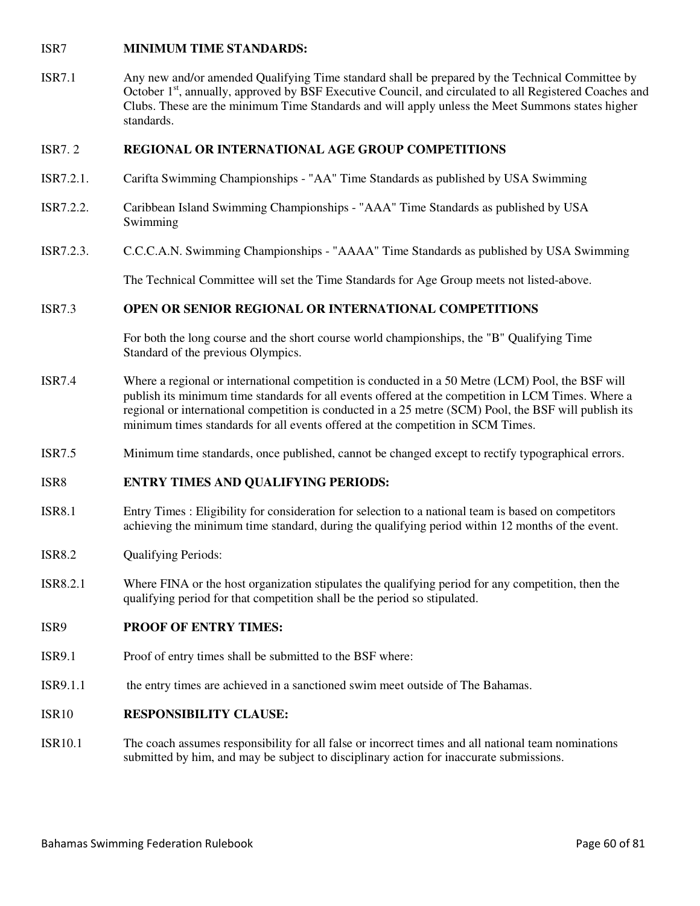ISR7 **MINIMUM TIME STANDARDS:**

ISR7.1 Any new and/or amended Qualifying Time standard shall be prepared by the Technical Committee by October 1st, annually, approved by BSF Executive Council, and circulated to all Registered Coaches and Clubs. These are the minimum Time Standards and will apply unless the Meet Summons states higher standards.

ISR7. 2 **REGIONAL OR INTERNATIONAL AGE GROUP COMPETITIONS**

ISR7.2.1. Carifta Swimming Championships - "AA" Time Standards as published by USA Swimming

ISR7.2.2. Caribbean Island Swimming Championships - "AAA" Time Standards as published by USA Swimming

ISR7.2.3. C.C.C.A.N. Swimming Championships - "AAAA" Time Standards as published by USA Swimming

The Technical Committee will set the Time Standards for Age Group meets not listed-above.

ISR7.3 **OPEN OR SENIOR REGIONAL OR INTERNATIONAL COMPETITIONS**

For both the long course and the short course world championships, the "B" Qualifying Time Standard of the previous Olympics.

ISR7.4 Where a regional or international competition is conducted in a 50 Metre (LCM) Pool, the BSF will publish its minimum time standards for all events offered at the competition in LCM Times. Where a regional or international competition is conducted in a 25 metre (SCM) Pool, the BSF will publish its minimum times standards for all events offered at the competition in SCM Times.

ISR7.5 Minimum time standards, once published, cannot be changed except to rectify typographical errors.

ISR8 **ENTRY TIMES AND QUALIFYING PERIODS:**

ISR8.1 Entry Times : Eligibility for consideration for selection to a national team is based on competitors achieving the minimum time standard, during the qualifying period within 12 months of the event.

ISR8.2 Qualifying Periods:

ISR8.2.1 Where FINA or the host organization stipulates the qualifying period for any competition, then the qualifying period for that competition shall be the period so stipulated.

ISR9 **PROOF OF ENTRY TIMES:**

ISR9.1 Proof of entry times shall be submitted to the BSF where:

ISR9.1.1 the entry times are achieved in a sanctioned swim meet outside of The Bahamas.

ISR10 **RESPONSIBILITY CLAUSE:**

ISR10.1 The coach assumes responsibility for all false or incorrect times and all national team nominations submitted by him, and may be subject to disciplinary action for inaccurate submissions.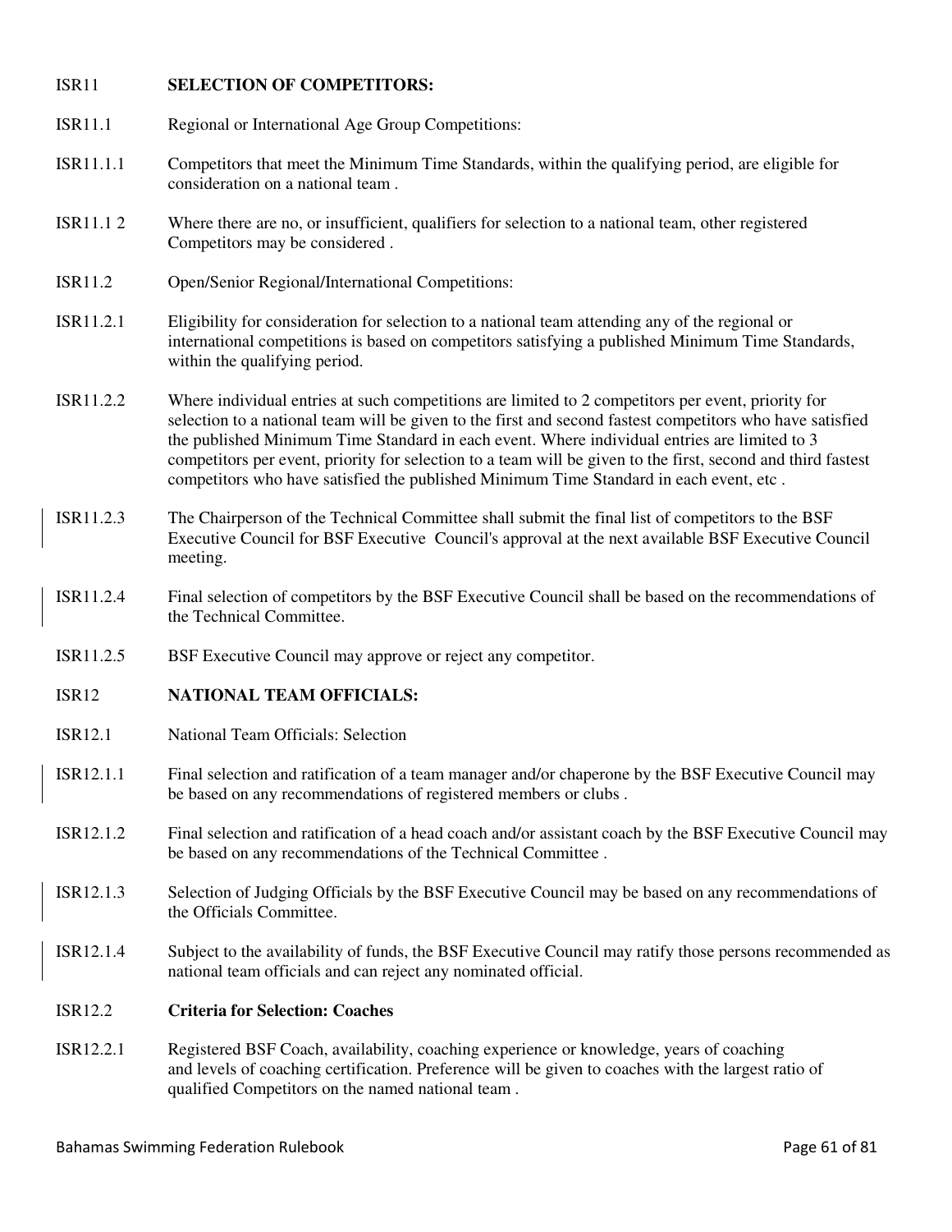ISR11 **SELECTION OF COMPETITORS:**

ISR11.1 Regional or International Age Group Competitions:

ISR11.1.1 Competitors that meet the Minimum Time Standards, within the qualifying period, are eligible for consideration on a national team .

ISR11.1 2 Where there are no, or insufficient, qualifiers for selection to a national team, other registered Competitors may be considered .

ISR11.2 Open/Senior Regional/International Competitions:

ISR11.2.1 Eligibility for consideration for selection to a national team attending any of the regional or international competitions is based on competitors satisfying a published Minimum Time Standards, within the qualifying period.

ISR11.2.2 Where individual entries at such competitions are limited to 2 competitors per event, priority for selection to a national team will be given to the first and second fastest competitors who have satisfied the published Minimum Time Standard in each event. Where individual entries are limited to 3 competitors per event, priority for selection to a team will be given to the first, second and third fastest competitors who have satisfied the published Minimum Time Standard in each event, etc .

ISR11.2.3 The Chairperson of the Technical Committee shall submit the final list of competitors to the BSF Executive Council for BSF Executive Council's approval at the next available BSF Executive Council meeting.

ISR11.2.4 Final selection of competitors by the BSF Executive Council shall be based on the recommendations of the Technical Committee.

ISR11.2.5 BSF Executive Council may approve or reject any competitor.

ISR12 **NATIONAL TEAM OFFICIALS:**

ISR12.1 National Team Officials: Selection

ISR12.1.1 Final selection and ratification of a team manager and/or chaperone by the BSF Executive Council may be based on any recommendations of registered members or clubs .

ISR12.1.2 Final selection and ratification of a head coach and/or assistant coach by the BSF Executive Council may be based on any recommendations of the Technical Committee .

ISR12.1.3 Selection of Judging Officials by the BSF Executive Council may be based on any recommendations of the Officials Committee.

ISR12.1.4 Subject to the availability of funds, the BSF Executive Council may ratify those persons recommended as national team officials and can reject any nominated official.

ISR12.2 **Criteria for Selection: Coaches**

ISR12.2.1 Registered BSF Coach, availability, coaching experience or knowledge, years of coaching and levels of coaching certification. Preference will be given to coaches with the largest ratio of qualified Competitors on the named national team .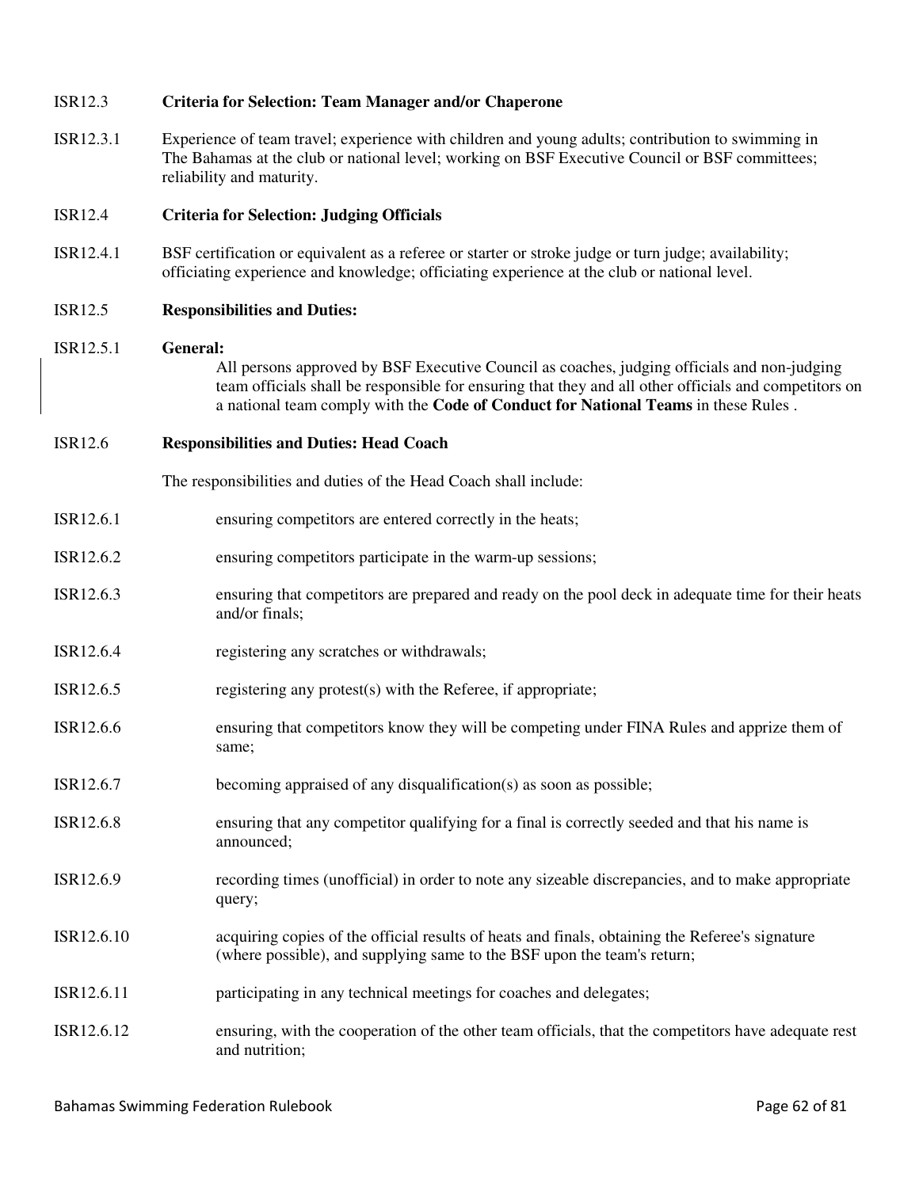ISR12.3 **Criteria for Selection: Team Manager and/or Chaperone**

ISR12.3.1 Experience of team travel; experience with children and young adults; contribution to swimming in The Bahamas at the club or national level; working on BSF Executive Council or BSF committees; reliability and maturity.

ISR12.4 **Criteria for Selection: Judging Officials**

ISR12.4.1 BSF certification or equivalent as a referee or starter or stroke judge or turn judge; availability; officiating experience and knowledge; officiating experience at the club or national level.

ISR12.5 **Responsibilities and Duties:**

ISR12.5.1 **General:**
All persons approved by BSF Executive Council as coaches, judging officials and non-judging team officials shall be responsible for ensuring that they and all other officials and competitors on a national team comply with the **Code of Conduct for National Teams** in these Rules .

ISR12.6 **Responsibilities and Duties: Head Coach**

The responsibilities and duties of the Head Coach shall include:

ISR12.6.1 ensuring competitors are entered correctly in the heats;

ISR12.6.2 ensuring competitors participate in the warm-up sessions;

ISR12.6.3 ensuring that competitors are prepared and ready on the pool deck in adequate time for their heats and/or finals;

ISR12.6.4 registering any scratches or withdrawals;

ISR12.6.5 registering any protest(s) with the Referee, if appropriate;

ISR12.6.6 ensuring that competitors know they will be competing under FINA Rules and apprize them of same;

ISR12.6.7 becoming appraised of any disqualification(s) as soon as possible;

ISR12.6.8 ensuring that any competitor qualifying for a final is correctly seeded and that his name is announced;

ISR12.6.9 recording times (unofficial) in order to note any sizeable discrepancies, and to make appropriate query;

ISR12.6.10 acquiring copies of the official results of heats and finals, obtaining the Referee's signature (where possible), and supplying same to the BSF upon the team's return;

ISR12.6.11 participating in any technical meetings for coaches and delegates;

ISR12.6.12 ensuring, with the cooperation of the other team officials, that the competitors have adequate rest and nutrition;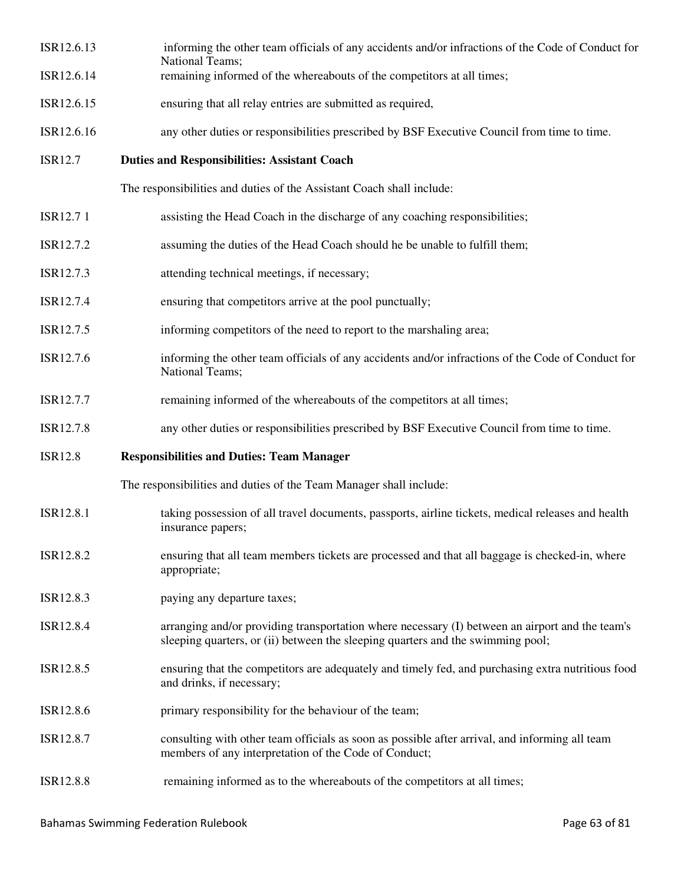ISR12.6.13 informing the other team officials of any accidents and/or infractions of the Code of Conduct for National Teams;

ISR12.6.14 remaining informed of the whereabouts of the competitors at all times;

ISR12.6.15 ensuring that all relay entries are submitted as required,

ISR12.6.16 any other duties or responsibilities prescribed by BSF Executive Council from time to time.

**ISR12.7 Duties and Responsibilities: Assistant Coach**

The responsibilities and duties of the Assistant Coach shall include:

ISR12.7 1 assisting the Head Coach in the discharge of any coaching responsibilities;

ISR12.7.2 assuming the duties of the Head Coach should he be unable to fulfill them;

ISR12.7.3 attending technical meetings, if necessary;

ISR12.7.4 ensuring that competitors arrive at the pool punctually;

ISR12.7.5 informing competitors of the need to report to the marshaling area;

ISR12.7.6 informing the other team officials of any accidents and/or infractions of the Code of Conduct for National Teams;

ISR12.7.7 remaining informed of the whereabouts of the competitors at all times;

ISR12.7.8 any other duties or responsibilities prescribed by BSF Executive Council from time to time.

**ISR12.8 Responsibilities and Duties: Team Manager**

The responsibilities and duties of the Team Manager shall include:

ISR12.8.1 taking possession of all travel documents, passports, airline tickets, medical releases and health insurance papers;

ISR12.8.2 ensuring that all team members tickets are processed and that all baggage is checked-in, where appropriate;

ISR12.8.3 paying any departure taxes;

ISR12.8.4 arranging and/or providing transportation where necessary (I) between an airport and the team's sleeping quarters, or (ii) between the sleeping quarters and the swimming pool;

ISR12.8.5 ensuring that the competitors are adequately and timely fed, and purchasing extra nutritious food and drinks, if necessary;

ISR12.8.6 primary responsibility for the behaviour of the team;

ISR12.8.7 consulting with other team officials as soon as possible after arrival, and informing all team members of any interpretation of the Code of Conduct;

ISR12.8.8 remaining informed as to the whereabouts of the competitors at all times;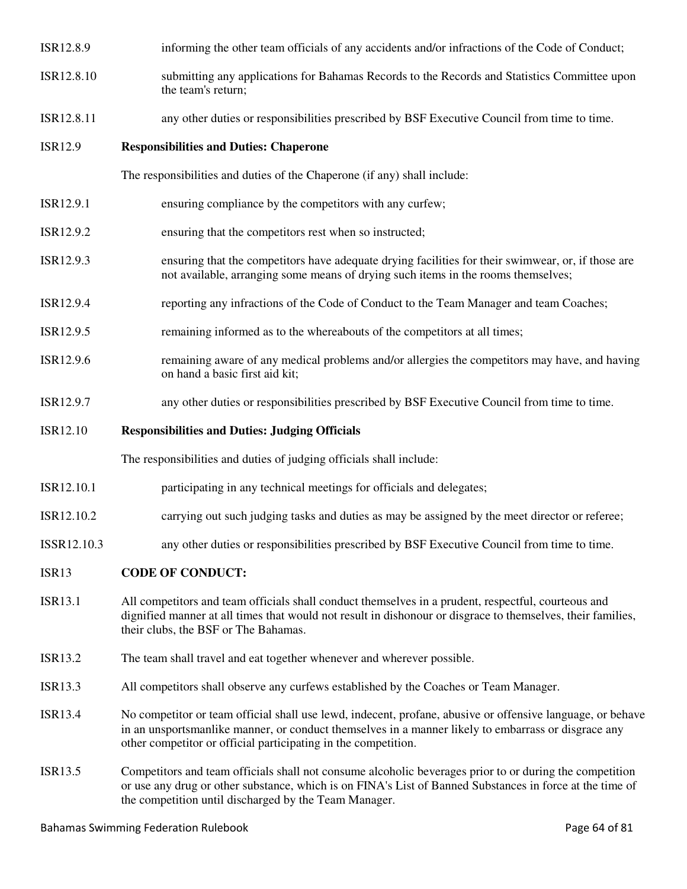ISR12.8.9 informing the other team officials of any accidents and/or infractions of the Code of Conduct;

ISR12.8.10 submitting any applications for Bahamas Records to the Records and Statistics Committee upon the team's return;

ISR12.8.11 any other duties or responsibilities prescribed by BSF Executive Council from time to time.

**ISR12.9 Responsibilities and Duties: Chaperone**

The responsibilities and duties of the Chaperone (if any) shall include:

ISR12.9.1 ensuring compliance by the competitors with any curfew;

ISR12.9.2 ensuring that the competitors rest when so instructed;

ISR12.9.3 ensuring that the competitors have adequate drying facilities for their swimwear, or, if those are not available, arranging some means of drying such items in the rooms themselves;

ISR12.9.4 reporting any infractions of the Code of Conduct to the Team Manager and team Coaches;

ISR12.9.5 remaining informed as to the whereabouts of the competitors at all times;

ISR12.9.6 remaining aware of any medical problems and/or allergies the competitors may have, and having on hand a basic first aid kit;

ISR12.9.7 any other duties or responsibilities prescribed by BSF Executive Council from time to time.

**ISR12.10 Responsibilities and Duties: Judging Officials**

The responsibilities and duties of judging officials shall include:

ISR12.10.1 participating in any technical meetings for officials and delegates;

ISR12.10.2 carrying out such judging tasks and duties as may be assigned by the meet director or referee;

ISSR12.10.3 any other duties or responsibilities prescribed by BSF Executive Council from time to time.

**ISR13 CODE OF CONDUCT:**

ISR13.1 All competitors and team officials shall conduct themselves in a prudent, respectful, courteous and dignified manner at all times that would not result in dishonour or disgrace to themselves, their families, their clubs, the BSF or The Bahamas.

ISR13.2 The team shall travel and eat together whenever and wherever possible.

ISR13.3 All competitors shall observe any curfews established by the Coaches or Team Manager.

ISR13.4 No competitor or team official shall use lewd, indecent, profane, abusive or offensive language, or behave in an unsportsmanlike manner, or conduct themselves in a manner likely to embarrass or disgrace any other competitor or official participating in the competition.

ISR13.5 Competitors and team officials shall not consume alcoholic beverages prior to or during the competition or use any drug or other substance, which is on FINA's List of Banned Substances in force at the time of the competition until discharged by the Team Manager.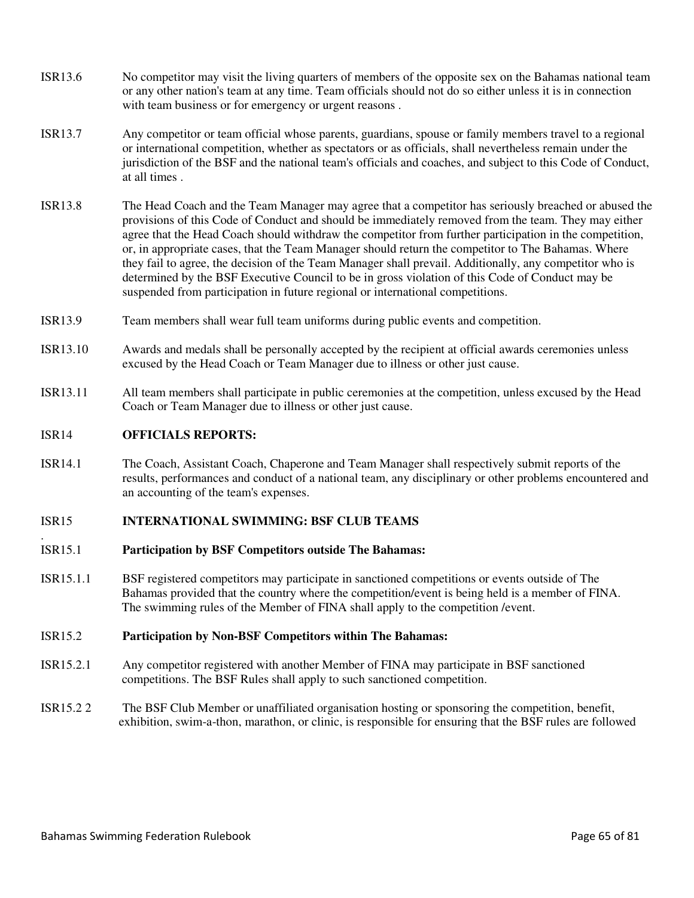ISR13.6 No competitor may visit the living quarters of members of the opposite sex on the Bahamas national team or any other nation's team at any time. Team officials should not do so either unless it is in connection with team business or for emergency or urgent reasons .

ISR13.7 Any competitor or team official whose parents, guardians, spouse or family members travel to a regional or international competition, whether as spectators or as officials, shall nevertheless remain under the jurisdiction of the BSF and the national team's officials and coaches, and subject to this Code of Conduct, at all times .

ISR13.8 The Head Coach and the Team Manager may agree that a competitor has seriously breached or abused the provisions of this Code of Conduct and should be immediately removed from the team. They may either agree that the Head Coach should withdraw the competitor from further participation in the competition, or, in appropriate cases, that the Team Manager should return the competitor to The Bahamas. Where they fail to agree, the decision of the Team Manager shall prevail. Additionally, any competitor who is determined by the BSF Executive Council to be in gross violation of this Code of Conduct may be suspended from participation in future regional or international competitions.

ISR13.9 Team members shall wear full team uniforms during public events and competition.

ISR13.10 Awards and medals shall be personally accepted by the recipient at official awards ceremonies unless excused by the Head Coach or Team Manager due to illness or other just cause.

ISR13.11 All team members shall participate in public ceremonies at the competition, unless excused by the Head Coach or Team Manager due to illness or other just cause.

## ISR14 OFFICIALS REPORTS:

ISR14.1 The Coach, Assistant Coach, Chaperone and Team Manager shall respectively submit reports of the results, performances and conduct of a national team, any disciplinary or other problems encountered and an accounting of the team's expenses.

## ISR15 INTERNATIONAL SWIMMING: BSF CLUB TEAMS

### ISR15.1 Participation by BSF Competitors outside The Bahamas:

ISR15.1.1 BSF registered competitors may participate in sanctioned competitions or events outside of The Bahamas provided that the country where the competition/event is being held is a member of FINA. The swimming rules of the Member of FINA shall apply to the competition /event.

### ISR15.2 Participation by Non-BSF Competitors within The Bahamas:

ISR15.2.1 Any competitor registered with another Member of FINA may participate in BSF sanctioned competitions. The BSF Rules shall apply to such sanctioned competition.

ISR15.2 2 The BSF Club Member or unaffiliated organisation hosting or sponsoring the competition, benefit, exhibition, swim-a-thon, marathon, or clinic, is responsible for ensuring that the BSF rules are followed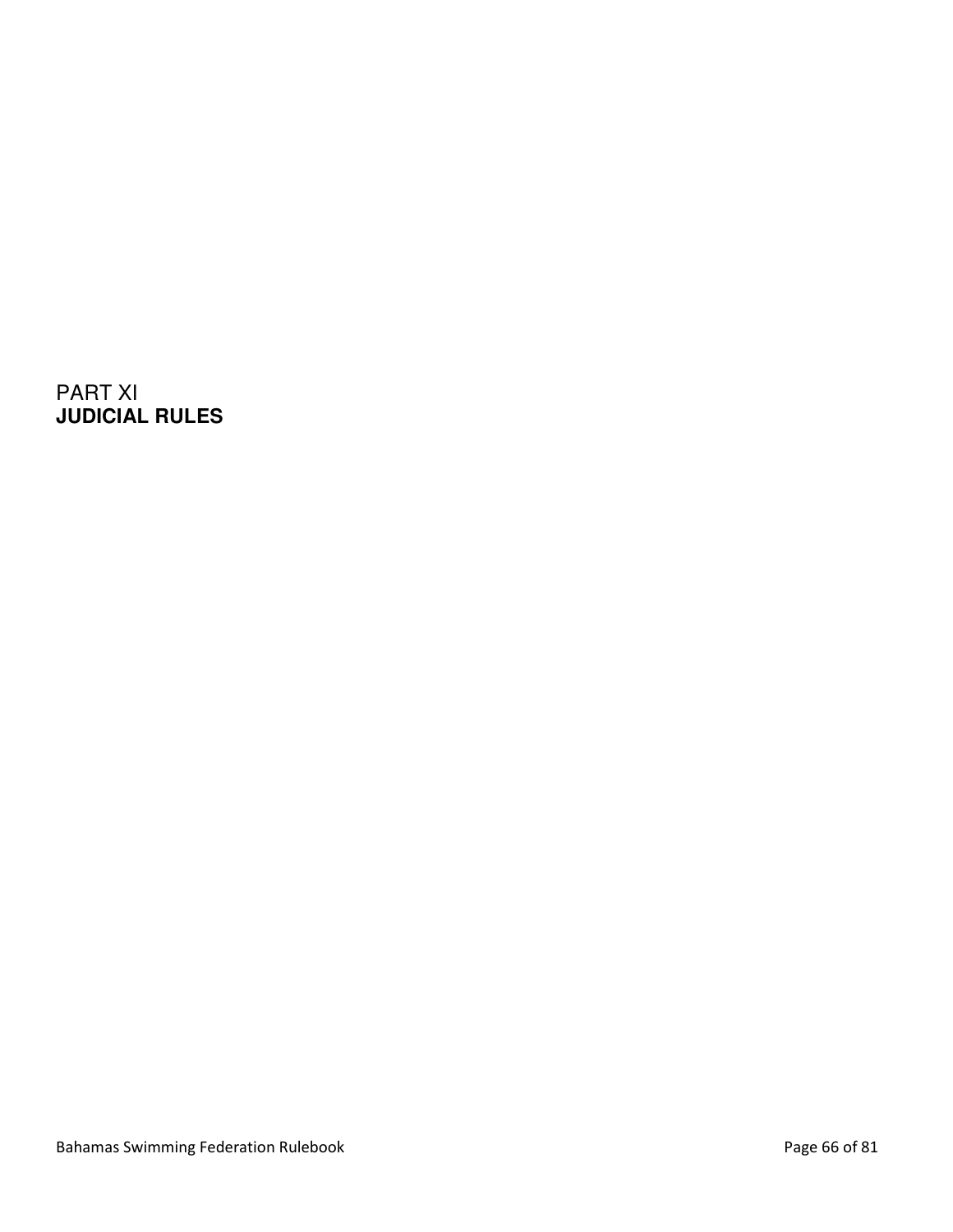# PART XI
# **JUDICIAL RULES**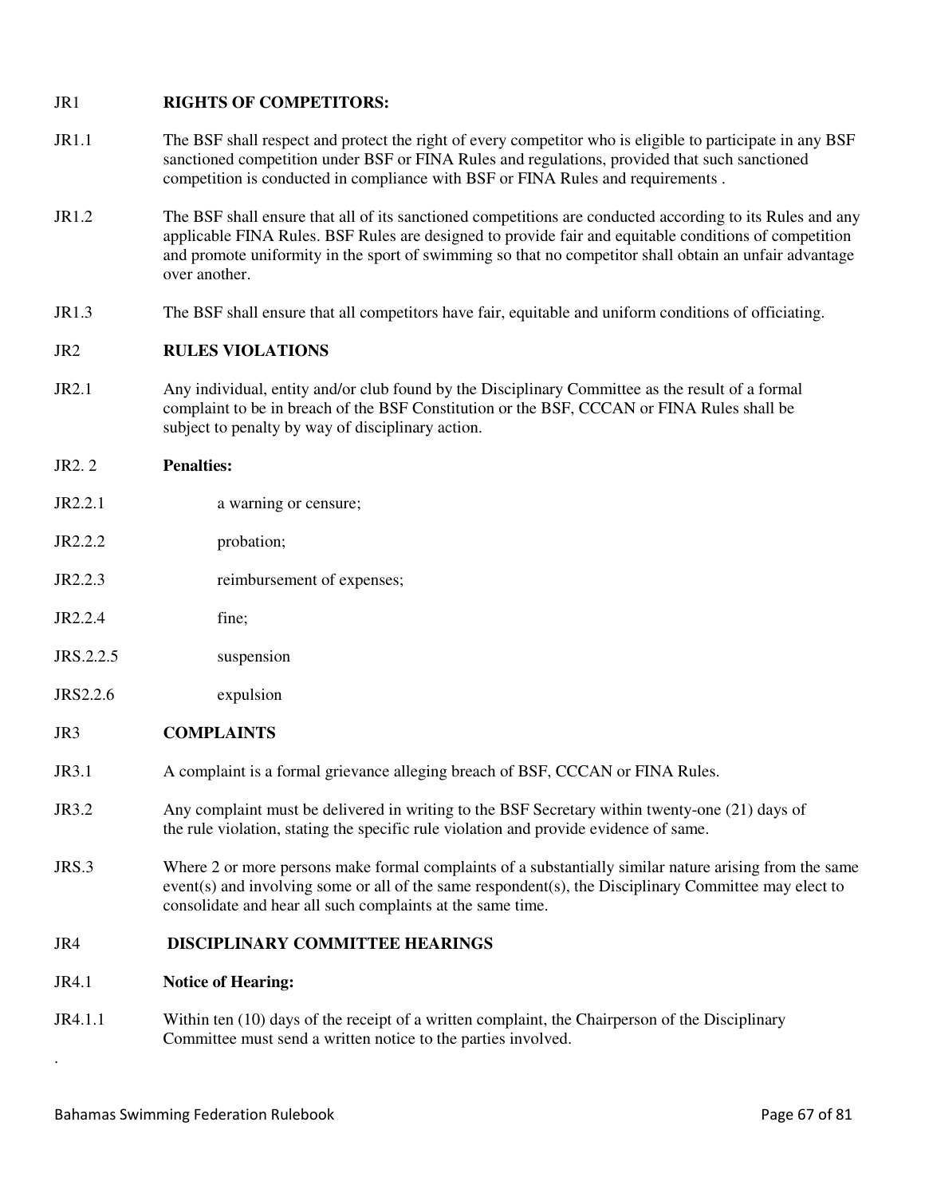JR1 **RIGHTS OF COMPETITORS:**

JR1.1 The BSF shall respect and protect the right of every competitor who is eligible to participate in any BSF sanctioned competition under BSF or FINA Rules and regulations, provided that such sanctioned competition is conducted in compliance with BSF or FINA Rules and requirements .

JR1.2 The BSF shall ensure that all of its sanctioned competitions are conducted according to its Rules and any applicable FINA Rules. BSF Rules are designed to provide fair and equitable conditions of competition and promote uniformity in the sport of swimming so that no competitor shall obtain an unfair advantage over another.

JR1.3 The BSF shall ensure that all competitors have fair, equitable and uniform conditions of officiating.

JR2 **RULES VIOLATIONS**

JR2.1 Any individual, entity and/or club found by the Disciplinary Committee as the result of a formal complaint to be in breach of the BSF Constitution or the BSF, CCCAN or FINA Rules shall be subject to penalty by way of disciplinary action.

JR2. 2 **Penalties:**

JR2.2.1 a warning or censure;

JR2.2.2 probation;

JR2.2.3 reimbursement of expenses;

JR2.2.4 fine;

JRS.2.2.5 suspension

JRS2.2.6 expulsion

JR3 **COMPLAINTS**

JR3.1 A complaint is a formal grievance alleging breach of BSF, CCCAN or FINA Rules.

JR3.2 Any complaint must be delivered in writing to the BSF Secretary within twenty-one (21) days of the rule violation, stating the specific rule violation and provide evidence of same.

JRS.3 Where 2 or more persons make formal complaints of a substantially similar nature arising from the same event(s) and involving some or all of the same respondent(s), the Disciplinary Committee may elect to consolidate and hear all such complaints at the same time.

JR4 **DISCIPLINARY COMMITTEE HEARINGS**

JR4.1 **Notice of Hearing:**

JR4.1.1 Within ten (10) days of the receipt of a written complaint, the Chairperson of the Disciplinary Committee must send a written notice to the parties involved.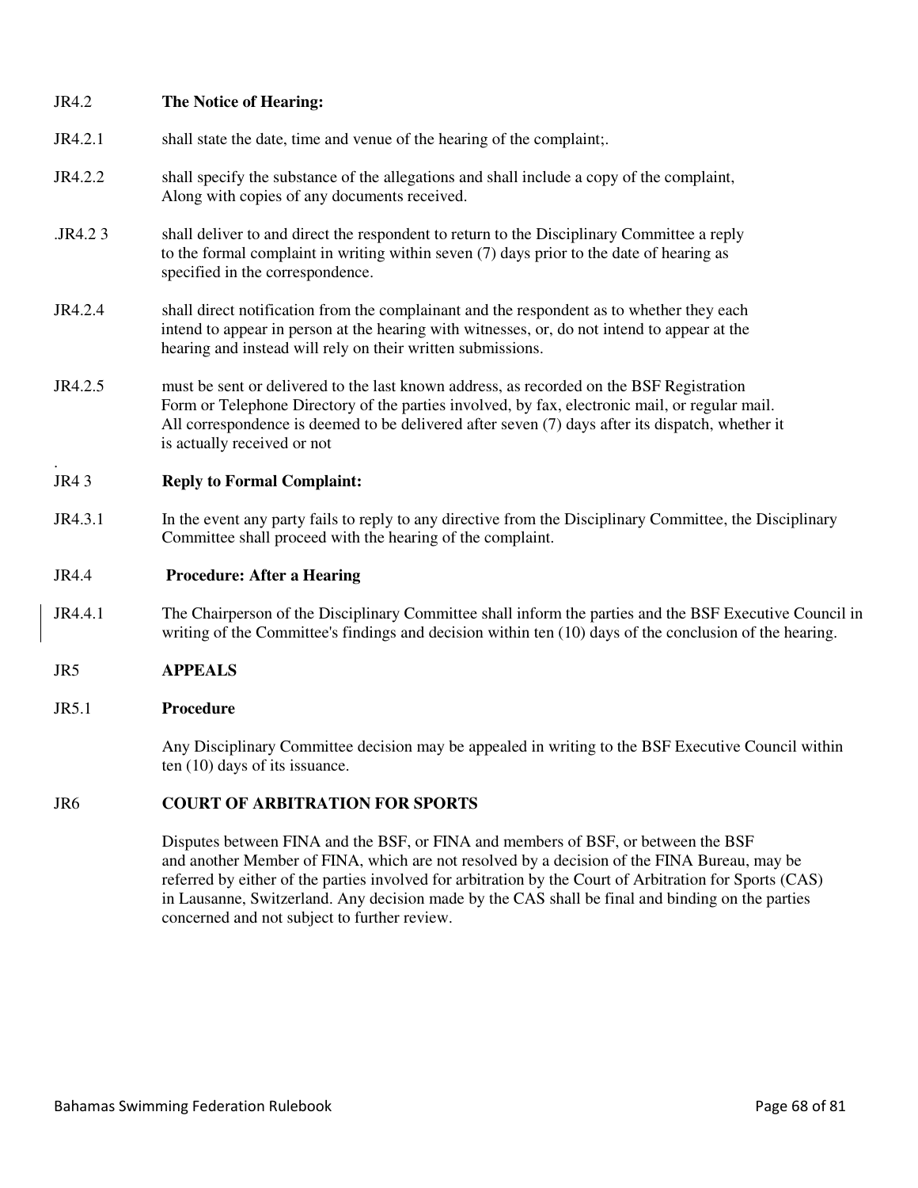JR4.2 **The Notice of Hearing:**

JR4.2.1 shall state the date, time and venue of the hearing of the complaint;.

JR4.2.2 shall specify the substance of the allegations and shall include a copy of the complaint, Along with copies of any documents received.

.JR4.2 3 shall deliver to and direct the respondent to return to the Disciplinary Committee a reply to the formal complaint in writing within seven (7) days prior to the date of hearing as specified in the correspondence.

JR4.2.4 shall direct notification from the complainant and the respondent as to whether they each intend to appear in person at the hearing with witnesses, or, do not intend to appear at the hearing and instead will rely on their written submissions.

JR4.2.5 must be sent or delivered to the last known address, as recorded on the BSF Registration Form or Telephone Directory of the parties involved, by fax, electronic mail, or regular mail. All correspondence is deemed to be delivered after seven (7) days after its dispatch, whether it is actually received or not

.

JR4 3 **Reply to Formal Complaint:**

JR4.3.1 In the event any party fails to reply to any directive from the Disciplinary Committee, the Disciplinary Committee shall proceed with the hearing of the complaint.

JR4.4 **Procedure: After a Hearing**

JR4.4.1 The Chairperson of the Disciplinary Committee shall inform the parties and the BSF Executive Council in writing of the Committee's findings and decision within ten (10) days of the conclusion of the hearing.

JR5 **APPEALS**

JR5.1 **Procedure**

Any Disciplinary Committee decision may be appealed in writing to the BSF Executive Council within ten (10) days of its issuance.

JR6 **COURT OF ARBITRATION FOR SPORTS**

Disputes between FINA and the BSF, or FINA and members of BSF, or between the BSF and another Member of FINA, which are not resolved by a decision of the FINA Bureau, may be referred by either of the parties involved for arbitration by the Court of Arbitration for Sports (CAS) in Lausanne, Switzerland. Any decision made by the CAS shall be final and binding on the parties concerned and not subject to further review.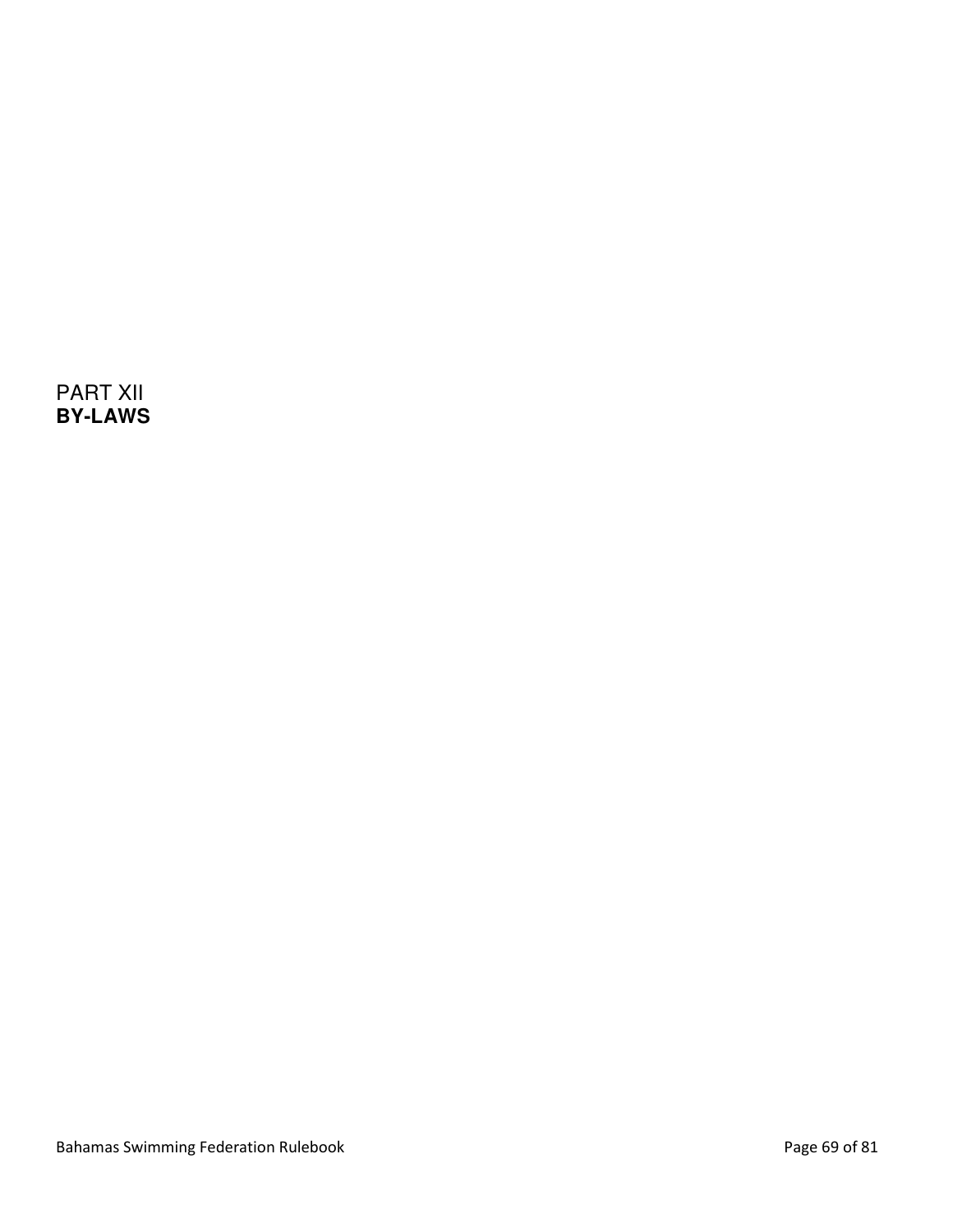PART XII
# BY-LAWS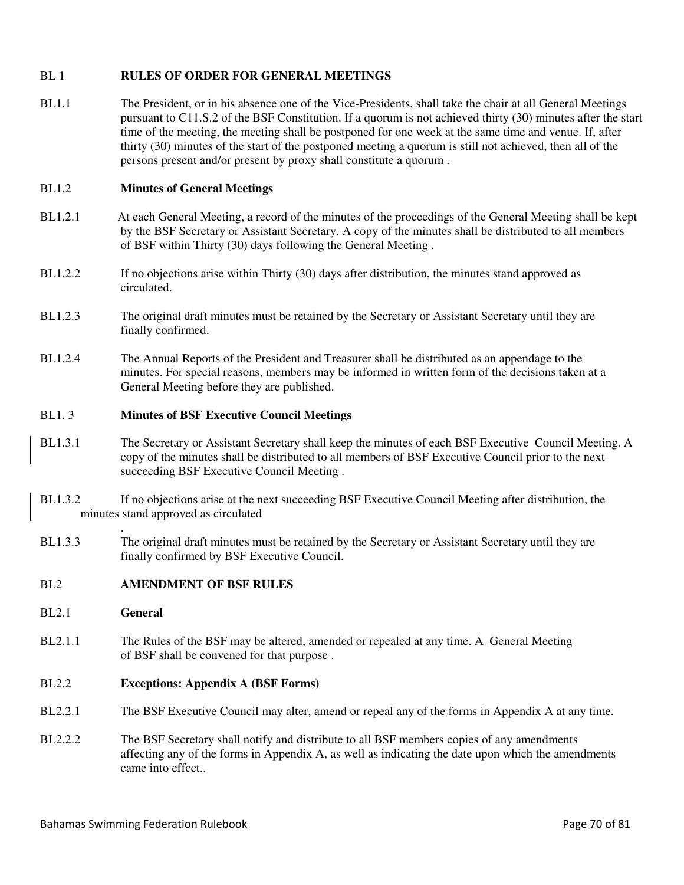## BL 1 RULES OF ORDER FOR GENERAL MEETINGS

BL1.1 The President, or in his absence one of the Vice-Presidents, shall take the chair at all General Meetings pursuant to C11.S.2 of the BSF Constitution. If a quorum is not achieved thirty (30) minutes after the start time of the meeting, the meeting shall be postponed for one week at the same time and venue. If, after thirty (30) minutes of the start of the postponed meeting a quorum is still not achieved, then all of the persons present and/or present by proxy shall constitute a quorum .

### BL1.2 Minutes of General Meetings

BL1.2.1 At each General Meeting, a record of the minutes of the proceedings of the General Meeting shall be kept by the BSF Secretary or Assistant Secretary. A copy of the minutes shall be distributed to all members of BSF within Thirty (30) days following the General Meeting .

BL1.2.2 If no objections arise within Thirty (30) days after distribution, the minutes stand approved as circulated.

BL1.2.3 The original draft minutes must be retained by the Secretary or Assistant Secretary until they are finally confirmed.

BL1.2.4 The Annual Reports of the President and Treasurer shall be distributed as an appendage to the minutes. For special reasons, members may be informed in written form of the decisions taken at a General Meeting before they are published.

### BL1. 3 Minutes of BSF Executive Council Meetings

BL1.3.1 The Secretary or Assistant Secretary shall keep the minutes of each BSF Executive Council Meeting. A copy of the minutes shall be distributed to all members of BSF Executive Council prior to the next succeeding BSF Executive Council Meeting .

BL1.3.2 If no objections arise at the next succeeding BSF Executive Council Meeting after distribution, the minutes stand approved as circulated
.

BL1.3.3 The original draft minutes must be retained by the Secretary or Assistant Secretary until they are finally confirmed by BSF Executive Council.

## BL2 AMENDMENT OF BSF RULES

### BL2.1 General

BL2.1.1 The Rules of the BSF may be altered, amended or repealed at any time. A General Meeting of BSF shall be convened for that purpose .

### BL2.2 Exceptions: Appendix A (BSF Forms)

BL2.2.1 The BSF Executive Council may alter, amend or repeal any of the forms in Appendix A at any time.

BL2.2.2 The BSF Secretary shall notify and distribute to all BSF members copies of any amendments affecting any of the forms in Appendix A, as well as indicating the date upon which the amendments came into effect..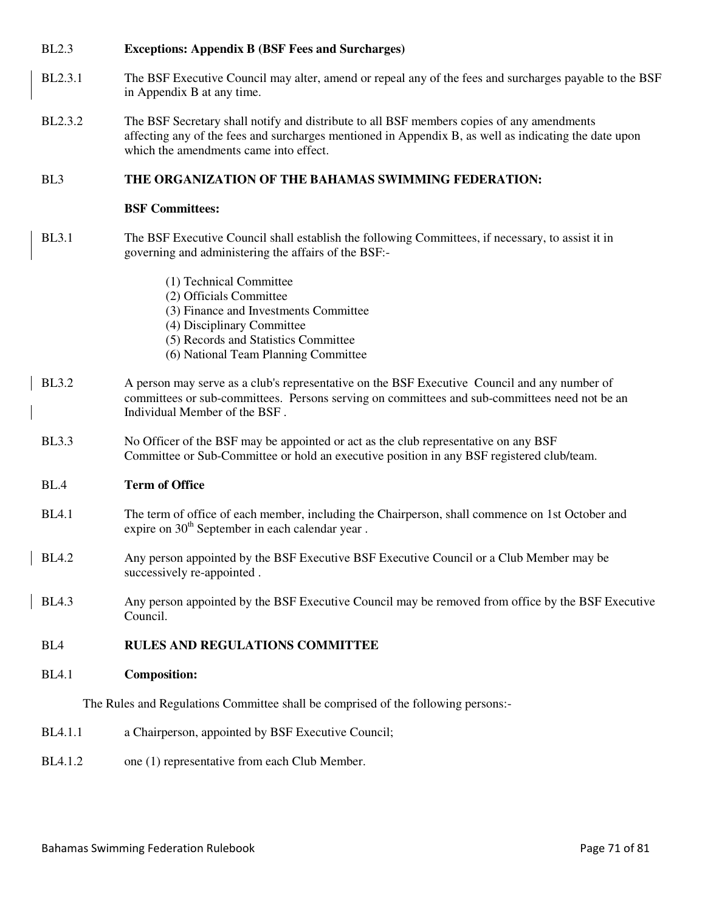BL2.3 **Exceptions: Appendix B (BSF Fees and Surcharges)**

BL2.3.1 The BSF Executive Council may alter, amend or repeal any of the fees and surcharges payable to the BSF in Appendix B at any time.

BL2.3.2 The BSF Secretary shall notify and distribute to all BSF members copies of any amendments affecting any of the fees and surcharges mentioned in Appendix B, as well as indicating the date upon which the amendments came into effect.

BL3 **THE ORGANIZATION OF THE BAHAMAS SWIMMING FEDERATION:**

**BSF Committees:**

BL3.1 The BSF Executive Council shall establish the following Committees, if necessary, to assist it in governing and administering the affairs of the BSF:-

(1) Technical Committee
(2) Officials Committee
(3) Finance and Investments Committee
(4) Disciplinary Committee
(5) Records and Statistics Committee
(6) National Team Planning Committee

BL3.2 A person may serve as a club's representative on the BSF Executive Council and any number of committees or sub-committees. Persons serving on committees and sub-committees need not be an Individual Member of the BSF .

BL3.3 No Officer of the BSF may be appointed or act as the club representative on any BSF Committee or Sub-Committee or hold an executive position in any BSF registered club/team.

BL.4 **Term of Office**

BL4.1 The term of office of each member, including the Chairperson, shall commence on 1st October and expire on 30th September in each calendar year .

BL4.2 Any person appointed by the BSF Executive BSF Executive Council or a Club Member may be successively re-appointed .

BL4.3 Any person appointed by the BSF Executive Council may be removed from office by the BSF Executive Council.

BL4 **RULES AND REGULATIONS COMMITTEE**

BL4.1 **Composition:**

The Rules and Regulations Committee shall be comprised of the following persons:-

BL4.1.1 a Chairperson, appointed by BSF Executive Council;

BL4.1.2 one (1) representative from each Club Member.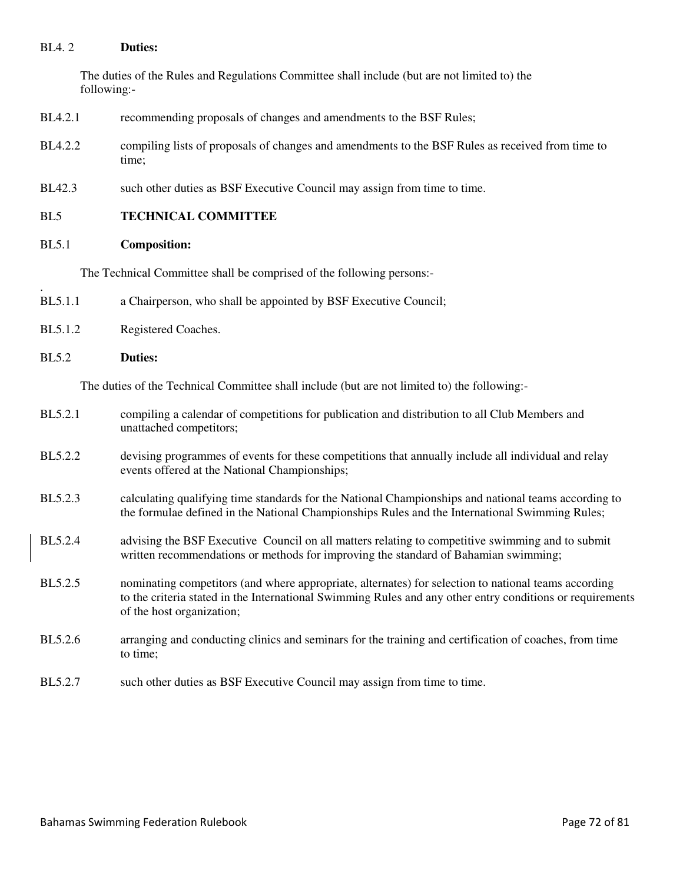BL4. 2 **Duties:**

The duties of the Rules and Regulations Committee shall include (but are not limited to) the following:-

BL4.2.1 recommending proposals of changes and amendments to the BSF Rules;

BL4.2.2 compiling lists of proposals of changes and amendments to the BSF Rules as received from time to time;

BL42.3 such other duties as BSF Executive Council may assign from time to time.

## BL5 TECHNICAL COMMITTEE

BL5.1 **Composition:**

The Technical Committee shall be comprised of the following persons:-

BL5.1.1 a Chairperson, who shall be appointed by BSF Executive Council;

BL5.1.2 Registered Coaches.

BL5.2 **Duties:**

The duties of the Technical Committee shall include (but are not limited to) the following:-

BL5.2.1 compiling a calendar of competitions for publication and distribution to all Club Members and unattached competitors;

BL5.2.2 devising programmes of events for these competitions that annually include all individual and relay events offered at the National Championships;

BL5.2.3 calculating qualifying time standards for the National Championships and national teams according to the formulae defined in the National Championships Rules and the International Swimming Rules;

BL5.2.4 advising the BSF Executive Council on all matters relating to competitive swimming and to submit written recommendations or methods for improving the standard of Bahamian swimming;

BL5.2.5 nominating competitors (and where appropriate, alternates) for selection to national teams according to the criteria stated in the International Swimming Rules and any other entry conditions or requirements of the host organization;

BL5.2.6 arranging and conducting clinics and seminars for the training and certification of coaches, from time to time;

BL5.2.7 such other duties as BSF Executive Council may assign from time to time.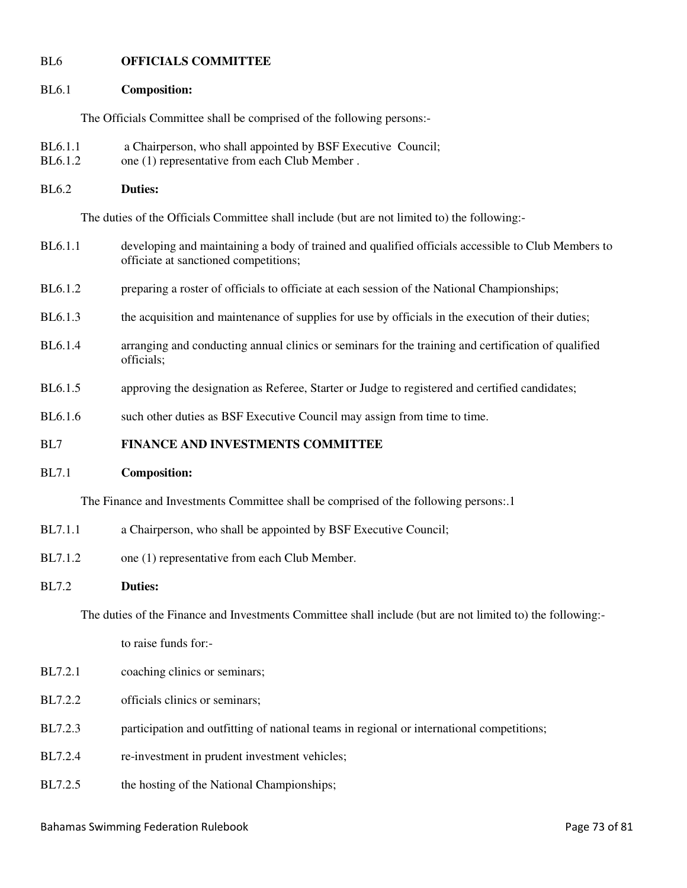## BL6 OFFICIALS COMMITTEE

**BL6.1 Composition:**

The Officials Committee shall be comprised of the following persons:-

BL6.1.1 a Chairperson, who shall appointed by BSF Executive Council;
BL6.1.2 one (1) representative from each Club Member .

**BL6.2 Duties:**

The duties of the Officials Committee shall include (but are not limited to) the following:-

BL6.1.1 developing and maintaining a body of trained and qualified officials accessible to Club Members to officiate at sanctioned competitions;

BL6.1.2 preparing a roster of officials to officiate at each session of the National Championships;

BL6.1.3 the acquisition and maintenance of supplies for use by officials in the execution of their duties;

BL6.1.4 arranging and conducting annual clinics or seminars for the training and certification of qualified officials;

BL6.1.5 approving the designation as Referee, Starter or Judge to registered and certified candidates;

BL6.1.6 such other duties as BSF Executive Council may assign from time to time.

## BL7 FINANCE AND INVESTMENTS COMMITTEE

**BL7.1 Composition:**

The Finance and Investments Committee shall be comprised of the following persons:.1

BL7.1.1 a Chairperson, who shall be appointed by BSF Executive Council;

BL7.1.2 one (1) representative from each Club Member.

**BL7.2 Duties:**

The duties of the Finance and Investments Committee shall include (but are not limited to) the following:-

to raise funds for:-

BL7.2.1 coaching clinics or seminars;

BL7.2.2 officials clinics or seminars;

BL7.2.3 participation and outfitting of national teams in regional or international competitions;

BL7.2.4 re-investment in prudent investment vehicles;

BL7.2.5 the hosting of the National Championships;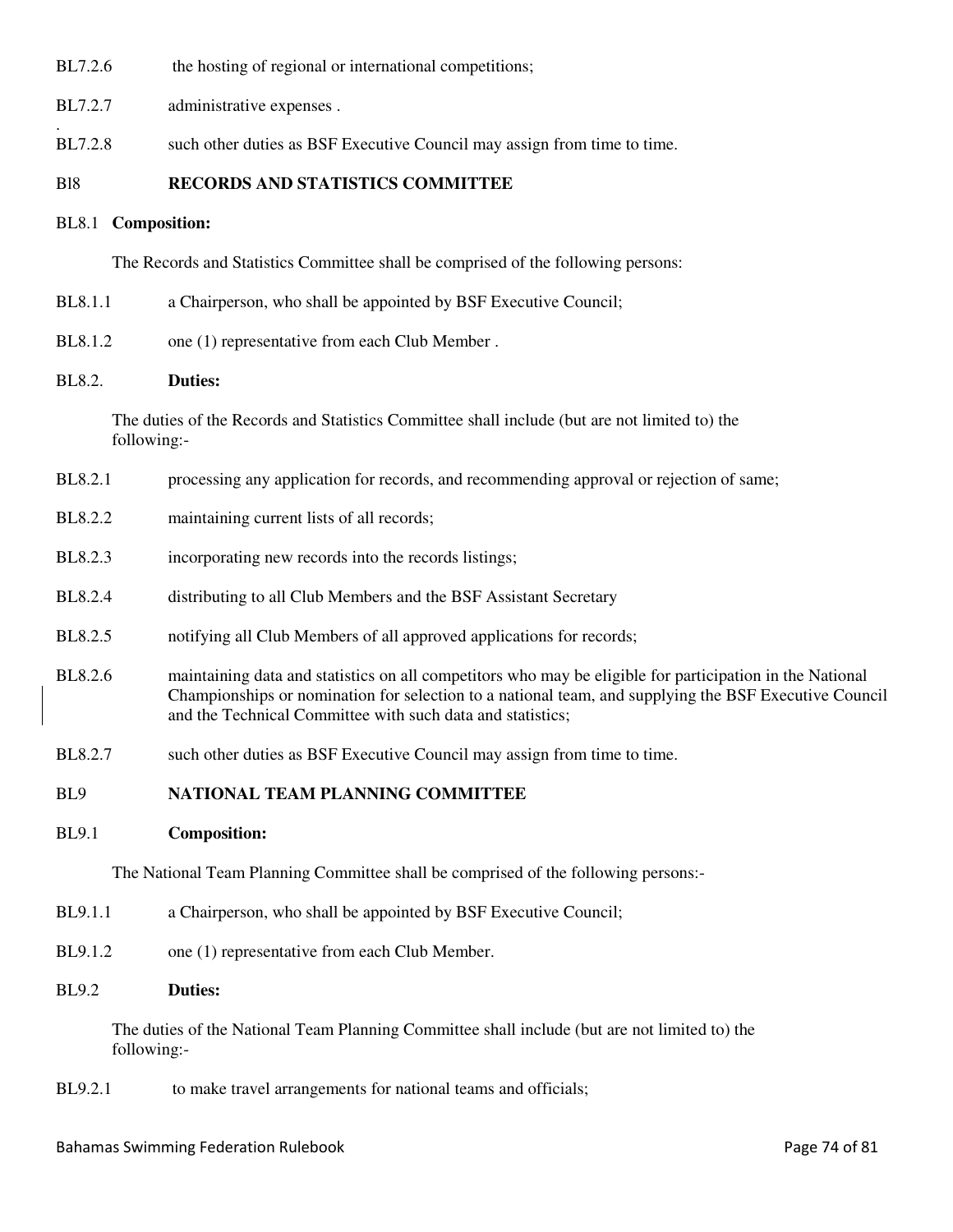BL7.2.6 the hosting of regional or international competitions;

BL7.2.7 administrative expenses .

.
BL7.2.8 such other duties as BSF Executive Council may assign from time to time.

## Bl8 RECORDS AND STATISTICS COMMITTEE

BL8.1 **Composition:**

The Records and Statistics Committee shall be comprised of the following persons:

BL8.1.1 a Chairperson, who shall be appointed by BSF Executive Council;

BL8.1.2 one (1) representative from each Club Member .

BL8.2. **Duties:**

The duties of the Records and Statistics Committee shall include (but are not limited to) the following:-

BL8.2.1 processing any application for records, and recommending approval or rejection of same;

BL8.2.2 maintaining current lists of all records;

BL8.2.3 incorporating new records into the records listings;

BL8.2.4 distributing to all Club Members and the BSF Assistant Secretary

BL8.2.5 notifying all Club Members of all approved applications for records;

BL8.2.6 maintaining data and statistics on all competitors who may be eligible for participation in the National Championships or nomination for selection to a national team, and supplying the BSF Executive Council and the Technical Committee with such data and statistics;

BL8.2.7 such other duties as BSF Executive Council may assign from time to time.

## BL9 NATIONAL TEAM PLANNING COMMITTEE

BL9.1 **Composition:**

The National Team Planning Committee shall be comprised of the following persons:-

BL9.1.1 a Chairperson, who shall be appointed by BSF Executive Council;

BL9.1.2 one (1) representative from each Club Member.

BL9.2 **Duties:**

The duties of the National Team Planning Committee shall include (but are not limited to) the following:-

BL9.2.1 to make travel arrangements for national teams and officials;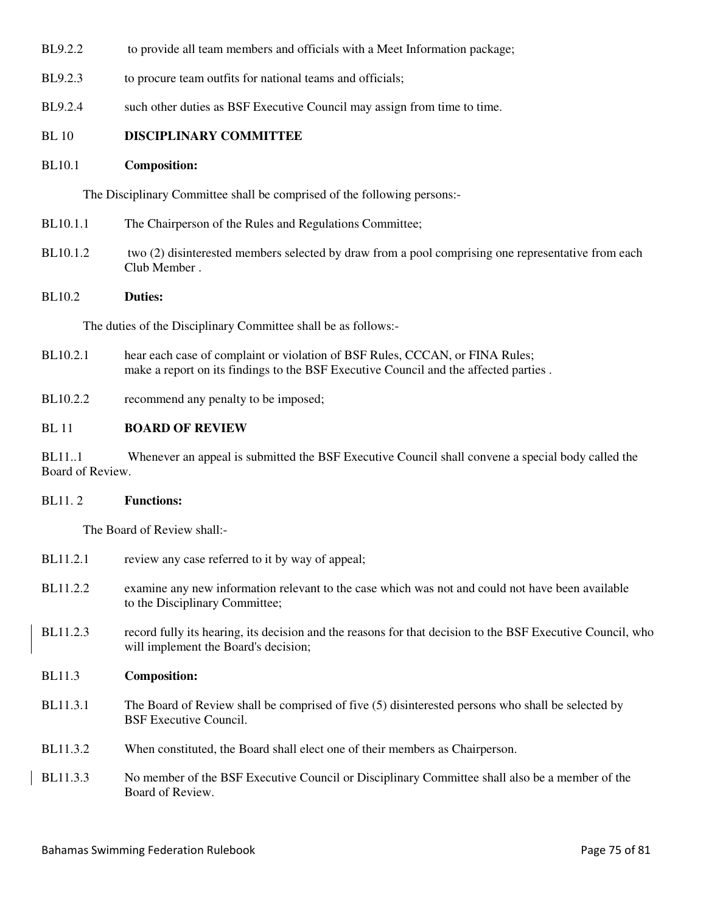BL9.2.2 to provide all team members and officials with a Meet Information package;

BL9.2.3 to procure team outfits for national teams and officials;

BL9.2.4 such other duties as BSF Executive Council may assign from time to time.

## BL 10 DISCIPLINARY COMMITTEE

### BL10.1 Composition:

The Disciplinary Committee shall be comprised of the following persons:-

BL10.1.1 The Chairperson of the Rules and Regulations Committee;

BL10.1.2 two (2) disinterested members selected by draw from a pool comprising one representative from each Club Member .

### BL10.2 Duties:

The duties of the Disciplinary Committee shall be as follows:-

BL10.2.1 hear each case of complaint or violation of BSF Rules, CCCAN, or FINA Rules; make a report on its findings to the BSF Executive Council and the affected parties .

BL10.2.2 recommend any penalty to be imposed;

## BL 11 BOARD OF REVIEW

BL11..1 Whenever an appeal is submitted the BSF Executive Council shall convene a special body called the Board of Review.

### BL11. 2 Functions:

The Board of Review shall:-

BL11.2.1 review any case referred to it by way of appeal;

BL11.2.2 examine any new information relevant to the case which was not and could not have been available to the Disciplinary Committee;

BL11.2.3 record fully its hearing, its decision and the reasons for that decision to the BSF Executive Council, who will implement the Board's decision;

### BL11.3 Composition:

BL11.3.1 The Board of Review shall be comprised of five (5) disinterested persons who shall be selected by BSF Executive Council.

BL11.3.2 When constituted, the Board shall elect one of their members as Chairperson.

BL11.3.3 No member of the BSF Executive Council or Disciplinary Committee shall also be a member of the Board of Review.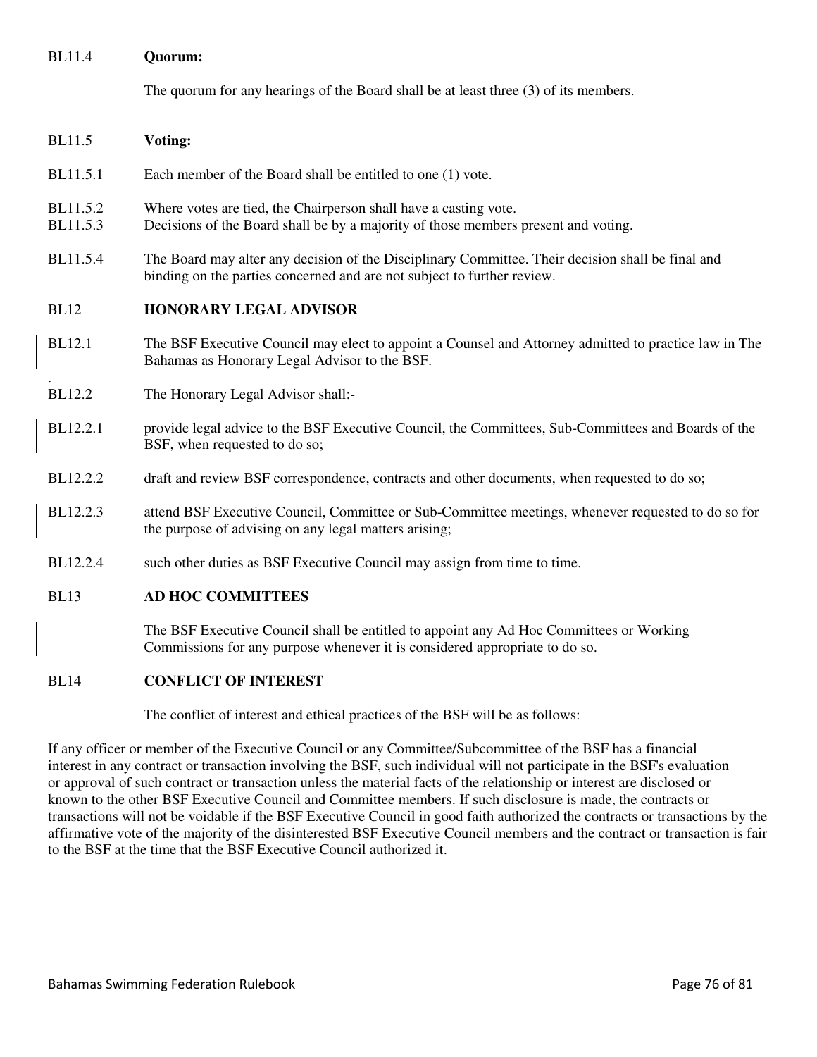BL11.4 **Quorum:**

The quorum for any hearings of the Board shall be at least three (3) of its members.

BL11.5 **Voting:**

BL11.5.1 Each member of the Board shall be entitled to one (1) vote.

BL11.5.2 Where votes are tied, the Chairperson shall have a casting vote.

BL11.5.3 Decisions of the Board shall be by a majority of those members present and voting.

BL11.5.4 The Board may alter any decision of the Disciplinary Committee. Their decision shall be final and binding on the parties concerned and are not subject to further review.

## BL12 HONORARY LEGAL ADVISOR

BL12.1 The BSF Executive Council may elect to appoint a Counsel and Attorney admitted to practice law in The Bahamas as Honorary Legal Advisor to the BSF.

BL12.2 The Honorary Legal Advisor shall:-

BL12.2.1 provide legal advice to the BSF Executive Council, the Committees, Sub-Committees and Boards of the BSF, when requested to do so;

BL12.2.2 draft and review BSF correspondence, contracts and other documents, when requested to do so;

BL12.2.3 attend BSF Executive Council, Committee or Sub-Committee meetings, whenever requested to do so for the purpose of advising on any legal matters arising;

BL12.2.4 such other duties as BSF Executive Council may assign from time to time.

## BL13 AD HOC COMMITTEES

The BSF Executive Council shall be entitled to appoint any Ad Hoc Committees or Working Commissions for any purpose whenever it is considered appropriate to do so.

## BL14 CONFLICT OF INTEREST

The conflict of interest and ethical practices of the BSF will be as follows:

If any officer or member of the Executive Council or any Committee/Subcommittee of the BSF has a financial interest in any contract or transaction involving the BSF, such individual will not participate in the BSF's evaluation or approval of such contract or transaction unless the material facts of the relationship or interest are disclosed or known to the other BSF Executive Council and Committee members. If such disclosure is made, the contracts or transactions will not be voidable if the BSF Executive Council in good faith authorized the contracts or transactions by the affirmative vote of the majority of the disinterested BSF Executive Council members and the contract or transaction is fair to the BSF at the time that the BSF Executive Council authorized it.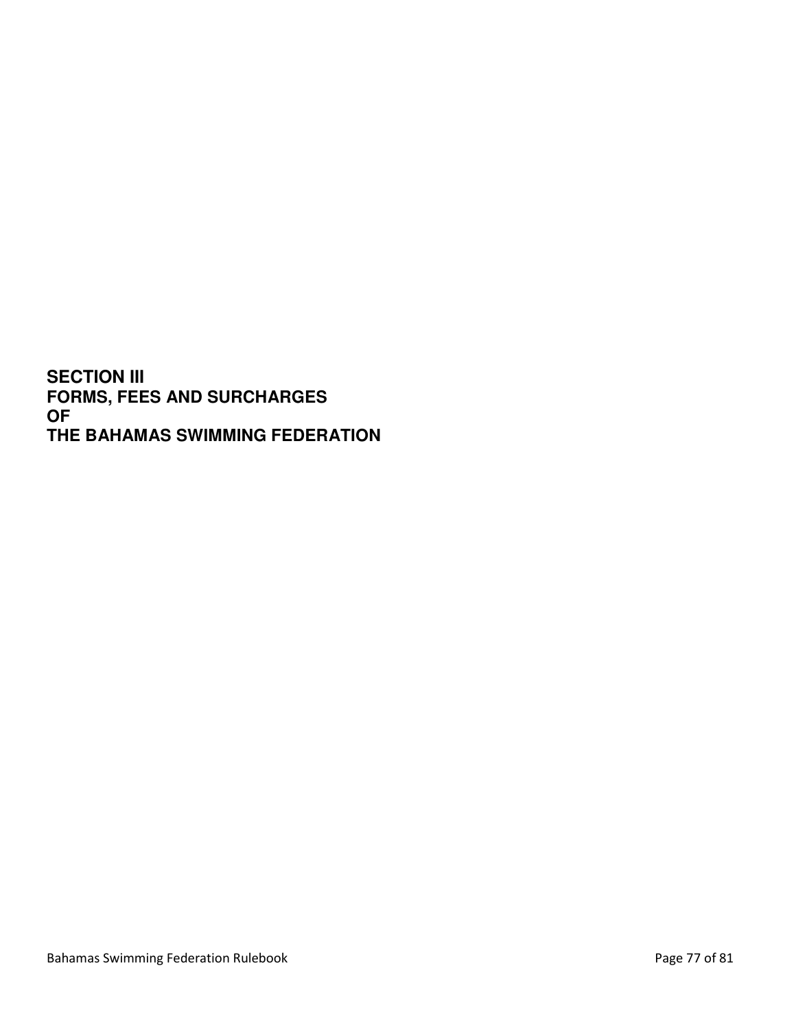# SECTION III
# FORMS, FEES AND SURCHARGES
# OF
# THE BAHAMAS SWIMMING FEDERATION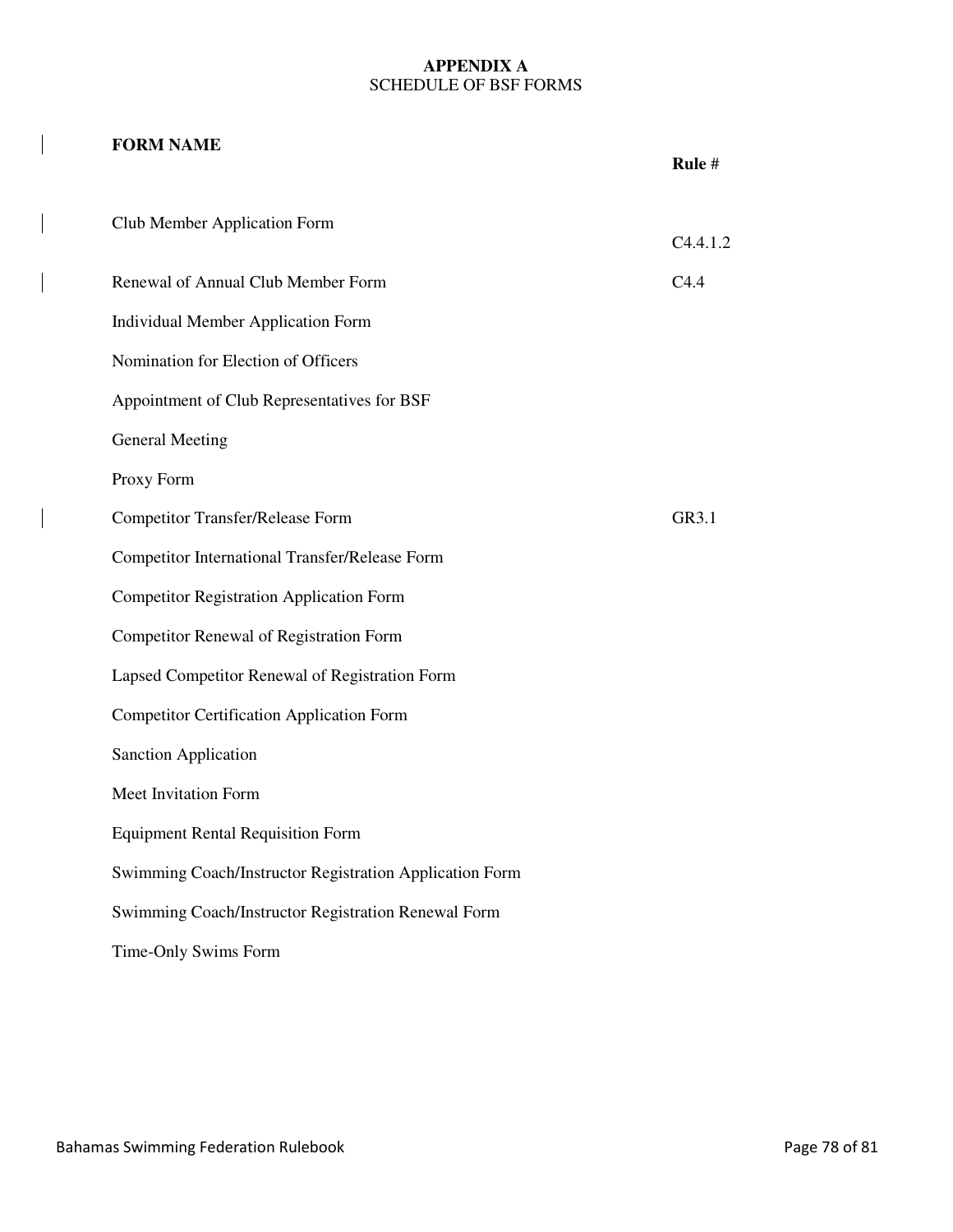# APPENDIX A
## SCHEDULE OF BSF FORMS

| FORM NAME | Rule # |
|---|---|
| Club Member Application Form | C4.4.1.2 |
| Renewal of Annual Club Member Form | C4.4 |
| Individual Member Application Form | |
| Nomination for Election of Officers | |
| Appointment of Club Representatives for BSF | |
| General Meeting | |
| Proxy Form | |
| Competitor Transfer/Release Form | GR3.1 |
| Competitor International Transfer/Release Form | |
| Competitor Registration Application Form | |
| Competitor Renewal of Registration Form | |
| Lapsed Competitor Renewal of Registration Form | |
| Competitor Certification Application Form | |
| Sanction Application | |
| Meet Invitation Form | |
| Equipment Rental Requisition Form | |
| Swimming Coach/Instructor Registration Application Form | |
| Swimming Coach/Instructor Registration Renewal Form | |
| Time-Only Swims Form | |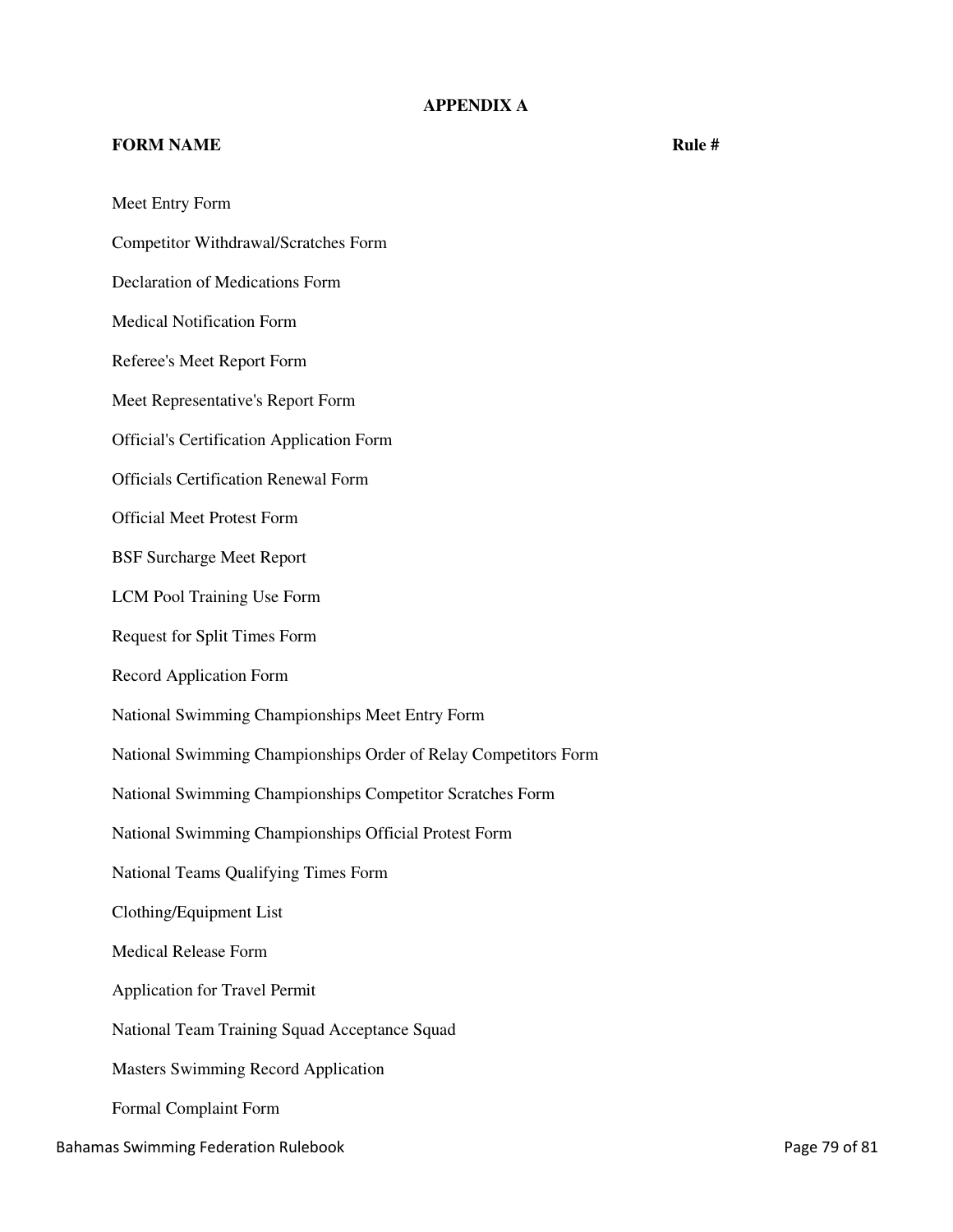# APPENDIX A

| FORM NAME | Rule # |
| --- | --- |
| Meet Entry Form | |
| Competitor Withdrawal/Scratches Form | |
| Declaration of Medications Form | |
| Medical Notification Form | |
| Referee's Meet Report Form | |
| Meet Representative's Report Form | |
| Official's Certification Application Form | |
| Officials Certification Renewal Form | |
| Official Meet Protest Form | |
| BSF Surcharge Meet Report | |
| LCM Pool Training Use Form | |
| Request for Split Times Form | |
| Record Application Form | |
| National Swimming Championships Meet Entry Form | |
| National Swimming Championships Order of Relay Competitors Form | |
| National Swimming Championships Competitor Scratches Form | |
| National Swimming Championships Official Protest Form | |
| National Teams Qualifying Times Form | |
| Clothing/Equipment List | |
| Medical Release Form | |
| Application for Travel Permit | |
| National Team Training Squad Acceptance Squad | |
| Masters Swimming Record Application | |
| Formal Complaint Form | |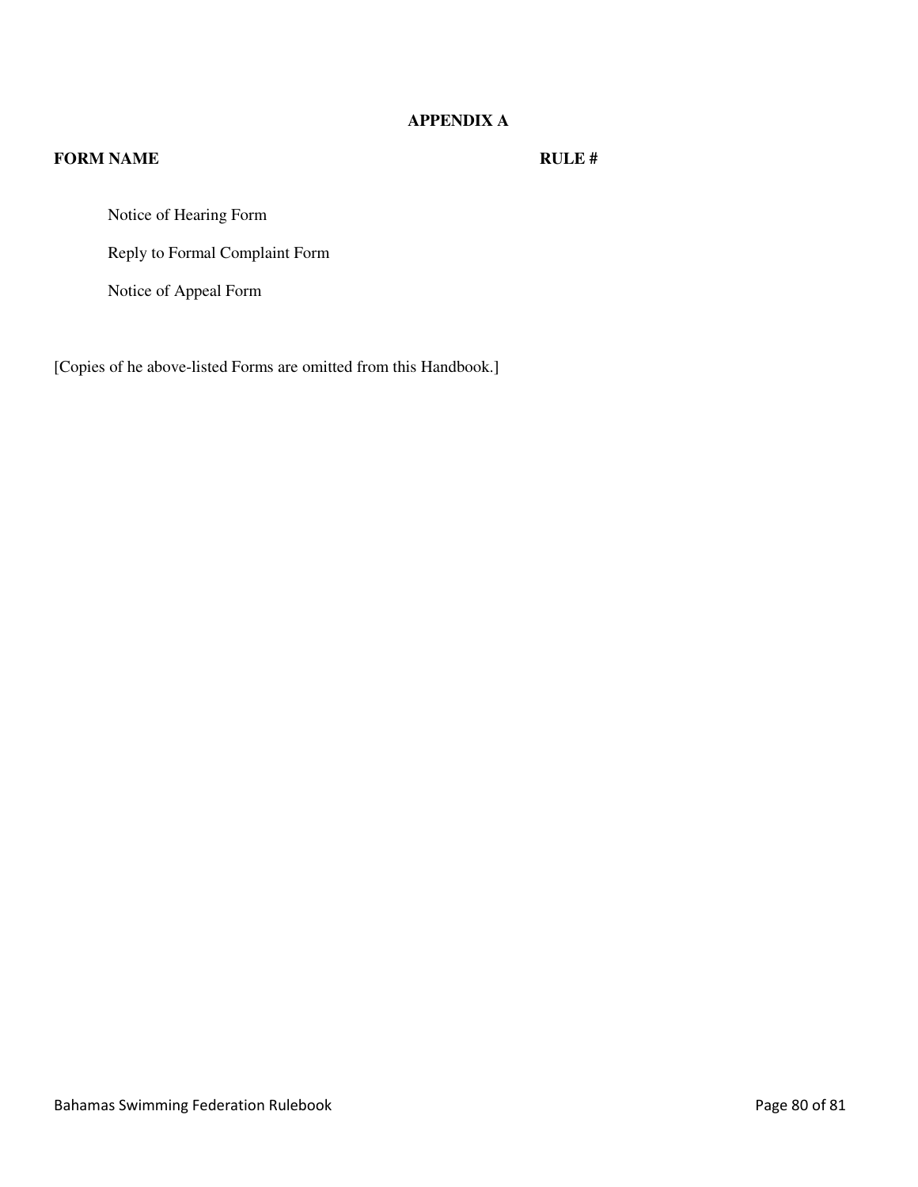## APPENDIX A

| FORM NAME | RULE # |
| --- | --- |
| Notice of Hearing Form | |
| Reply to Formal Complaint Form | |
| Notice of Appeal Form | |

[Copies of he above-listed Forms are omitted from this Handbook.]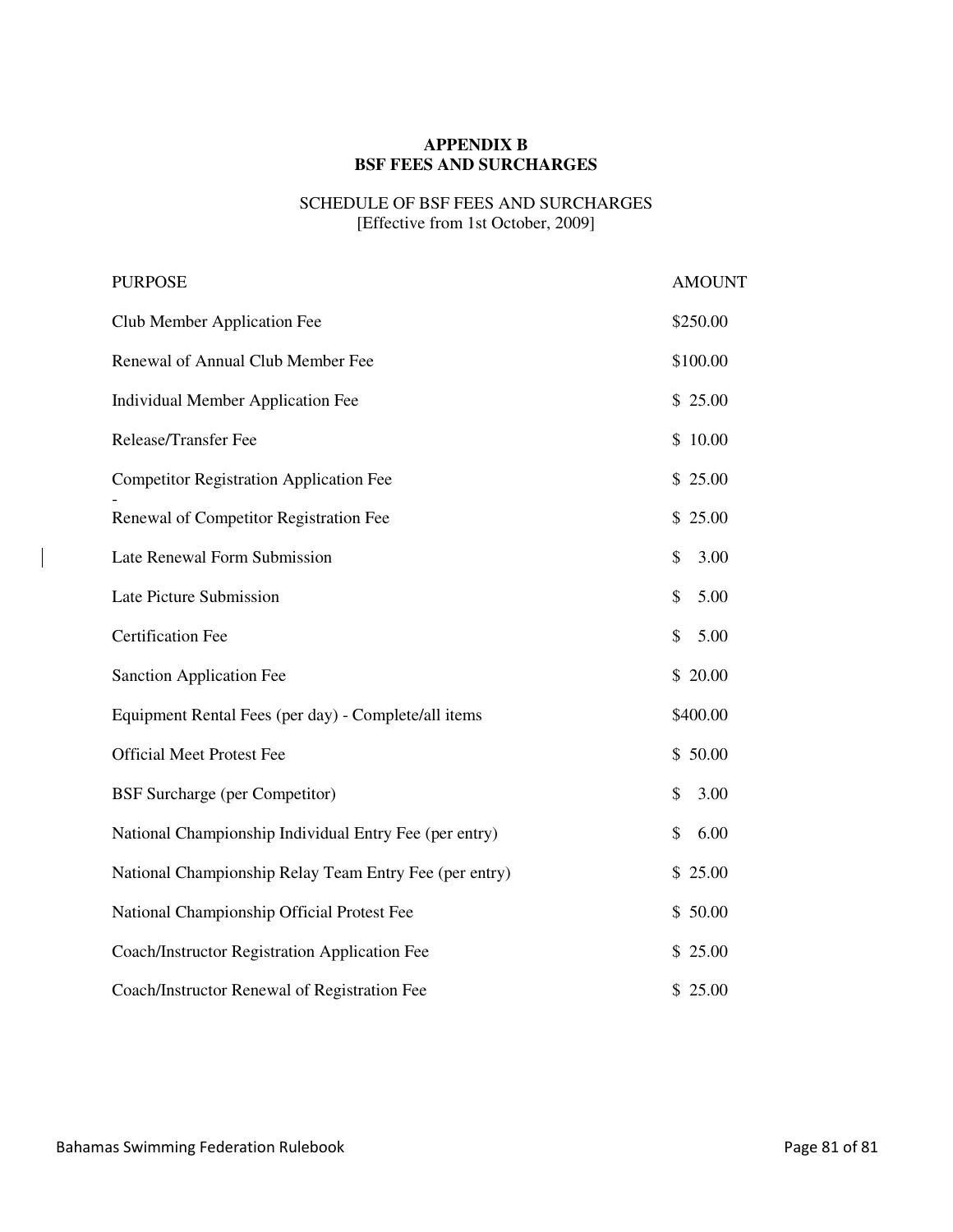## APPENDIX B
## BSF FEES AND SURCHARGES

SCHEDULE OF BSF FEES AND SURCHARGES
[Effective from 1st October, 2009]

| PURPOSE | AMOUNT |
|---|---|
| Club Member Application Fee | $250.00 |
| Renewal of Annual Club Member Fee | $100.00 |
| Individual Member Application Fee | $ 25.00 |
| Release/Transfer Fee | $ 10.00 |
| Competitor Registration Application Fee | $ 25.00 |
| Renewal of Competitor Registration Fee | $ 25.00 |
| Late Renewal Form Submission | $ 3.00 |
| Late Picture Submission | $ 5.00 |
| Certification Fee | $ 5.00 |
| Sanction Application Fee | $ 20.00 |
| Equipment Rental Fees (per day) - Complete/all items | $400.00 |
| Official Meet Protest Fee | $ 50.00 |
| BSF Surcharge (per Competitor) | $ 3.00 |
| National Championship Individual Entry Fee (per entry) | $ 6.00 |
| National Championship Relay Team Entry Fee (per entry) | $ 25.00 |
| National Championship Official Protest Fee | $ 50.00 |
| Coach/Instructor Registration Application Fee | $ 25.00 |
| Coach/Instructor Renewal of Registration Fee | $ 25.00 |